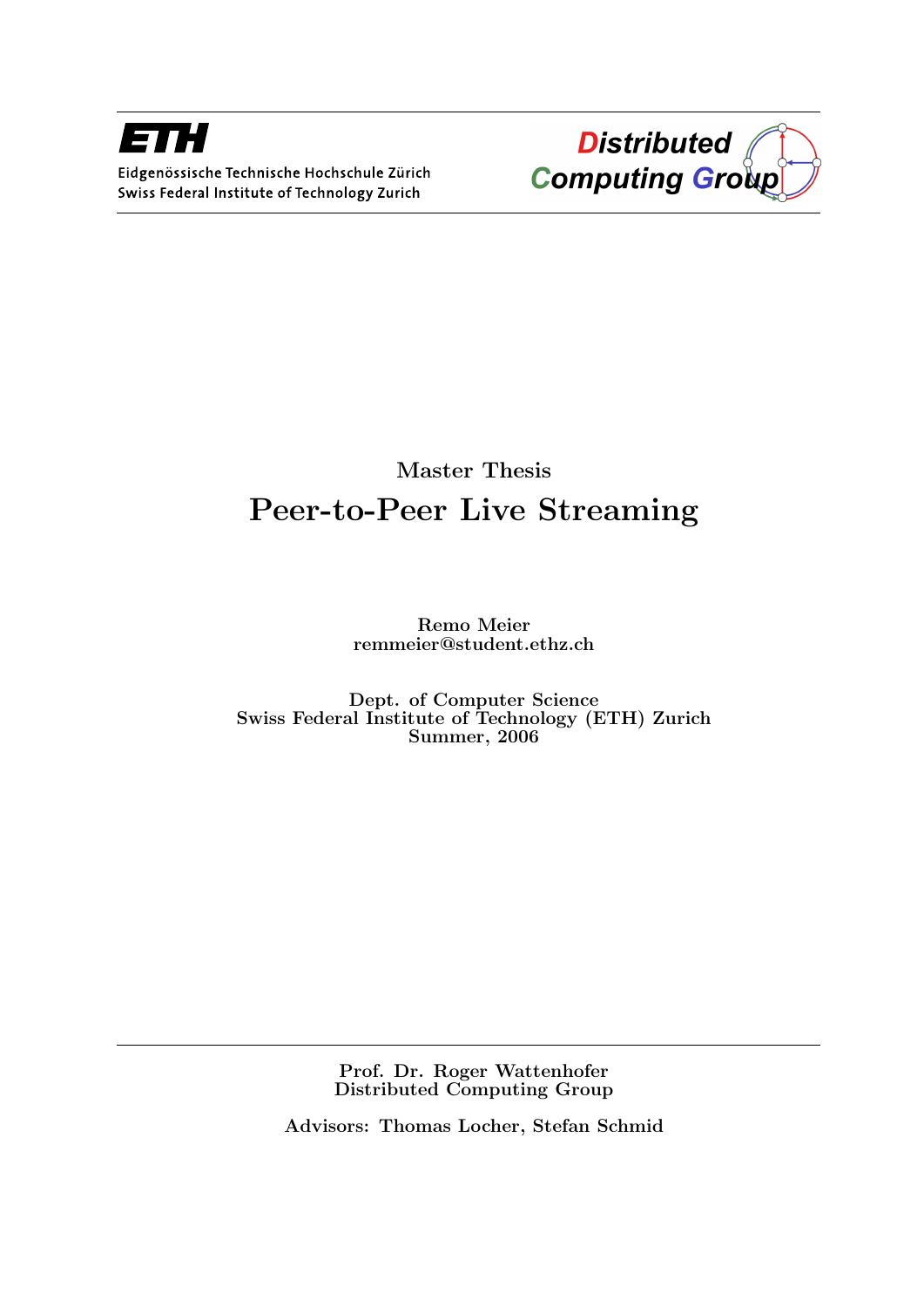ETH

Eidgenössische Technische Hochschule Zürich
Swiss Federal Institute of Technology Zurich

Distributed Computing Group

Master Thesis

# Peer-to-Peer Live Streaming

**Remo Meier**
**remmeier@student.ethz.ch**

**Dept. of Computer Science**
**Swiss Federal Institute of Technology (ETH) Zurich**
**Summer, 2006**

**Prof. Dr. Roger Wattenhofer**
**Distributed Computing Group**

**Advisors: Thomas Locher, Stefan Schmid**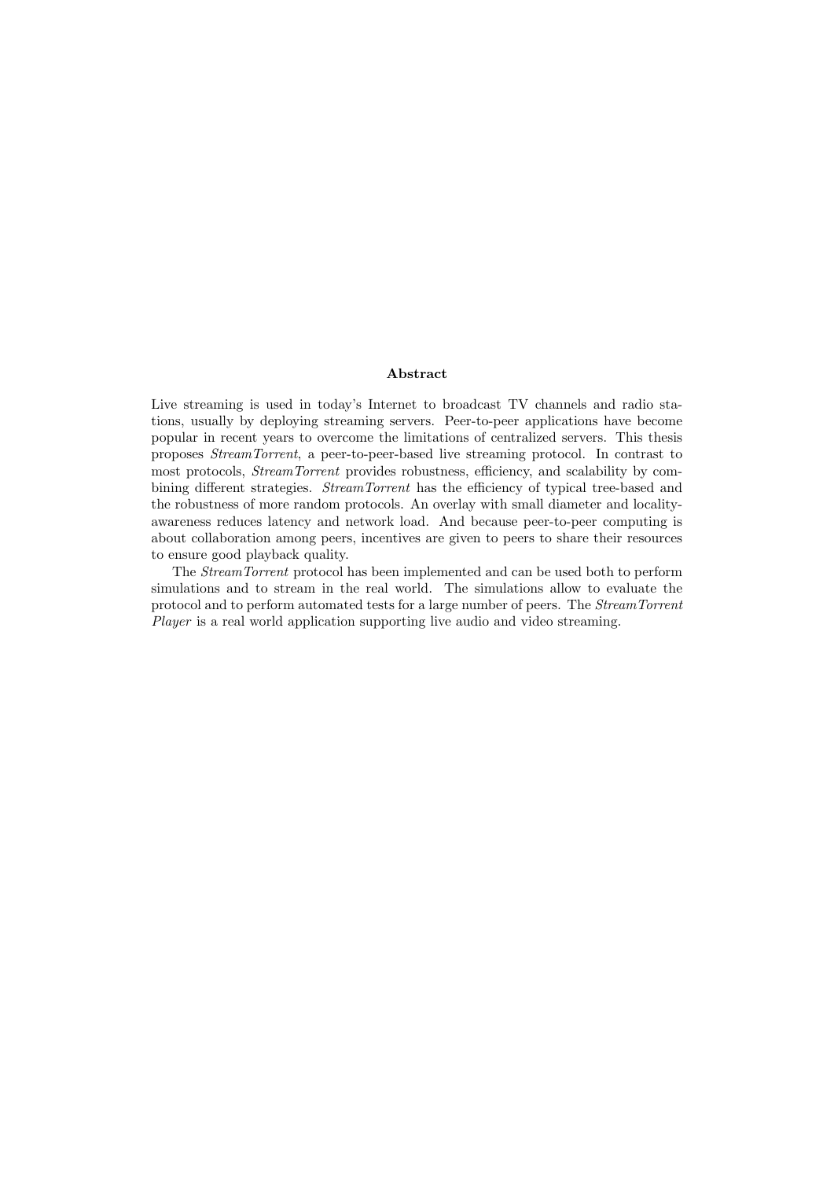## Abstract

Live streaming is used in today's Internet to broadcast TV channels and radio stations, usually by deploying streaming servers. Peer-to-peer applications have become popular in recent years to overcome the limitations of centralized servers. This thesis proposes *StreamTorrent*, a peer-to-peer-based live streaming protocol. In contrast to most protocols, *StreamTorrent* provides robustness, efficiency, and scalability by combining different strategies. *StreamTorrent* has the efficiency of typical tree-based and the robustness of more random protocols. An overlay with small diameter and locality-awareness reduces latency and network load. And because peer-to-peer computing is about collaboration among peers, incentives are given to peers to share their resources to ensure good playback quality.

The *StreamTorrent* protocol has been implemented and can be used both to perform simulations and to stream in the real world. The simulations allow to evaluate the protocol and to perform automated tests for a large number of peers. The *StreamTorrent Player* is a real world application supporting live audio and video streaming.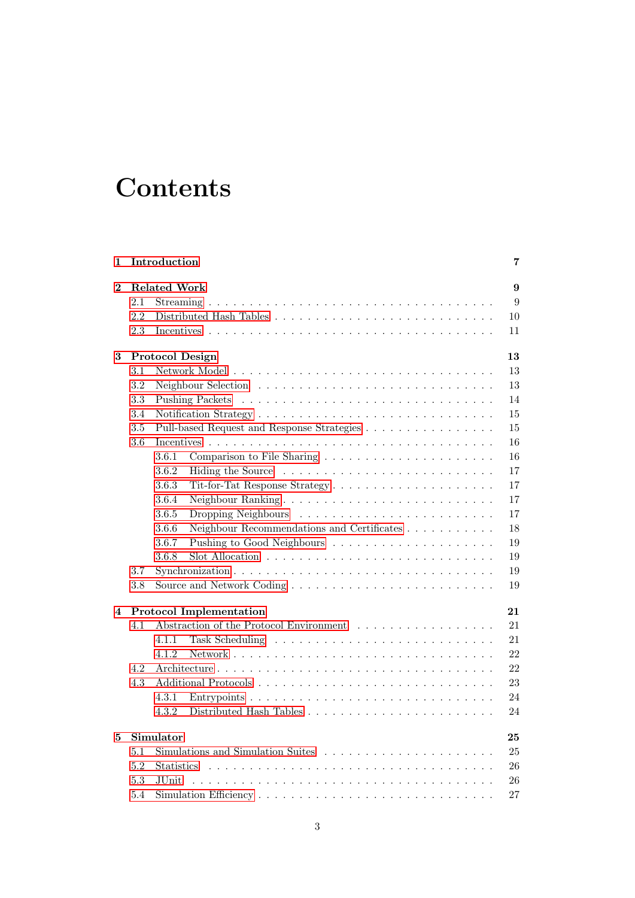# Contents

**1 Introduction** 7

**2 Related Work** 9
- 2.1 Streaming 9
- 2.2 Distributed Hash Tables 10
- 2.3 Incentives 11

**3 Protocol Design** 13
- 3.1 Network Model 13
- 3.2 Neighbour Selection 13
- 3.3 Pushing Packets 14
- 3.4 Notification Strategy 15
- 3.5 Pull-based Request and Response Strategies 15
- 3.6 Incentives 16
  - 3.6.1 Comparison to File Sharing 16
  - 3.6.2 Hiding the Source 17
  - 3.6.3 Tit-for-Tat Response Strategy 17
  - 3.6.4 Neighbour Ranking 17
  - 3.6.5 Dropping Neighbours 17
  - 3.6.6 Neighbour Recommendations and Certificates 18
  - 3.6.7 Pushing to Good Neighbours 19
  - 3.6.8 Slot Allocation 19
- 3.7 Synchronization 19
- 3.8 Source and Network Coding 19

**4 Protocol Implementation** 21
- 4.1 Abstraction of the Protocol Environment 21
  - 4.1.1 Task Scheduling 21
  - 4.1.2 Network 22
- 4.2 Architecture 22
- 4.3 Additional Protocols 23
  - 4.3.1 Entrypoints 24
  - 4.3.2 Distributed Hash Tables 24

**5 Simulator** 25
- 5.1 Simulations and Simulation Suites 25
- 5.2 Statistics 26
- 5.3 JUnit 26
- 5.4 Simulation Efficiency 27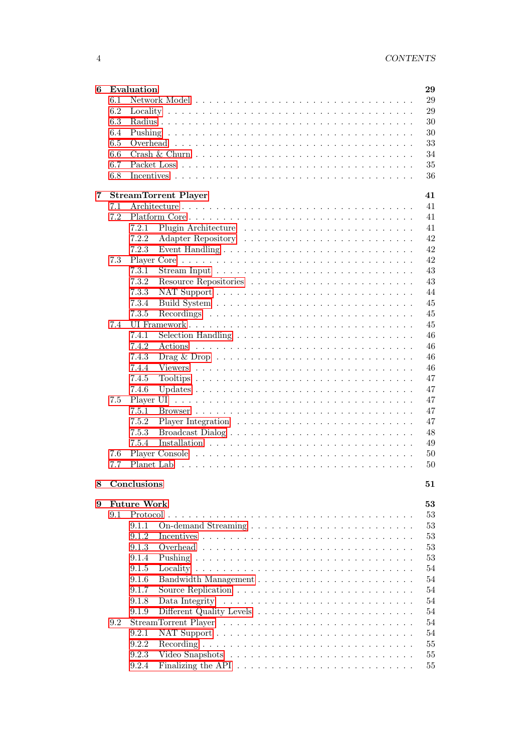**6 Evaluation** 29
- 6.1 Network Model 29
- 6.2 Locality 29
- 6.3 Radius 30
- 6.4 Pushing 30
- 6.5 Overhead 33
- 6.6 Crash & Churn 34
- 6.7 Packet Loss 35
- 6.8 Incentives 36

**7 StreamTorrent Player** 41
- 7.1 Architecture 41
- 7.2 Platform Core 41
  - 7.2.1 Plugin Architecture 41
  - 7.2.2 Adapter Repository 42
  - 7.2.3 Event Handling 42
- 7.3 Player Core 42
  - 7.3.1 Stream Input 43
  - 7.3.2 Resource Repositories 43
  - 7.3.3 NAT Support 44
  - 7.3.4 Build System 45
  - 7.3.5 Recordings 45
- 7.4 UI Framework 45
  - 7.4.1 Selection Handling 46
  - 7.4.2 Actions 46
  - 7.4.3 Drag & Drop 46
  - 7.4.4 Viewers 46
  - 7.4.5 Tooltips 47
  - 7.4.6 Updates 47
- 7.5 Player UI 47
  - 7.5.1 Browser 47
  - 7.5.2 Player Integration 47
  - 7.5.3 Broadcast Dialog 48
  - 7.5.4 Installation 49
- 7.6 Player Console 50
- 7.7 Planet Lab 50

**8 Conclusions** 51

**9 Future Work** 53
- 9.1 Protocol 53
  - 9.1.1 On-demand Streaming 53
  - 9.1.2 Incentives 53
  - 9.1.3 Overhead 53
  - 9.1.4 Pushing 53
  - 9.1.5 Locality 54
  - 9.1.6 Bandwidth Management 54
  - 9.1.7 Source Replication 54
  - 9.1.8 Data Integrity 54
  - 9.1.9 Different Quality Levels 54
- 9.2 StreamTorrent Player 54
  - 9.2.1 NAT Support 54
  - 9.2.2 Recording 55
  - 9.2.3 Video Snapshots 55
  - 9.2.4 Finalizing the API 55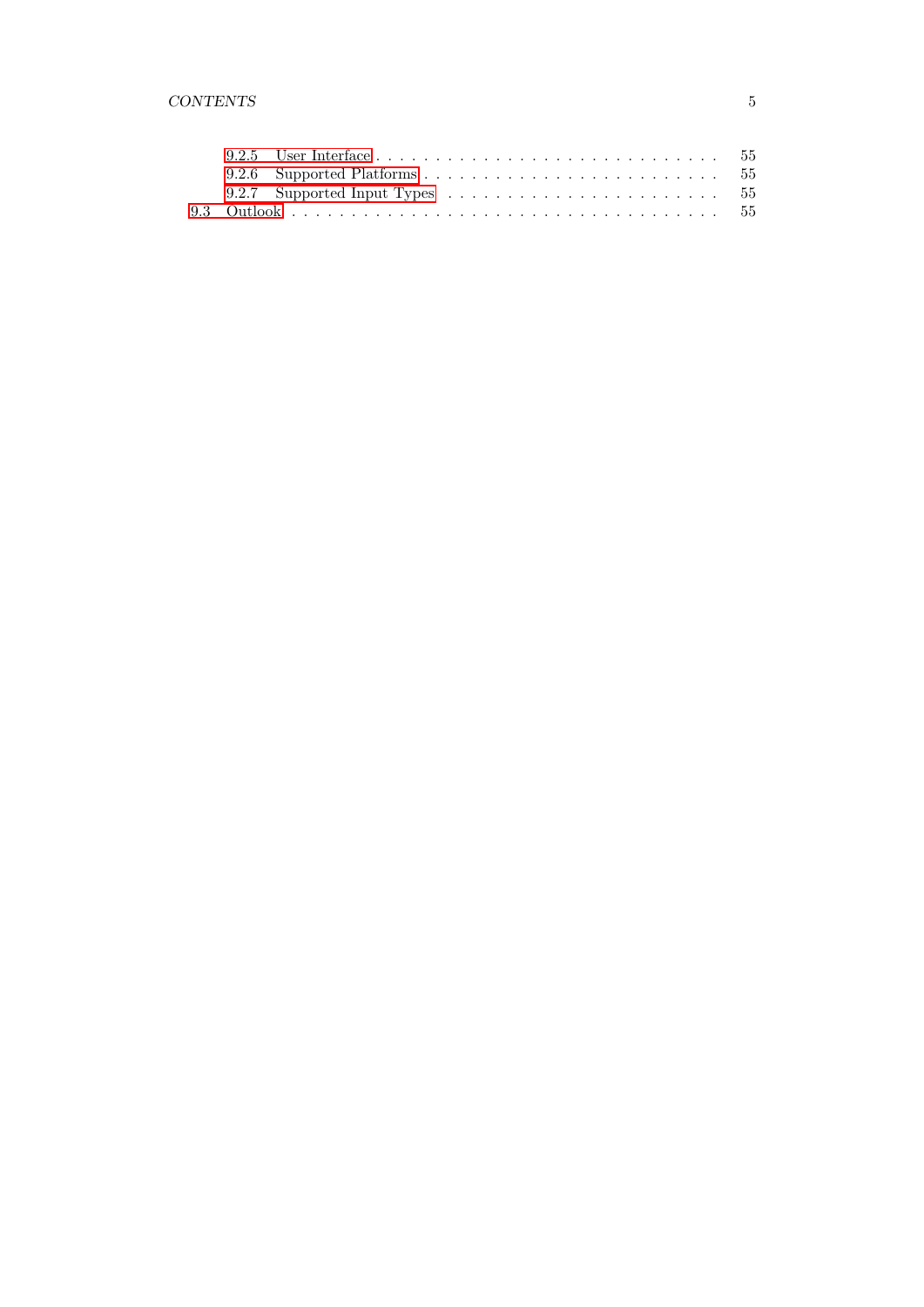9.2.5 User Interface . . . . . . . . . . . . . . . . . . . . . . . . . . . . 55
9.2.6 Supported Platforms . . . . . . . . . . . . . . . . . . . . . . . . . 55
9.2.7 Supported Input Types . . . . . . . . . . . . . . . . . . . . . . . 55
9.3 Outlook . . . . . . . . . . . . . . . . . . . . . . . . . . . . . . . . . . 55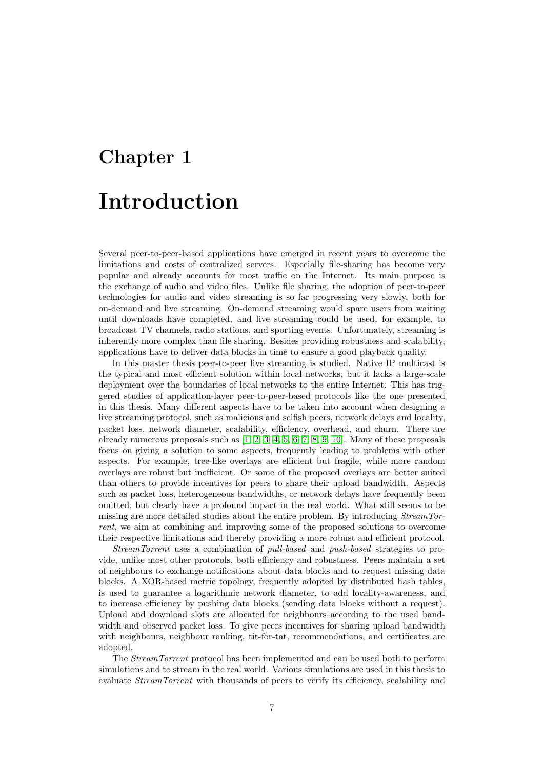# Chapter 1

# Introduction

Several peer-to-peer-based applications have emerged in recent years to overcome the limitations and costs of centralized servers. Especially file-sharing has become very popular and already accounts for most traffic on the Internet. Its main purpose is the exchange of audio and video files. Unlike file sharing, the adoption of peer-to-peer technologies for audio and video streaming is so far progressing very slowly, both for on-demand and live streaming. On-demand streaming would spare users from waiting until downloads have completed, and live streaming could be used, for example, to broadcast TV channels, radio stations, and sporting events. Unfortunately, streaming is inherently more complex than file sharing. Besides providing robustness and scalability, applications have to deliver data blocks in time to ensure a good playback quality.

In this master thesis peer-to-peer live streaming is studied. Native IP multicast is the typical and most efficient solution within local networks, but it lacks a large-scale deployment over the boundaries of local networks to the entire Internet. This has triggered studies of application-layer peer-to-peer-based protocols like the one presented in this thesis. Many different aspects have to be taken into account when designing a live streaming protocol, such as malicious and selfish peers, network delays and locality, packet loss, network diameter, scalability, efficiency, overhead, and churn. There are already numerous proposals such as [1, 2, 3, 4, 5, 6, 7, 8, 9, 10]. Many of these proposals focus on giving a solution to some aspects, frequently leading to problems with other aspects. For example, tree-like overlays are efficient but fragile, while more random overlays are robust but inefficient. Or some of the proposed overlays are better suited than others to provide incentives for peers to share their upload bandwidth. Aspects such as packet loss, heterogeneous bandwidths, or network delays have frequently been omitted, but clearly have a profound impact in the real world. What still seems to be missing are more detailed studies about the entire problem. By introducing *StreamTorrent*, we aim at combining and improving some of the proposed solutions to overcome their respective limitations and thereby providing a more robust and efficient protocol.

*StreamTorrent* uses a combination of *pull-based* and *push-based* strategies to provide, unlike most other protocols, both efficiency and robustness. Peers maintain a set of neighbours to exchange notifications about data blocks and to request missing data blocks. A XOR-based metric topology, frequently adopted by distributed hash tables, is used to guarantee a logarithmic network diameter, to add locality-awareness, and to increase efficiency by pushing data blocks (sending data blocks without a request). Upload and download slots are allocated for neighbours according to the used bandwidth and observed packet loss. To give peers incentives for sharing upload bandwidth with neighbours, neighbour ranking, tit-for-tat, recommendations, and certificates are adopted.

The *StreamTorrent* protocol has been implemented and can be used both to perform simulations and to stream in the real world. Various simulations are used in this thesis to evaluate *StreamTorrent* with thousands of peers to verify its efficiency, scalability and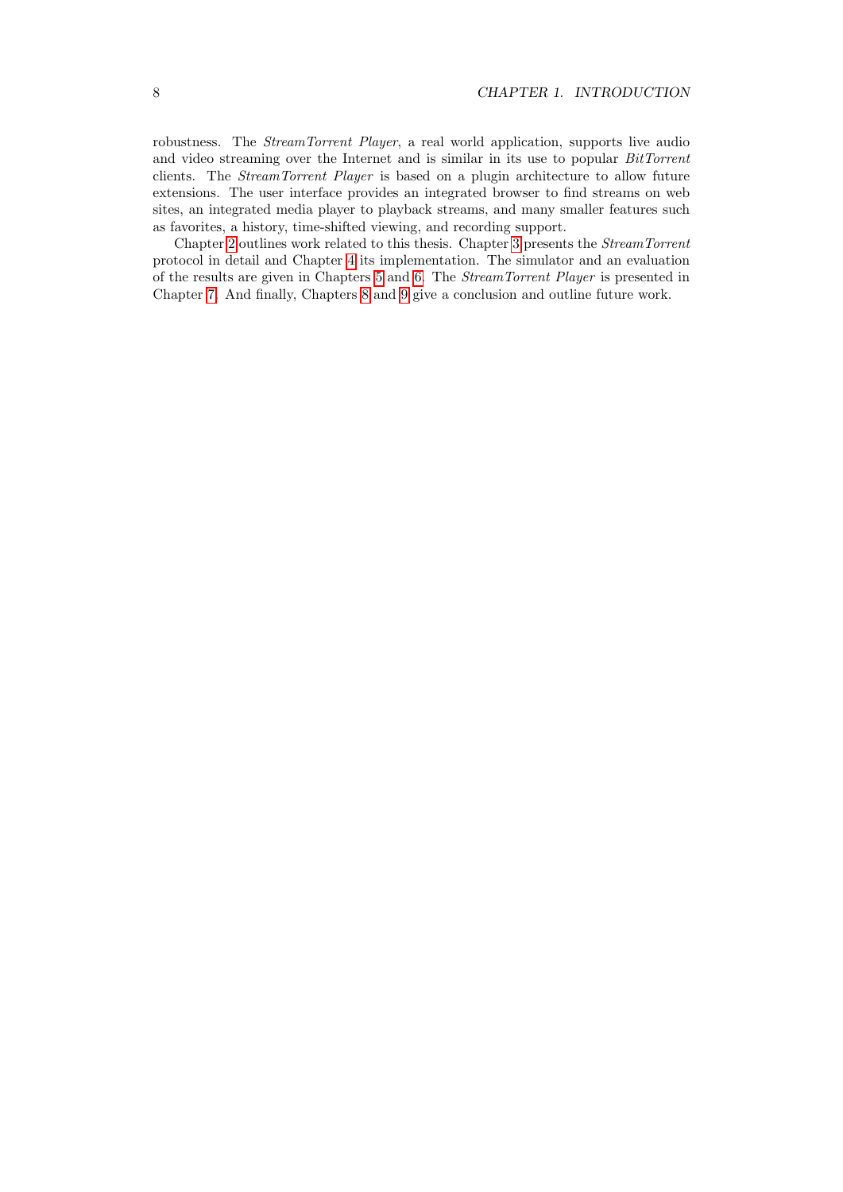robustness. The *StreamTorrent Player*, a real world application, supports live audio and video streaming over the Internet and is similar in its use to popular *BitTorrent* clients. The *StreamTorrent Player* is based on a plugin architecture to allow future extensions. The user interface provides an integrated browser to find streams on web sites, an integrated media player to playback streams, and many smaller features such as favorites, a history, time-shifted viewing, and recording support.

Chapter 2 outlines work related to this thesis. Chapter 3 presents the *StreamTorrent* protocol in detail and Chapter 4 its implementation. The simulator and an evaluation of the results are given in Chapters 5 and 6. The *StreamTorrent Player* is presented in Chapter 7. And finally, Chapters 8 and 9 give a conclusion and outline future work.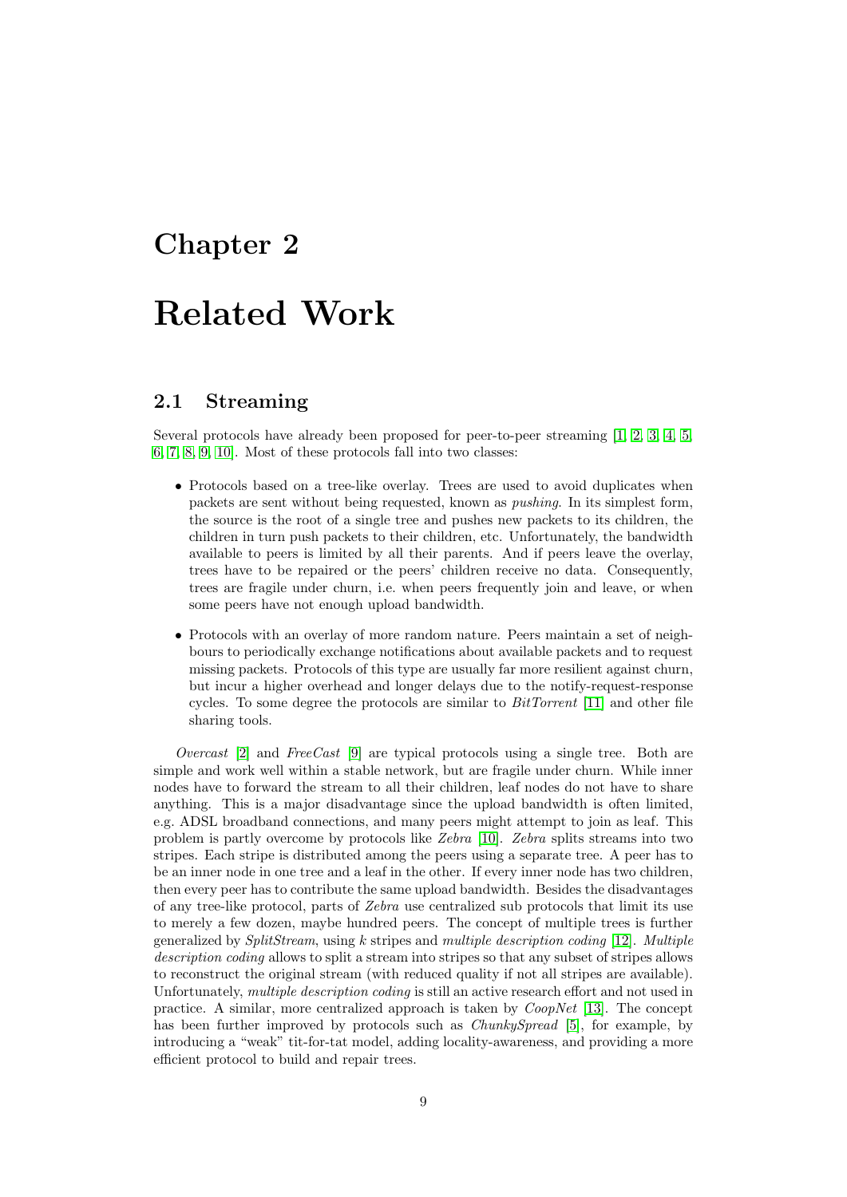# Chapter 2

# Related Work

## 2.1 Streaming

Several protocols have already been proposed for peer-to-peer streaming [1, 2, 3, 4, 5, 6, 7, 8, 9, 10]. Most of these protocols fall into two classes:

- Protocols based on a tree-like overlay. Trees are used to avoid duplicates when packets are sent without being requested, known as *pushing*. In its simplest form, the source is the root of a single tree and pushes new packets to its children, the children in turn push packets to their children, etc. Unfortunately, the bandwidth available to peers is limited by all their parents. And if peers leave the overlay, trees have to be repaired or the peers' children receive no data. Consequently, trees are fragile under churn, i.e. when peers frequently join and leave, or when some peers have not enough upload bandwidth.
- Protocols with an overlay of more random nature. Peers maintain a set of neighbours to periodically exchange notifications about available packets and to request missing packets. Protocols of this type are usually far more resilient against churn, but incur a higher overhead and longer delays due to the notify-request-response cycles. To some degree the protocols are similar to *BitTorrent* [11] and other file sharing tools.

*Overcast* [2] and *FreeCast* [9] are typical protocols using a single tree. Both are simple and work well within a stable network, but are fragile under churn. While inner nodes have to forward the stream to all their children, leaf nodes do not have to share anything. This is a major disadvantage since the upload bandwidth is often limited, e.g. ADSL broadband connections, and many peers might attempt to join as leaf. This problem is partly overcome by protocols like *Zebra* [10]. *Zebra* splits streams into two stripes. Each stripe is distributed among the peers using a separate tree. A peer has to be an inner node in one tree and a leaf in the other. If every inner node has two children, then every peer has to contribute the same upload bandwidth. Besides the disadvantages of any tree-like protocol, parts of *Zebra* use centralized sub protocols that limit its use to merely a few dozen, maybe hundred peers. The concept of multiple trees is further generalized by *SplitStream*, using $k$ stripes and *multiple description coding* [12]. *Multiple description coding* allows to split a stream into stripes so that any subset of stripes allows to reconstruct the original stream (with reduced quality if not all stripes are available). Unfortunately, *multiple description coding* is still an active research effort and not used in practice. A similar, more centralized approach is taken by *CoopNet* [13]. The concept has been further improved by protocols such as *ChunkySpread* [5], for example, by introducing a "weak" tit-for-tat model, adding locality-awareness, and providing a more efficient protocol to build and repair trees.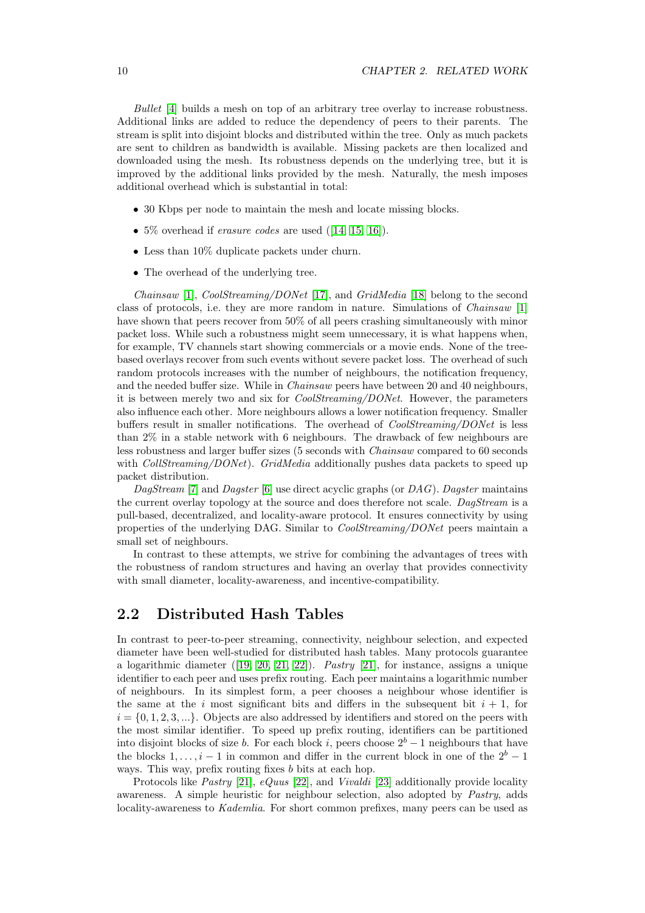*Bullet* [4] builds a mesh on top of an arbitrary tree overlay to increase robustness. Additional links are added to reduce the dependency of peers to their parents. The stream is split into disjoint blocks and distributed within the tree. Only as much packets are sent to children as bandwidth is available. Missing packets are then localized and downloaded using the mesh. Its robustness depends on the underlying tree, but it is improved by the additional links provided by the mesh. Naturally, the mesh imposes additional overhead which is substantial in total:

- 30 Kbps per node to maintain the mesh and locate missing blocks.
- 5% overhead if *erasure codes* are used ([14, 15, 16]).
- Less than 10% duplicate packets under churn.
- The overhead of the underlying tree.

*Chainsaw* [1], *CoolStreaming/DONet* [17], and *GridMedia* [18] belong to the second class of protocols, i.e. they are more random in nature. Simulations of *Chainsaw* [1] have shown that peers recover from 50% of all peers crashing simultaneously with minor packet loss. While such a robustness might seem unnecessary, it is what happens when, for example, TV channels start showing commercials or a movie ends. None of the tree-based overlays recover from such events without severe packet loss. The overhead of such random protocols increases with the number of neighbours, the notification frequency, and the needed buffer size. While in *Chainsaw* peers have between 20 and 40 neighbours, it is between merely two and six for *CoolStreaming/DONet*. However, the parameters also influence each other. More neighbours allows a lower notification frequency. Smaller buffers result in smaller notifications. The overhead of *CoolStreaming/DONet* is less than 2% in a stable network with 6 neighbours. The drawback of few neighbours are less robustness and larger buffer sizes (5 seconds with *Chainsaw* compared to 60 seconds with *CollStreaming/DONet*). *GridMedia* additionally pushes data packets to speed up packet distribution.

*DagStream* [7] and *Dagster* [6] use direct acyclic graphs (or *DAG*). *Dagster* maintains the current overlay topology at the source and does therefore not scale. *DagStream* is a pull-based, decentralized, and locality-aware protocol. It ensures connectivity by using properties of the underlying DAG. Similar to *CoolStreaming/DONet* peers maintain a small set of neighbours.

In contrast to these attempts, we strive for combining the advantages of trees with the robustness of random structures and having an overlay that provides connectivity with small diameter, locality-awareness, and incentive-compatibility.

## 2.2 Distributed Hash Tables

In contrast to peer-to-peer streaming, connectivity, neighbour selection, and expected diameter have been well-studied for distributed hash tables. Many protocols guarantee a logarithmic diameter ([19, 20, 21, 22]). *Pastry* [21], for instance, assigns a unique identifier to each peer and uses prefix routing. Each peer maintains a logarithmic number of neighbours. In its simplest form, a peer chooses a neighbour whose identifier is the same at the $i$ most significant bits and differs in the subsequent bit $i+1$, for $i = \{0, 1, 2, 3, ...\}$. Objects are also addressed by identifiers and stored on the peers with the most similar identifier. To speed up prefix routing, identifiers can be partitioned into disjoint blocks of size $b$. For each block $i$, peers choose $2^b - 1$ neighbours that have the blocks $1, \ldots, i-1$ in common and differ in the current block in one of the $2^b - 1$ ways. This way, prefix routing fixes $b$ bits at each hop.

Protocols like *Pastry* [21], *eQuus* [22], and *Vivaldi* [23] additionally provide locality awareness. A simple heuristic for neighbour selection, also adopted by *Pastry*, adds locality-awareness to *Kademlia*. For short common prefixes, many peers can be used as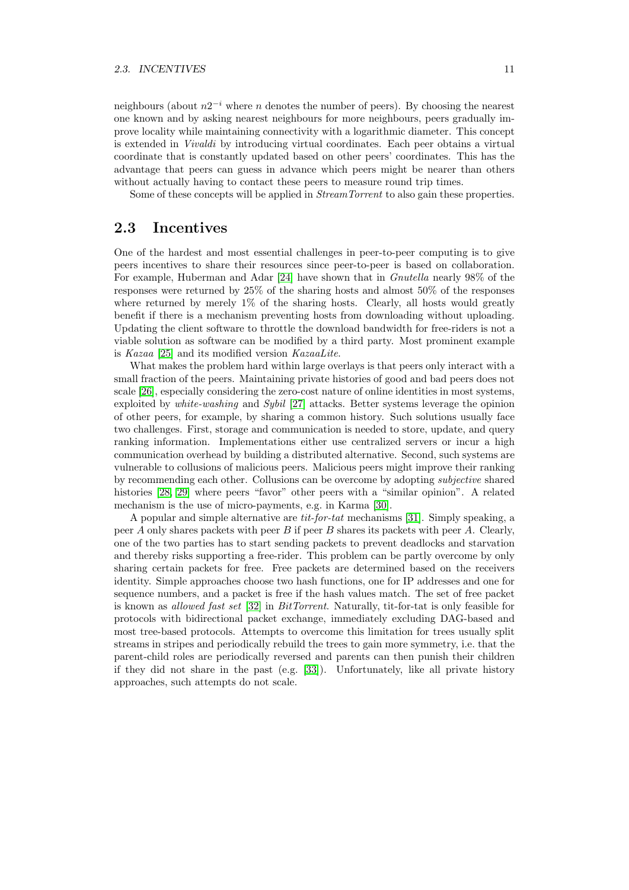neighbours (about $n2^{-i}$ where $n$ denotes the number of peers). By choosing the nearest one known and by asking nearest neighbours for more neighbours, peers gradually improve locality while maintaining connectivity with a logarithmic diameter. This concept is extended in *Vivaldi* by introducing virtual coordinates. Each peer obtains a virtual coordinate that is constantly updated based on other peers' coordinates. This has the advantage that peers can guess in advance which peers might be nearer than others without actually having to contact these peers to measure round trip times.

Some of these concepts will be applied in *StreamTorrent* to also gain these properties.

## 2.3 Incentives

One of the hardest and most essential challenges in peer-to-peer computing is to give peers incentives to share their resources since peer-to-peer is based on collaboration. For example, Huberman and Adar [24] have shown that in *Gnutella* nearly 98% of the responses were returned by 25% of the sharing hosts and almost 50% of the responses where returned by merely 1% of the sharing hosts. Clearly, all hosts would greatly benefit if there is a mechanism preventing hosts from downloading without uploading. Updating the client software to throttle the download bandwidth for free-riders is not a viable solution as software can be modified by a third party. Most prominent example is *Kazaa* [25] and its modified version *KazaaLite*.

What makes the problem hard within large overlays is that peers only interact with a small fraction of the peers. Maintaining private histories of good and bad peers does not scale [26], especially considering the zero-cost nature of online identities in most systems, exploited by *white-washing* and *Sybil* [27] attacks. Better systems leverage the opinion of other peers, for example, by sharing a common history. Such solutions usually face two challenges. First, storage and communication is needed to store, update, and query ranking information. Implementations either use centralized servers or incur a high communication overhead by building a distributed alternative. Second, such systems are vulnerable to collusions of malicious peers. Malicious peers might improve their ranking by recommending each other. Collusions can be overcome by adopting *subjective* shared histories [28, 29] where peers "favor" other peers with a "similar opinion". A related mechanism is the use of micro-payments, e.g. in Karma [30].

A popular and simple alternative are *tit-for-tat* mechanisms [31]. Simply speaking, a peer $A$ only shares packets with peer $B$ if peer $B$ shares its packets with peer $A$. Clearly, one of the two parties has to start sending packets to prevent deadlocks and starvation and thereby risks supporting a free-rider. This problem can be partly overcome by only sharing certain packets for free. Free packets are determined based on the receivers identity. Simple approaches choose two hash functions, one for IP addresses and one for sequence numbers, and a packet is free if the hash values match. The set of free packet is known as *allowed fast set* [32] in *BitTorrent*. Naturally, tit-for-tat is only feasible for protocols with bidirectional packet exchange, immediately excluding DAG-based and most tree-based protocols. Attempts to overcome this limitation for trees usually split streams in stripes and periodically rebuild the trees to gain more symmetry, i.e. that the parent-child roles are periodically reversed and parents can then punish their children if they did not share in the past (e.g. [33]). Unfortunately, like all private history approaches, such attempts do not scale.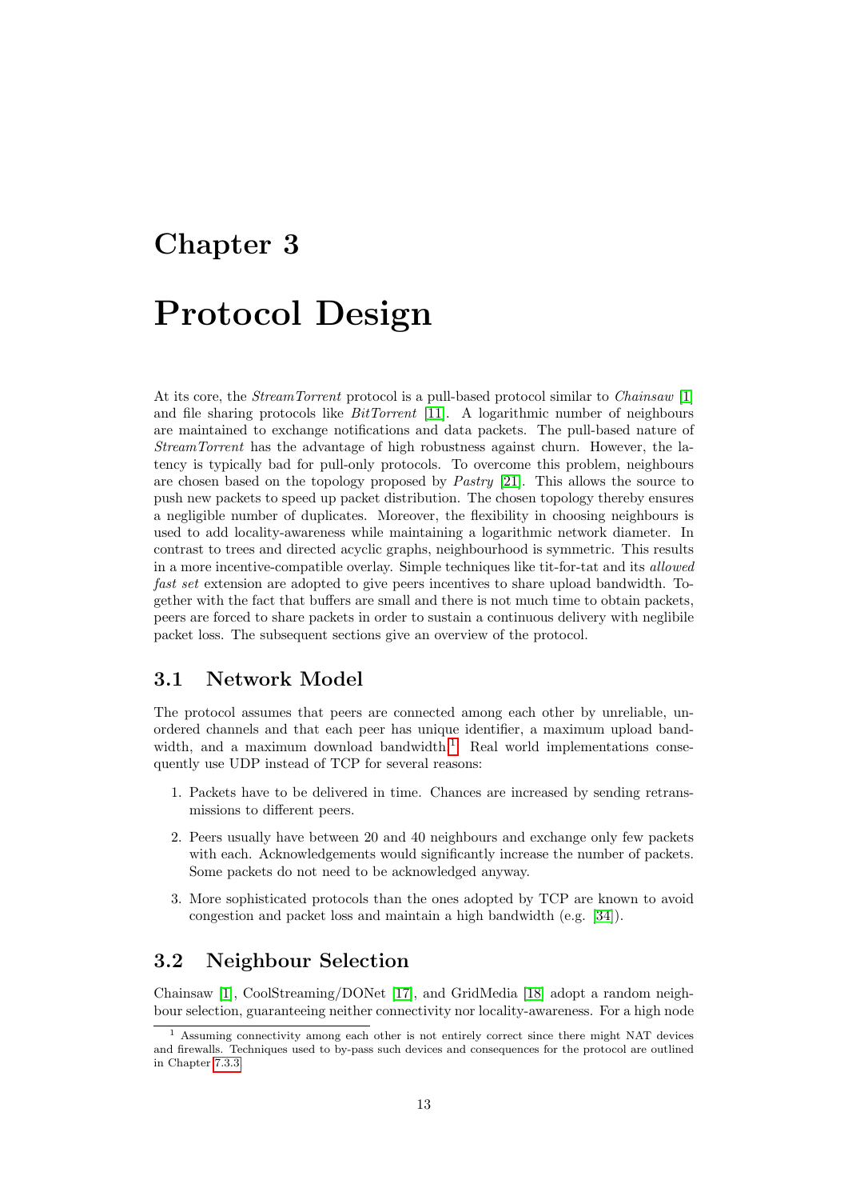# Chapter 3

# Protocol Design

At its core, the *StreamTorrent* protocol is a pull-based protocol similar to *Chainsaw* [1] and file sharing protocols like *BitTorrent* [11]. A logarithmic number of neighbours are maintained to exchange notifications and data packets. The pull-based nature of *StreamTorrent* has the advantage of high robustness against churn. However, the latency is typically bad for pull-only protocols. To overcome this problem, neighbours are chosen based on the topology proposed by *Pastry* [21]. This allows the source to push new packets to speed up packet distribution. The chosen topology thereby ensures a negligible number of duplicates. Moreover, the flexibility in choosing neighbours is used to add locality-awareness while maintaining a logarithmic network diameter. In contrast to trees and directed acyclic graphs, neighbourhood is symmetric. This results in a more incentive-compatible overlay. Simple techniques like tit-for-tat and its *allowed fast set* extension are adopted to give peers incentives to share upload bandwidth. Together with the fact that buffers are small and there is not much time to obtain packets, peers are forced to share packets in order to sustain a continuous delivery with neglibile packet loss. The subsequent sections give an overview of the protocol.

## 3.1 Network Model

The protocol assumes that peers are connected among each other by unreliable, unordered channels and that each peer has unique identifier, a maximum upload bandwidth, and a maximum download bandwidth.[1] Real world implementations consequently use UDP instead of TCP for several reasons:

1. Packets have to be delivered in time. Chances are increased by sending retransmissions to different peers.
2. Peers usually have between 20 and 40 neighbours and exchange only few packets with each. Acknowledgements would significantly increase the number of packets. Some packets do not need to be acknowledged anyway.
3. More sophisticated protocols than the ones adopted by TCP are known to avoid congestion and packet loss and maintain a high bandwidth (e.g. [34]).

## 3.2 Neighbour Selection

Chainsaw [1], CoolStreaming/DONet [17], and GridMedia [18] adopt a random neighbour selection, guaranteeing neither connectivity nor locality-awareness. For a high node

[1] Assuming connectivity among each other is not entirely correct since there might NAT devices and firewalls. Techniques used to by-pass such devices and consequences for the protocol are outlined in Chapter 7.3.3.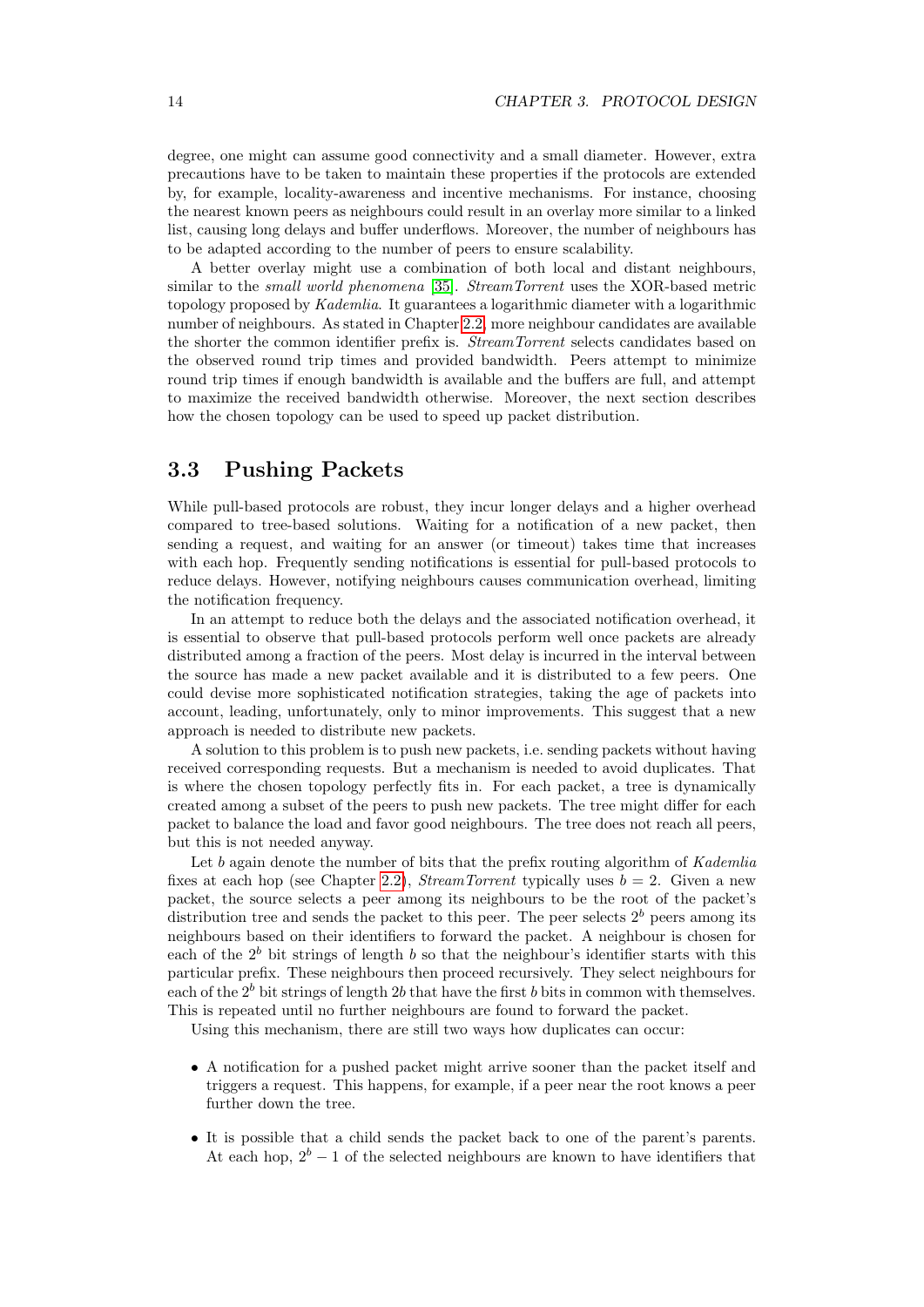degree, one might can assume good connectivity and a small diameter. However, extra precautions have to be taken to maintain these properties if the protocols are extended by, for example, locality-awareness and incentive mechanisms. For instance, choosing the nearest known peers as neighbours could result in an overlay more similar to a linked list, causing long delays and buffer underflows. Moreover, the number of neighbours has to be adapted according to the number of peers to ensure scalability.

A better overlay might use a combination of both local and distant neighbours, similar to the *small world phenomena* [35]. *StreamTorrent* uses the XOR-based metric topology proposed by *Kademlia*. It guarantees a logarithmic diameter with a logarithmic number of neighbours. As stated in Chapter 2.2, more neighbour candidates are available the shorter the common identifier prefix is. *StreamTorrent* selects candidates based on the observed round trip times and provided bandwidth. Peers attempt to minimize round trip times if enough bandwidth is available and the buffers are full, and attempt to maximize the received bandwidth otherwise. Moreover, the next section describes how the chosen topology can be used to speed up packet distribution.

## 3.3 Pushing Packets

While pull-based protocols are robust, they incur longer delays and a higher overhead compared to tree-based solutions. Waiting for a notification of a new packet, then sending a request, and waiting for an answer (or timeout) takes time that increases with each hop. Frequently sending notifications is essential for pull-based protocols to reduce delays. However, notifying neighbours causes communication overhead, limiting the notification frequency.

In an attempt to reduce both the delays and the associated notification overhead, it is essential to observe that pull-based protocols perform well once packets are already distributed among a fraction of the peers. Most delay is incurred in the interval between the source has made a new packet available and it is distributed to a few peers. One could devise more sophisticated notification strategies, taking the age of packets into account, leading, unfortunately, only to minor improvements. This suggest that a new approach is needed to distribute new packets.

A solution to this problem is to push new packets, i.e. sending packets without having received corresponding requests. But a mechanism is needed to avoid duplicates. That is where the chosen topology perfectly fits in. For each packet, a tree is dynamically created among a subset of the peers to push new packets. The tree might differ for each packet to balance the load and favor good neighbours. The tree does not reach all peers, but this is not needed anyway.

Let $b$ again denote the number of bits that the prefix routing algorithm of *Kademlia* fixes at each hop (see Chapter 2.2), *StreamTorrent* typically uses $b = 2$. Given a new packet, the source selects a peer among its neighbours to be the root of the packet's distribution tree and sends the packet to this peer. The peer selects $2^b$ peers among its neighbours based on their identifiers to forward the packet. A neighbour is chosen for each of the $2^b$ bit strings of length $b$ so that the neighbour's identifier starts with this particular prefix. These neighbours then proceed recursively. They select neighbours for each of the $2^b$ bit strings of length $2b$ that have the first $b$ bits in common with themselves. This is repeated until no further neighbours are found to forward the packet.

Using this mechanism, there are still two ways how duplicates can occur:

- A notification for a pushed packet might arrive sooner than the packet itself and triggers a request. This happens, for example, if a peer near the root knows a peer further down the tree.
- It is possible that a child sends the packet back to one of the parent's parents. At each hop, $2^b - 1$ of the selected neighbours are known to have identifiers that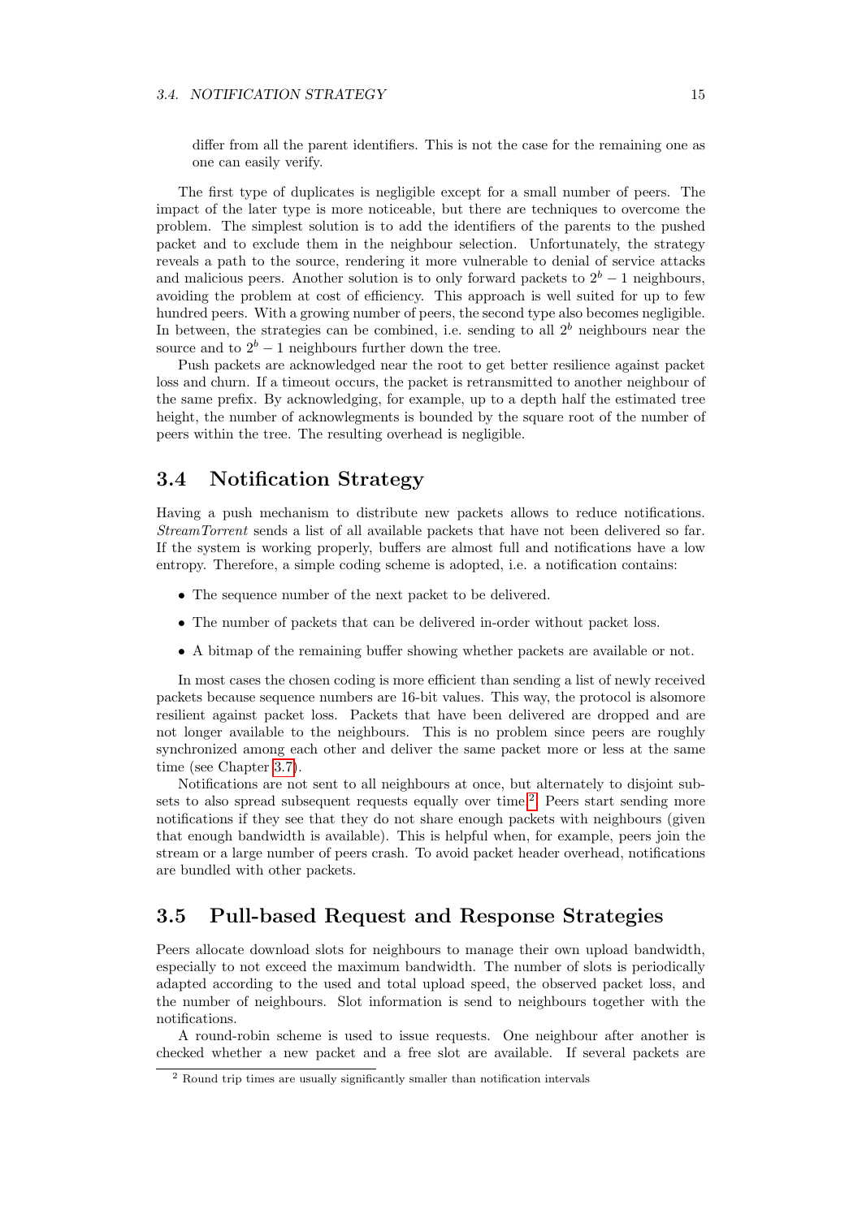differ from all the parent identifiers. This is not the case for the remaining one as one can easily verify.

The first type of duplicates is negligible except for a small number of peers. The impact of the later type is more noticeable, but there are techniques to overcome the problem. The simplest solution is to add the identifiers of the parents to the pushed packet and to exclude them in the neighbour selection. Unfortunately, the strategy reveals a path to the source, rendering it more vulnerable to denial of service attacks and malicious peers. Another solution is to only forward packets to $2^b - 1$ neighbours, avoiding the problem at cost of efficiency. This approach is well suited for up to few hundred peers. With a growing number of peers, the second type also becomes negligible. In between, the strategies can be combined, i.e. sending to all $2^b$ neighbours near the source and to $2^b - 1$ neighbours further down the tree.

Push packets are acknowledged near the root to get better resilience against packet loss and churn. If a timeout occurs, the packet is retransmitted to another neighbour of the same prefix. By acknowledging, for example, up to a depth half the estimated tree height, the number of acknowlegments is bounded by the square root of the number of peers within the tree. The resulting overhead is negligible.

## 3.4 Notification Strategy

Having a push mechanism to distribute new packets allows to reduce notifications. *StreamTorrent* sends a list of all available packets that have not been delivered so far. If the system is working properly, buffers are almost full and notifications have a low entropy. Therefore, a simple coding scheme is adopted, i.e. a notification contains:

- The sequence number of the next packet to be delivered.
- The number of packets that can be delivered in-order without packet loss.
- A bitmap of the remaining buffer showing whether packets are available or not.

In most cases the chosen coding is more efficient than sending a list of newly received packets because sequence numbers are 16-bit values. This way, the protocol is alsomore resilient against packet loss. Packets that have been delivered are dropped and are not longer available to the neighbours. This is no problem since peers are roughly synchronized among each other and deliver the same packet more or less at the same time (see Chapter 3.7).

Notifications are not sent to all neighbours at once, but alternately to disjoint subsets to also spread subsequent requests equally over time.[2] Peers start sending more notifications if they see that they do not share enough packets with neighbours (given that enough bandwidth is available). This is helpful when, for example, peers join the stream or a large number of peers crash. To avoid packet header overhead, notifications are bundled with other packets.

## 3.5 Pull-based Request and Response Strategies

Peers allocate download slots for neighbours to manage their own upload bandwidth, especially to not exceed the maximum bandwidth. The number of slots is periodically adapted according to the used and total upload speed, the observed packet loss, and the number of neighbours. Slot information is send to neighbours together with the notifications.

A round-robin scheme is used to issue requests. One neighbour after another is checked whether a new packet and a free slot are available. If several packets are

[2] Round trip times are usually significantly smaller than notification intervals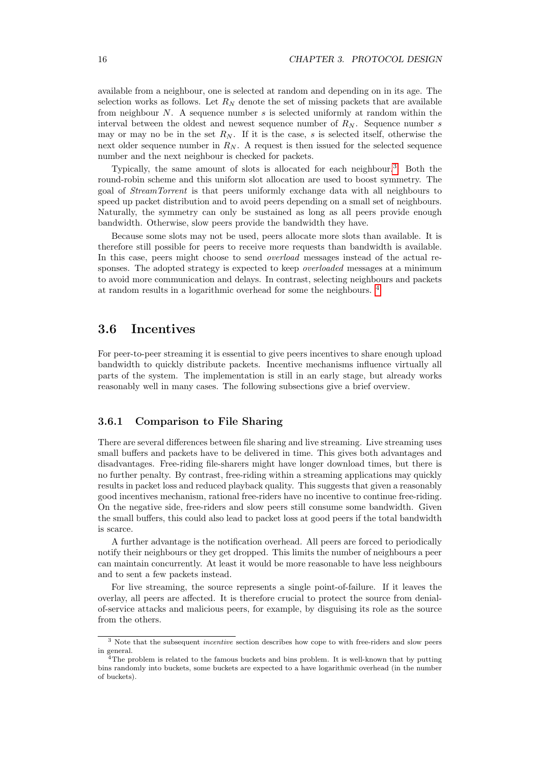available from a neighbour, one is selected at random and depending on in its age. The selection works as follows. Let $R_N$ denote the set of missing packets that are available from neighbour $N$. A sequence number $s$ is selected uniformly at random within the interval between the oldest and newest sequence number of $R_N$. Sequence number $s$ may or may no be in the set $R_N$. If it is the case, $s$ is selected itself, otherwise the next older sequence number in $R_N$. A request is then issued for the selected sequence number and the next neighbour is checked for packets.

Typically, the same amount of slots is allocated for each neighbour.[3] Both the round-robin scheme and this uniform slot allocation are used to boost symmetry. The goal of *StreamTorrent* is that peers uniformly exchange data with all neighbours to speed up packet distribution and to avoid peers depending on a small set of neighbours. Naturally, the symmetry can only be sustained as long as all peers provide enough bandwidth. Otherwise, slow peers provide the bandwidth they have.

Because some slots may not be used, peers allocate more slots than available. It is therefore still possible for peers to receive more requests than bandwidth is available. In this case, peers might choose to send *overload* messages instead of the actual responses. The adopted strategy is expected to keep *overloaded* messages at a minimum to avoid more communication and delays. In contrast, selecting neighbours and packets at random results in a logarithmic overhead for some the neighbours. [4]

## 3.6 Incentives

For peer-to-peer streaming it is essential to give peers incentives to share enough upload bandwidth to quickly distribute packets. Incentive mechanisms influence virtually all parts of the system. The implementation is still in an early stage, but already works reasonably well in many cases. The following subsections give a brief overview.

### 3.6.1 Comparison to File Sharing

There are several differences between file sharing and live streaming. Live streaming uses small buffers and packets have to be delivered in time. This gives both advantages and disadvantages. Free-riding file-sharers might have longer download times, but there is no further penalty. By contrast, free-riding within a streaming applications may quickly results in packet loss and reduced playback quality. This suggests that given a reasonably good incentives mechanism, rational free-riders have no incentive to continue free-riding. On the negative side, free-riders and slow peers still consume some bandwidth. Given the small buffers, this could also lead to packet loss at good peers if the total bandwidth is scarce.

A further advantage is the notification overhead. All peers are forced to periodically notify their neighbours or they get dropped. This limits the number of neighbours a peer can maintain concurrently. At least it would be more reasonable to have less neighbours and to sent a few packets instead.

For live streaming, the source represents a single point-of-failure. If it leaves the overlay, all peers are affected. It is therefore crucial to protect the source from denial-of-service attacks and malicious peers, for example, by disguising its role as the source from the others.

---

[3] Note that the subsequent *incentive* section describes how cope to with free-riders and slow peers in general.

[4] The problem is related to the famous buckets and bins problem. It is well-known that by putting bins randomly into buckets, some buckets are expected to a have logarithmic overhead (in the number of buckets).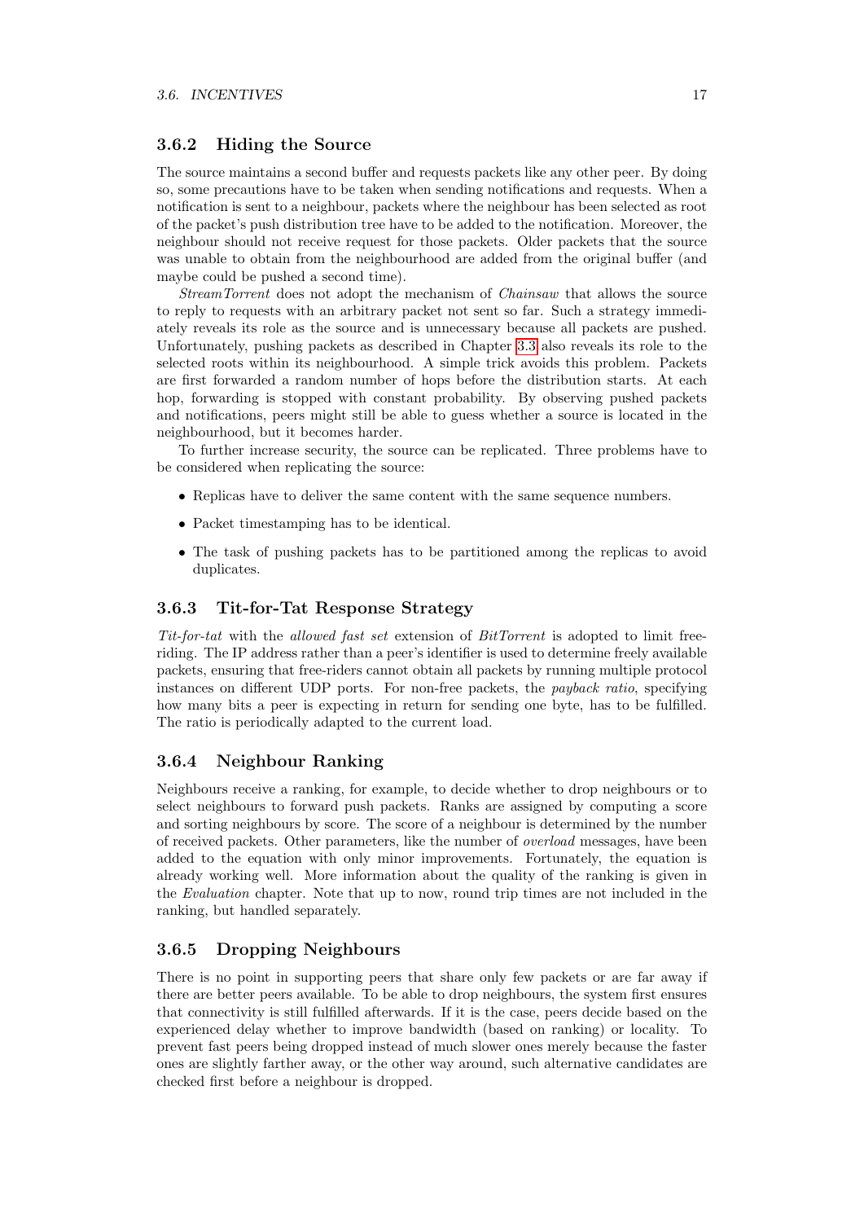### 3.6.2 Hiding the Source

The source maintains a second buffer and requests packets like any other peer. By doing so, some precautions have to be taken when sending notifications and requests. When a notification is sent to a neighbour, packets where the neighbour has been selected as root of the packet's push distribution tree have to be added to the notification. Moreover, the neighbour should not receive request for those packets. Older packets that the source was unable to obtain from the neighbourhood are added from the original buffer (and maybe could be pushed a second time).

*StreamTorrent* does not adopt the mechanism of *Chainsaw* that allows the source to reply to requests with an arbitrary packet not sent so far. Such a strategy immediately reveals its role as the source and is unnecessary because all packets are pushed. Unfortunately, pushing packets as described in Chapter 3.3 also reveals its role to the selected roots within its neighbourhood. A simple trick avoids this problem. Packets are first forwarded a random number of hops before the distribution starts. At each hop, forwarding is stopped with constant probability. By observing pushed packets and notifications, peers might still be able to guess whether a source is located in the neighbourhood, but it becomes harder.

To further increase security, the source can be replicated. Three problems have to be considered when replicating the source:

- Replicas have to deliver the same content with the same sequence numbers.
- Packet timestamping has to be identical.
- The task of pushing packets has to be partitioned among the replicas to avoid duplicates.

### 3.6.3 Tit-for-Tat Response Strategy

*Tit-for-tat* with the *allowed fast set* extension of *BitTorrent* is adopted to limit free-riding. The IP address rather than a peer's identifier is used to determine freely available packets, ensuring that free-riders cannot obtain all packets by running multiple protocol instances on different UDP ports. For non-free packets, the *payback ratio*, specifying how many bits a peer is expecting in return for sending one byte, has to be fulfilled. The ratio is periodically adapted to the current load.

### 3.6.4 Neighbour Ranking

Neighbours receive a ranking, for example, to decide whether to drop neighbours or to select neighbours to forward push packets. Ranks are assigned by computing a score and sorting neighbours by score. The score of a neighbour is determined by the number of received packets. Other parameters, like the number of *overload* messages, have been added to the equation with only minor improvements. Fortunately, the equation is already working well. More information about the quality of the ranking is given in the *Evaluation* chapter. Note that up to now, round trip times are not included in the ranking, but handled separately.

### 3.6.5 Dropping Neighbours

There is no point in supporting peers that share only few packets or are far away if there are better peers available. To be able to drop neighbours, the system first ensures that connectivity is still fulfilled afterwards. If it is the case, peers decide based on the experienced delay whether to improve bandwidth (based on ranking) or locality. To prevent fast peers being dropped instead of much slower ones merely because the faster ones are slightly farther away, or the other way around, such alternative candidates are checked first before a neighbour is dropped.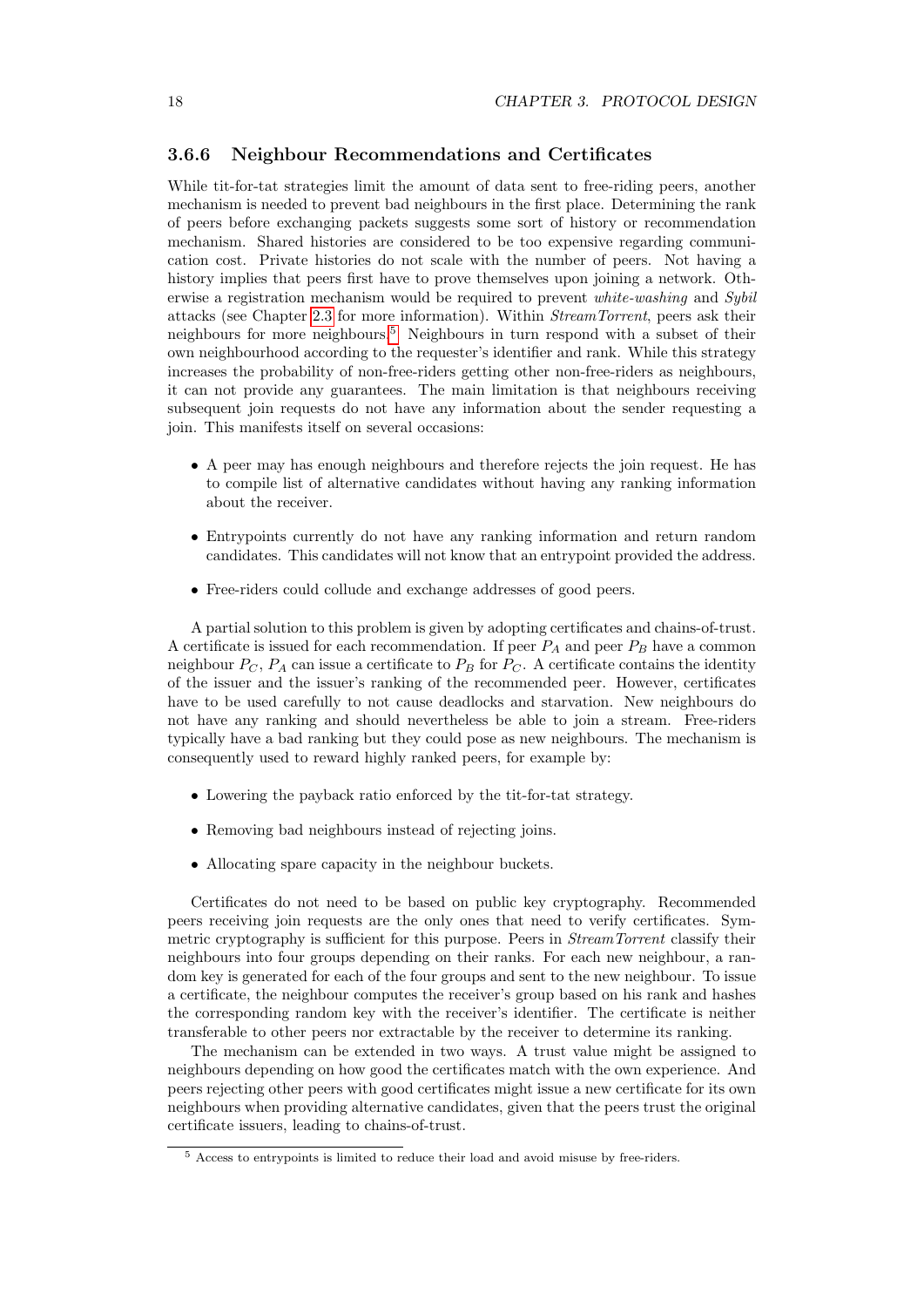### 3.6.6 Neighbour Recommendations and Certificates

While tit-for-tat strategies limit the amount of data sent to free-riding peers, another mechanism is needed to prevent bad neighbours in the first place. Determining the rank of peers before exchanging packets suggests some sort of history or recommendation mechanism. Shared histories are considered to be too expensive regarding communication cost. Private histories do not scale with the number of peers. Not having a history implies that peers first have to prove themselves upon joining a network. Otherwise a registration mechanism would be required to prevent *white-washing* and *Sybil* attacks (see Chapter 2.3 for more information). Within *StreamTorrent*, peers ask their neighbours for more neighbours.[5] Neighbours in turn respond with a subset of their own neighbourhood according to the requester's identifier and rank. While this strategy increases the probability of non-free-riders getting other non-free-riders as neighbours, it can not provide any guarantees. The main limitation is that neighbours receiving subsequent join requests do not have any information about the sender requesting a join. This manifests itself on several occasions:

- A peer may has enough neighbours and therefore rejects the join request. He has to compile list of alternative candidates without having any ranking information about the receiver.
- Entrypoints currently do not have any ranking information and return random candidates. This candidates will not know that an entrypoint provided the address.
- Free-riders could collude and exchange addresses of good peers.

A partial solution to this problem is given by adopting certificates and chains-of-trust. A certificate is issued for each recommendation. If peer $P_A$ and peer $P_B$ have a common neighbour $P_C$, $P_A$ can issue a certificate to $P_B$ for $P_C$. A certificate contains the identity of the issuer and the issuer's ranking of the recommended peer. However, certificates have to be used carefully to not cause deadlocks and starvation. New neighbours do not have any ranking and should nevertheless be able to join a stream. Free-riders typically have a bad ranking but they could pose as new neighbours. The mechanism is consequently used to reward highly ranked peers, for example by:

- Lowering the payback ratio enforced by the tit-for-tat strategy.
- Removing bad neighbours instead of rejecting joins.
- Allocating spare capacity in the neighbour buckets.

Certificates do not need to be based on public key cryptography. Recommended peers receiving join requests are the only ones that need to verify certificates. Symmetric cryptography is sufficient for this purpose. Peers in *StreamTorrent* classify their neighbours into four groups depending on their ranks. For each new neighbour, a random key is generated for each of the four groups and sent to the new neighbour. To issue a certificate, the neighbour computes the receiver's group based on his rank and hashes the corresponding random key with the receiver's identifier. The certificate is neither transferable to other peers nor extractable by the receiver to determine its ranking.

The mechanism can be extended in two ways. A trust value might be assigned to neighbours depending on how good the certificates match with the own experience. And peers rejecting other peers with good certificates might issue a new certificate for its own neighbours when providing alternative candidates, given that the peers trust the original certificate issuers, leading to chains-of-trust.

[5] Access to entrypoints is limited to reduce their load and avoid misuse by free-riders.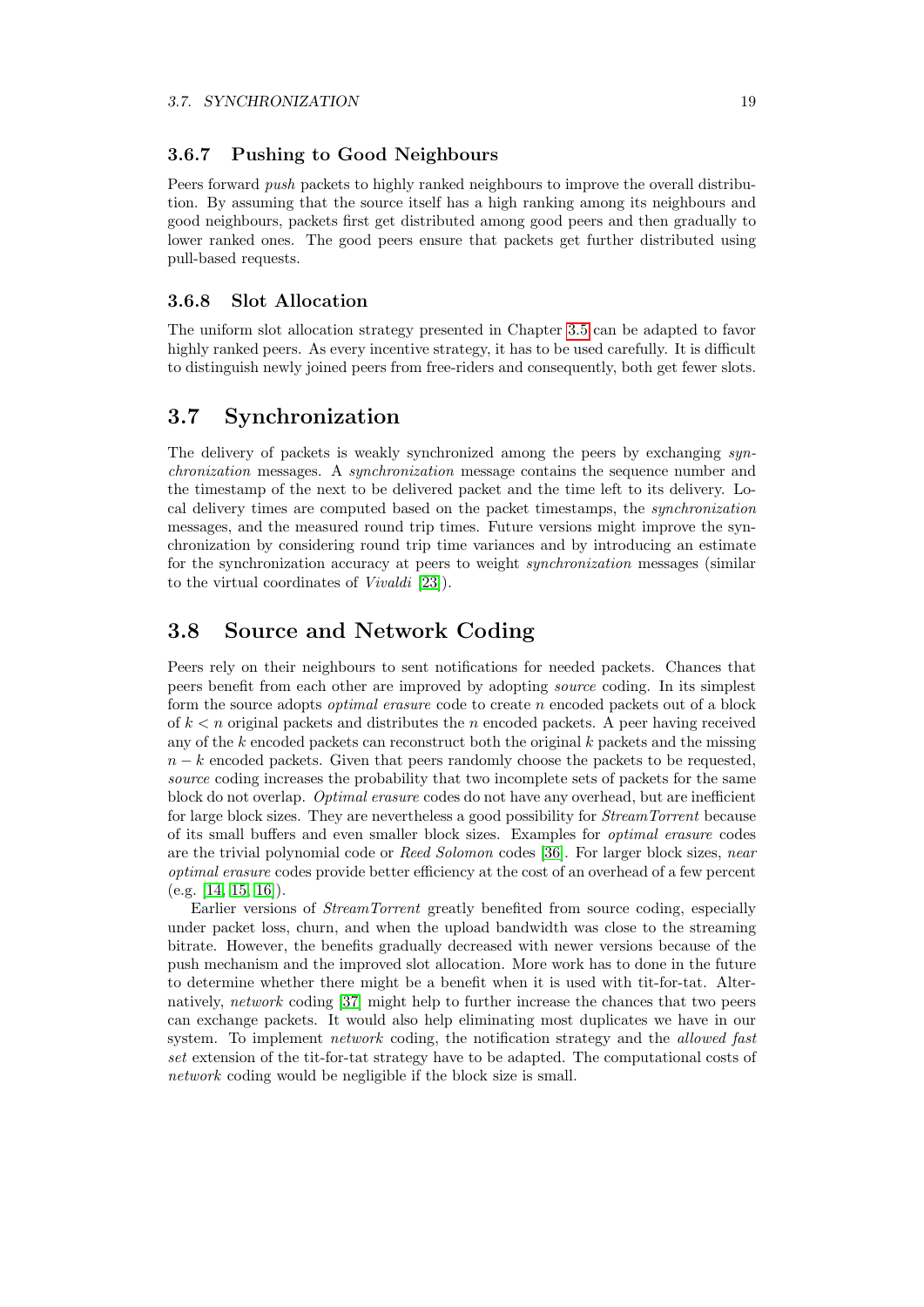### 3.6.7 Pushing to Good Neighbours

Peers forward *push* packets to highly ranked neighbours to improve the overall distribution. By assuming that the source itself has a high ranking among its neighbours and good neighbours, packets first get distributed among good peers and then gradually to lower ranked ones. The good peers ensure that packets get further distributed using pull-based requests.

### 3.6.8 Slot Allocation

The uniform slot allocation strategy presented in Chapter 3.5 can be adapted to favor highly ranked peers. As every incentive strategy, it has to be used carefully. It is difficult to distinguish newly joined peers from free-riders and consequently, both get fewer slots.

## 3.7 Synchronization

The delivery of packets is weakly synchronized among the peers by exchanging *synchronization* messages. A *synchronization* message contains the sequence number and the timestamp of the next to be delivered packet and the time left to its delivery. Local delivery times are computed based on the packet timestamps, the *synchronization* messages, and the measured round trip times. Future versions might improve the synchronization by considering round trip time variances and by introducing an estimate for the synchronization accuracy at peers to weight *synchronization* messages (similar to the virtual coordinates of *Vivaldi* [23]).

## 3.8 Source and Network Coding

Peers rely on their neighbours to sent notifications for needed packets. Chances that peers benefit from each other are improved by adopting *source* coding. In its simplest form the source adopts *optimal erasure* code to create $n$ encoded packets out of a block of $k < n$ original packets and distributes the $n$ encoded packets. A peer having received any of the $k$ encoded packets can reconstruct both the original $k$ packets and the missing $n - k$ encoded packets. Given that peers randomly choose the packets to be requested, *source* coding increases the probability that two incomplete sets of packets for the same block do not overlap. *Optimal erasure* codes do not have any overhead, but are inefficient for large block sizes. They are nevertheless a good possibility for *StreamTorrent* because of its small buffers and even smaller block sizes. Examples for *optimal erasure* codes are the trivial polynomial code or *Reed Solomon* codes [36]. For larger block sizes, *near optimal erasure* codes provide better efficiency at the cost of an overhead of a few percent (e.g. [14, 15, 16]).

Earlier versions of *StreamTorrent* greatly benefited from source coding, especially under packet loss, churn, and when the upload bandwidth was close to the streaming bitrate. However, the benefits gradually decreased with newer versions because of the push mechanism and the improved slot allocation. More work has to done in the future to determine whether there might be a benefit when it is used with tit-for-tat. Alternatively, *network* coding [37] might help to further increase the chances that two peers can exchange packets. It would also help eliminating most duplicates we have in our system. To implement *network* coding, the notification strategy and the *allowed fast set* extension of the tit-for-tat strategy have to be adapted. The computational costs of *network* coding would be negligible if the block size is small.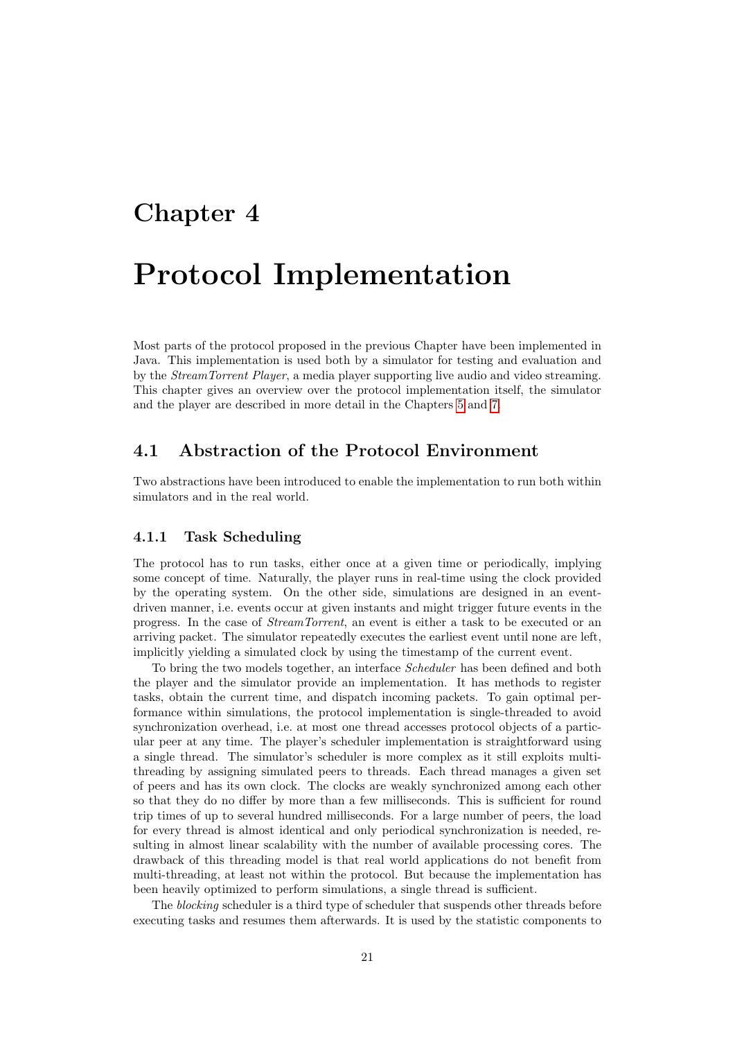# Chapter 4

# Protocol Implementation

Most parts of the protocol proposed in the previous Chapter have been implemented in Java. This implementation is used both by a simulator for testing and evaluation and by the *StreamTorrent Player*, a media player supporting live audio and video streaming. This chapter gives an overview over the protocol implementation itself, the simulator and the player are described in more detail in the Chapters 5 and 7.

## 4.1 Abstraction of the Protocol Environment

Two abstractions have been introduced to enable the implementation to run both within simulators and in the real world.

### 4.1.1 Task Scheduling

The protocol has to run tasks, either once at a given time or periodically, implying some concept of time. Naturally, the player runs in real-time using the clock provided by the operating system. On the other side, simulations are designed in an event-driven manner, i.e. events occur at given instants and might trigger future events in the progress. In the case of *StreamTorrent*, an event is either a task to be executed or an arriving packet. The simulator repeatedly executes the earliest event until none are left, implicitly yielding a simulated clock by using the timestamp of the current event.

To bring the two models together, an interface *Scheduler* has been defined and both the player and the simulator provide an implementation. It has methods to register tasks, obtain the current time, and dispatch incoming packets. To gain optimal performance within simulations, the protocol implementation is single-threaded to avoid synchronization overhead, i.e. at most one thread accesses protocol objects of a particular peer at any time. The player's scheduler implementation is straightforward using a single thread. The simulator's scheduler is more complex as it still exploits multi-threading by assigning simulated peers to threads. Each thread manages a given set of peers and has its own clock. The clocks are weakly synchronized among each other so that they do no differ by more than a few milliseconds. This is sufficient for round trip times of up to several hundred milliseconds. For a large number of peers, the load for every thread is almost identical and only periodical synchronization is needed, resulting in almost linear scalability with the number of available processing cores. The drawback of this threading model is that real world applications do not benefit from multi-threading, at least not within the protocol. But because the implementation has been heavily optimized to perform simulations, a single thread is sufficient.

The *blocking* scheduler is a third type of scheduler that suspends other threads before executing tasks and resumes them afterwards. It is used by the statistic components to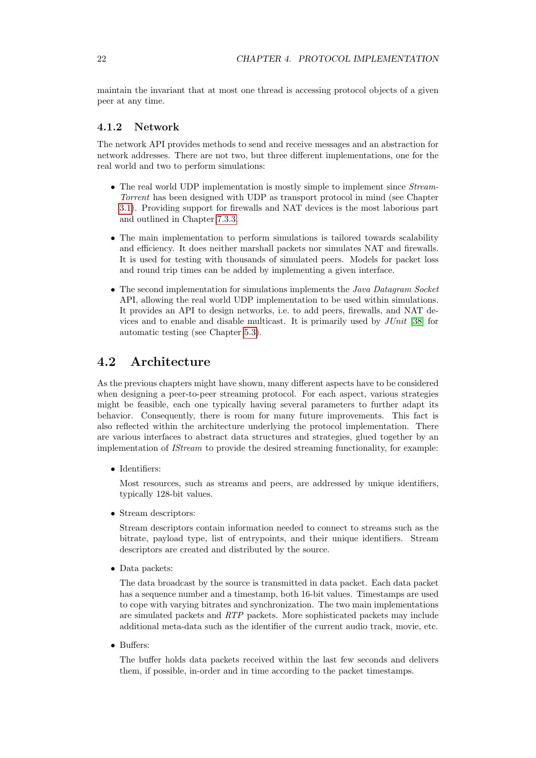maintain the invariant that at most one thread is accessing protocol objects of a given peer at any time.

### 4.1.2 Network

The network API provides methods to send and receive messages and an abstraction for network addresses. There are not two, but three different implementations, one for the real world and two to perform simulations:

- The real world UDP implementation is mostly simple to implement since *StreamTorrent* has been designed with UDP as transport protocol in mind (see Chapter 3.1). Providing support for firewalls and NAT devices is the most laborious part and outlined in Chapter 7.3.3.

- The main implementation to perform simulations is tailored towards scalability and efficiency. It does neither marshall packets nor simulates NAT and firewalls. It is used for testing with thousands of simulated peers. Models for packet loss and round trip times can be added by implementing a given interface.

- The second implementation for simulations implements the *Java Datagram Socket* API, allowing the real world UDP implementation to be used within simulations. It provides an API to design networks, i.e. to add peers, firewalls, and NAT devices and to enable and disable multicast. It is primarily used by *JUnit* [38] for automatic testing (see Chapter 5.3).

## 4.2 Architecture

As the previous chapters might have shown, many different aspects have to be considered when designing a peer-to-peer streaming protocol. For each aspect, various strategies might be feasible, each one typically having several parameters to further adapt its behavior. Consequently, there is room for many future improvements. This fact is also reflected within the architecture underlying the protocol implementation. There are various interfaces to abstract data structures and strategies, glued together by an implementation of *IStream* to provide the desired streaming functionality, for example:

- Identifiers:

  Most resources, such as streams and peers, are addressed by unique identifiers, typically 128-bit values.

- Stream descriptors:

  Stream descriptors contain information needed to connect to streams such as the bitrate, payload type, list of entrypoints, and their unique identifiers. Stream descriptors are created and distributed by the source.

- Data packets:

  The data broadcast by the source is transmitted in data packet. Each data packet has a sequence number and a timestamp, both 16-bit values. Timestamps are used to cope with varying bitrates and synchronization. The two main implementations are simulated packets and *RTP* packets. More sophisticated packets may include additional meta-data such as the identifier of the current audio track, movie, etc.

- Buffers:

  The buffer holds data packets received within the last few seconds and delivers them, if possible, in-order and in time according to the packet timestamps.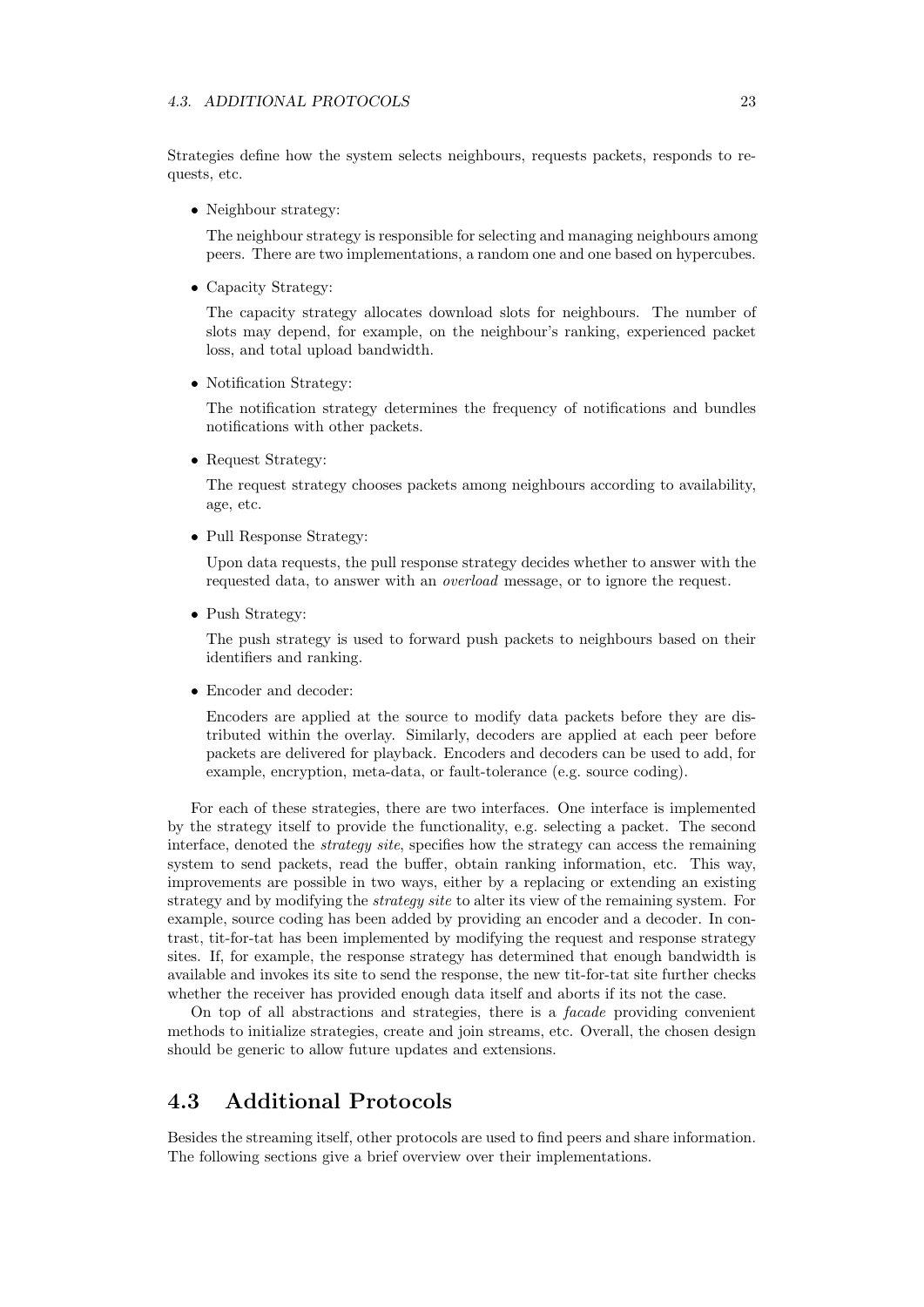Strategies define how the system selects neighbours, requests packets, responds to requests, etc.

- Neighbour strategy:

  The neighbour strategy is responsible for selecting and managing neighbours among peers. There are two implementations, a random one and one based on hypercubes.

- Capacity Strategy:

  The capacity strategy allocates download slots for neighbours. The number of slots may depend, for example, on the neighbour's ranking, experienced packet loss, and total upload bandwidth.

- Notification Strategy:

  The notification strategy determines the frequency of notifications and bundles notifications with other packets.

- Request Strategy:

  The request strategy chooses packets among neighbours according to availability, age, etc.

- Pull Response Strategy:

  Upon data requests, the pull response strategy decides whether to answer with the requested data, to answer with an *overload* message, or to ignore the request.

- Push Strategy:

  The push strategy is used to forward push packets to neighbours based on their identifiers and ranking.

- Encoder and decoder:

  Encoders are applied at the source to modify data packets before they are distributed within the overlay. Similarly, decoders are applied at each peer before packets are delivered for playback. Encoders and decoders can be used to add, for example, encryption, meta-data, or fault-tolerance (e.g. source coding).

For each of these strategies, there are two interfaces. One interface is implemented by the strategy itself to provide the functionality, e.g. selecting a packet. The second interface, denoted the *strategy site*, specifies how the strategy can access the remaining system to send packets, read the buffer, obtain ranking information, etc. This way, improvements are possible in two ways, either by a replacing or extending an existing strategy and by modifying the *strategy site* to alter its view of the remaining system. For example, source coding has been added by providing an encoder and a decoder. In contrast, tit-for-tat has been implemented by modifying the request and response strategy sites. If, for example, the response strategy has determined that enough bandwidth is available and invokes its site to send the response, the new tit-for-tat site further checks whether the receiver has provided enough data itself and aborts if its not the case.

On top of all abstractions and strategies, there is a *facade* providing convenient methods to initialize strategies, create and join streams, etc. Overall, the chosen design should be generic to allow future updates and extensions.

## 4.3 Additional Protocols

Besides the streaming itself, other protocols are used to find peers and share information. The following sections give a brief overview over their implementations.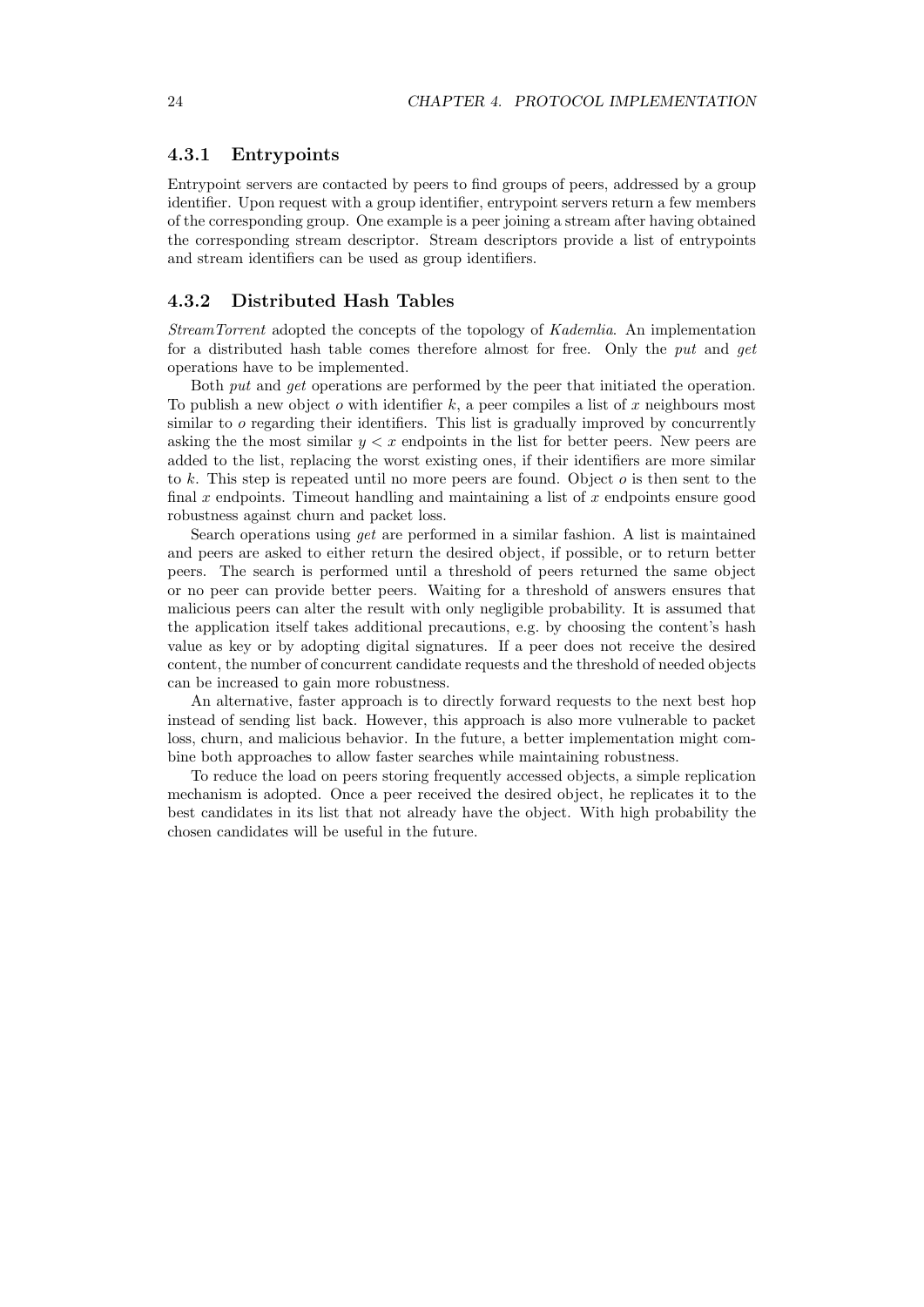### 4.3.1 Entrypoints

Entrypoint servers are contacted by peers to find groups of peers, addressed by a group identifier. Upon request with a group identifier, entrypoint servers return a few members of the corresponding group. One example is a peer joining a stream after having obtained the corresponding stream descriptor. Stream descriptors provide a list of entrypoints and stream identifiers can be used as group identifiers.

### 4.3.2 Distributed Hash Tables

*StreamTorrent* adopted the concepts of the topology of *Kademlia*. An implementation for a distributed hash table comes therefore almost for free. Only the *put* and *get* operations have to be implemented.

Both *put* and *get* operations are performed by the peer that initiated the operation. To publish a new object $o$ with identifier $k$, a peer compiles a list of $x$ neighbours most similar to $o$ regarding their identifiers. This list is gradually improved by concurrently asking the the most similar $y < x$ endpoints in the list for better peers. New peers are added to the list, replacing the worst existing ones, if their identifiers are more similar to $k$. This step is repeated until no more peers are found. Object $o$ is then sent to the final $x$ endpoints. Timeout handling and maintaining a list of $x$ endpoints ensure good robustness against churn and packet loss.

Search operations using *get* are performed in a similar fashion. A list is maintained and peers are asked to either return the desired object, if possible, or to return better peers. The search is performed until a threshold of peers returned the same object or no peer can provide better peers. Waiting for a threshold of answers ensures that malicious peers can alter the result with only negligible probability. It is assumed that the application itself takes additional precautions, e.g. by choosing the content's hash value as key or by adopting digital signatures. If a peer does not receive the desired content, the number of concurrent candidate requests and the threshold of needed objects can be increased to gain more robustness.

An alternative, faster approach is to directly forward requests to the next best hop instead of sending list back. However, this approach is also more vulnerable to packet loss, churn, and malicious behavior. In the future, a better implementation might combine both approaches to allow faster searches while maintaining robustness.

To reduce the load on peers storing frequently accessed objects, a simple replication mechanism is adopted. Once a peer received the desired object, he replicates it to the best candidates in its list that not already have the object. With high probability the chosen candidates will be useful in the future.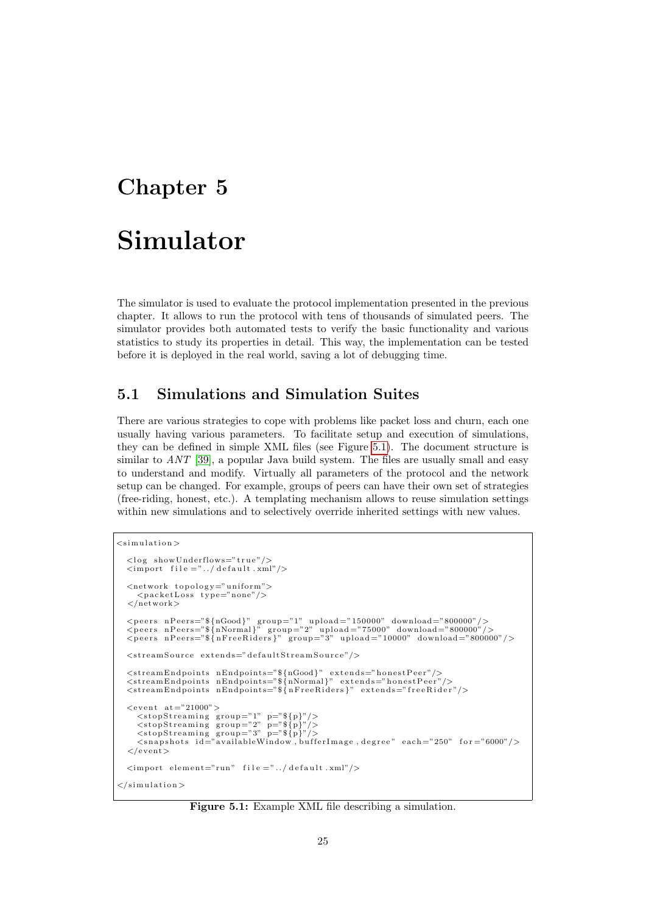# Chapter 5

# Simulator

The simulator is used to evaluate the protocol implementation presented in the previous chapter. It allows to run the protocol with tens of thousands of simulated peers. The simulator provides both automated tests to verify the basic functionality and various statistics to study its properties in detail. This way, the implementation can be tested before it is deployed in the real world, saving a lot of debugging time.

## 5.1 Simulations and Simulation Suites

There are various strategies to cope with problems like packet loss and churn, each one usually having various parameters. To facilitate setup and execution of simulations, they can be defined in simple XML files (see Figure 5.1). The document structure is similar to *ANT* [39], a popular Java build system. The files are usually small and easy to understand and modify. Virtually all parameters of the protocol and the network setup can be changed. For example, groups of peers can have their own set of strategies (free-riding, honest, etc.). A templating mechanism allows to reuse simulation settings within new simulations and to selectively override inherited settings with new values.

```
<simulation>

  <log showUnderflows="true"/>
  <import file="../default.xml"/>

  <network topology="uniform">
    <packetLoss type="none"/>
  </network>

  <peers nPeers="${nGood}" group="1" upload="150000" download="800000"/>
  <peers nPeers="${nNormal}" group="2" upload="75000" download="800000"/>
  <peers nPeers="${nFreeRiders}" group="3" upload="10000" download="800000"/>

  <streamSource extends="defaultStreamSource"/>

  <streamEndpoints nEndpoints="${nGood}" extends="honestPeer"/>
  <streamEndpoints nEndpoints="${nNormal}" extends="honestPeer"/>
  <streamEndpoints nEndpoints="${nFreeRiders}" extends="freeRider"/>

  <event at="21000">
    <stopStreaming group="1" p="${p}"/>
    <stopStreaming group="2" p="${p}"/>
    <stopStreaming group="3" p="${p}"/>
    <snapshots id="availableWindow,bufferImage,degree" each="250" for="6000"/>
  </event>

  <import element="run" file="../default.xml"/>

</simulation>
```

**Figure 5.1:** Example XML file describing a simulation.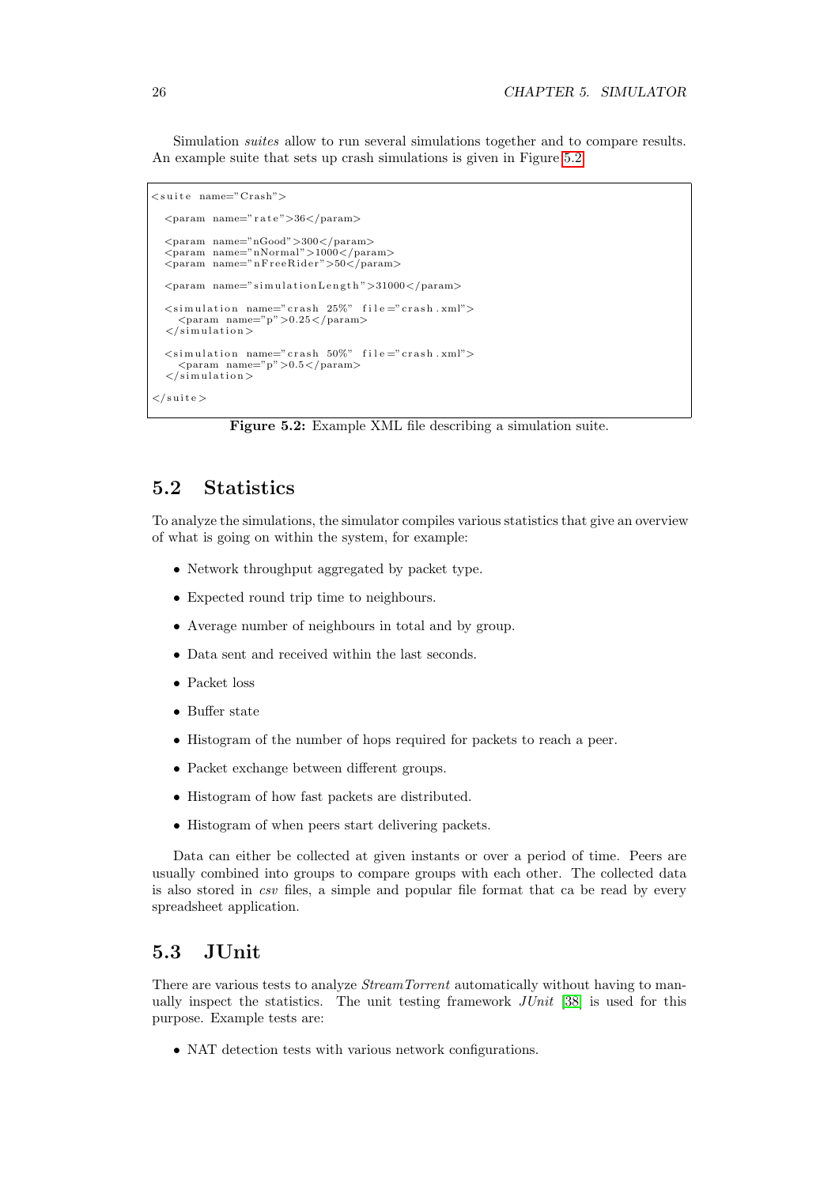Simulation *suites* allow to run several simulations together and to compare results. An example suite that sets up crash simulations is given in Figure 5.2.

```
<suite name="Crash">

  <param name="rate">36</param>

  <param name="nGood">300</param>
  <param name="nNormal">1000</param>
  <param name="nFreeRider">50</param>

  <param name="simulationLength">31000</param>

  <simulation name="crash 25%" file="crash.xml">
    <param name="p">0.25</param>
  </simulation>

  <simulation name="crash 50%" file="crash.xml">
    <param name="p">0.5</param>
  </simulation>

</suite>
```

**Figure 5.2:** Example XML file describing a simulation suite.

## 5.2 Statistics

To analyze the simulations, the simulator compiles various statistics that give an overview of what is going on within the system, for example:

- Network throughput aggregated by packet type.
- Expected round trip time to neighbours.
- Average number of neighbours in total and by group.
- Data sent and received within the last seconds.
- Packet loss
- Buffer state
- Histogram of the number of hops required for packets to reach a peer.
- Packet exchange between different groups.
- Histogram of how fast packets are distributed.
- Histogram of when peers start delivering packets.

Data can either be collected at given instants or over a period of time. Peers are usually combined into groups to compare groups with each other. The collected data is also stored in *csv* files, a simple and popular file format that ca be read by every spreadsheet application.

## 5.3 JUnit

There are various tests to analyze *StreamTorrent* automatically without having to manually inspect the statistics. The unit testing framework *JUnit* [38] is used for this purpose. Example tests are:

- NAT detection tests with various network configurations.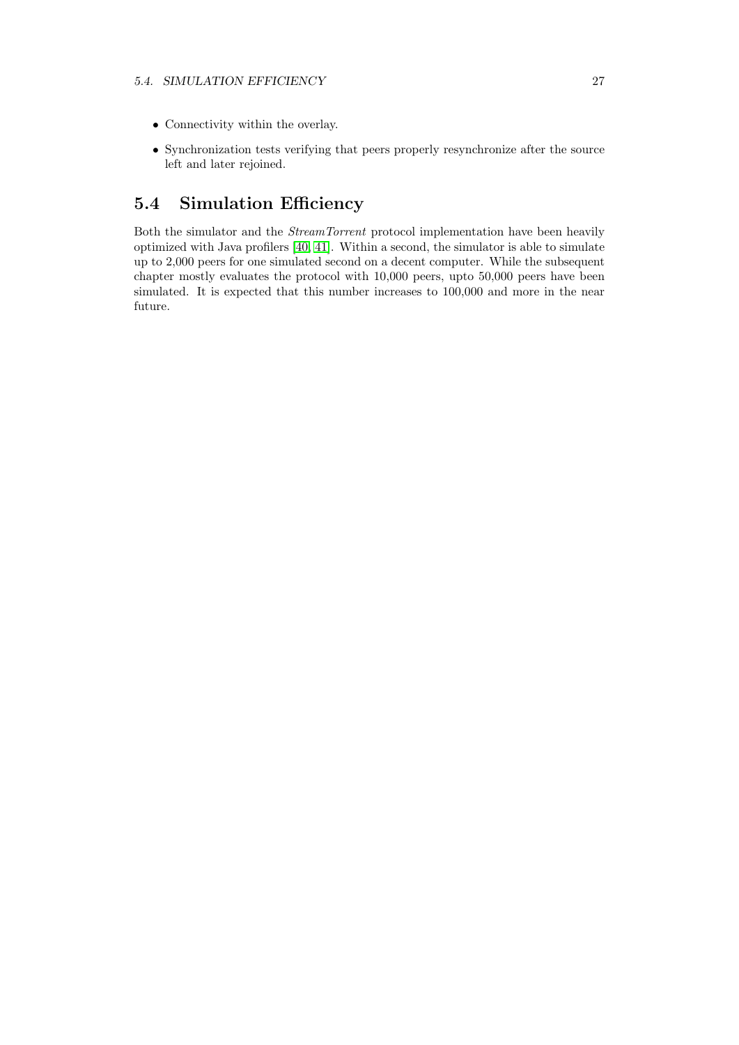- Connectivity within the overlay.
- Synchronization tests verifying that peers properly resynchronize after the source left and later rejoined.

## 5.4 Simulation Efficiency

Both the simulator and the *StreamTorrent* protocol implementation have been heavily optimized with Java profilers [40, 41]. Within a second, the simulator is able to simulate up to 2,000 peers for one simulated second on a decent computer. While the subsequent chapter mostly evaluates the protocol with 10,000 peers, upto 50,000 peers have been simulated. It is expected that this number increases to 100,000 and more in the near future.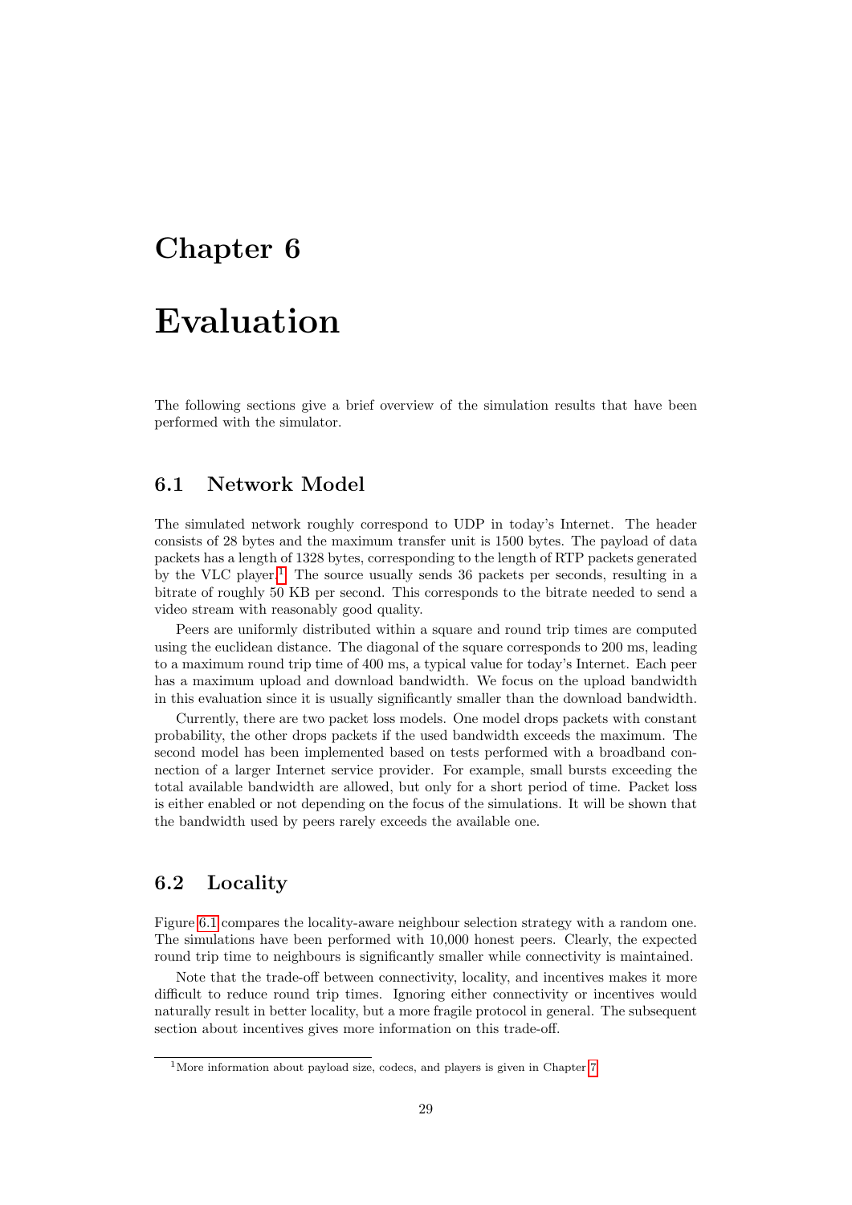# Chapter 6

# Evaluation

The following sections give a brief overview of the simulation results that have been performed with the simulator.

## 6.1 Network Model

The simulated network roughly correspond to UDP in today's Internet. The header consists of 28 bytes and the maximum transfer unit is 1500 bytes. The payload of data packets has a length of 1328 bytes, corresponding to the length of RTP packets generated by the VLC player.[1] The source usually sends 36 packets per seconds, resulting in a bitrate of roughly 50 KB per second. This corresponds to the bitrate needed to send a video stream with reasonably good quality.

Peers are uniformly distributed within a square and round trip times are computed using the euclidean distance. The diagonal of the square corresponds to 200 ms, leading to a maximum round trip time of 400 ms, a typical value for today's Internet. Each peer has a maximum upload and download bandwidth. We focus on the upload bandwidth in this evaluation since it is usually significantly smaller than the download bandwidth.

Currently, there are two packet loss models. One model drops packets with constant probability, the other drops packets if the used bandwidth exceeds the maximum. The second model has been implemented based on tests performed with a broadband connection of a larger Internet service provider. For example, small bursts exceeding the total available bandwidth are allowed, but only for a short period of time. Packet loss is either enabled or not depending on the focus of the simulations. It will be shown that the bandwidth used by peers rarely exceeds the available one.

## 6.2 Locality

Figure 6.1 compares the locality-aware neighbour selection strategy with a random one. The simulations have been performed with 10,000 honest peers. Clearly, the expected round trip time to neighbours is significantly smaller while connectivity is maintained.

Note that the trade-off between connectivity, locality, and incentives makes it more difficult to reduce round trip times. Ignoring either connectivity or incentives would naturally result in better locality, but a more fragile protocol in general. The subsequent section about incentives gives more information on this trade-off.

[1] More information about payload size, codecs, and players is given in Chapter 7.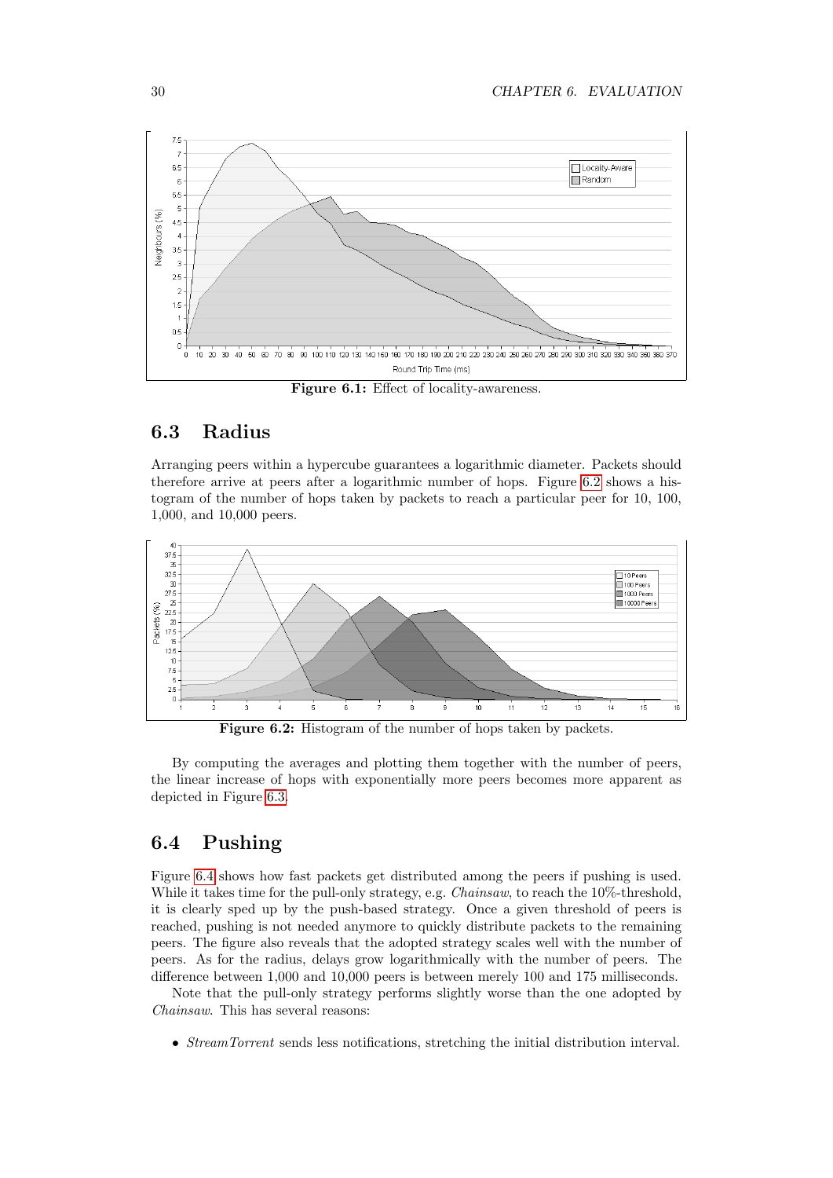**Figure 6.1:** Effect of locality-awareness.

## 6.3 Radius

Arranging peers within a hypercube guarantees a logarithmic diameter. Packets should therefore arrive at peers after a logarithmic number of hops. Figure 6.2 shows a histogram of the number of hops taken by packets to reach a particular peer for 10, 100, 1,000, and 10,000 peers.

**Figure 6.2:** Histogram of the number of hops taken by packets.

By computing the averages and plotting them together with the number of peers, the linear increase of hops with exponentially more peers becomes more apparent as depicted in Figure 6.3.

## 6.4 Pushing

Figure 6.4 shows how fast packets get distributed among the peers if pushing is used. While it takes time for the pull-only strategy, e.g. *Chainsaw*, to reach the 10%-threshold, it is clearly sped up by the push-based strategy. Once a given threshold of peers is reached, pushing is not needed anymore to quickly distribute packets to the remaining peers. The figure also reveals that the adopted strategy scales well with the number of peers. As for the radius, delays grow logarithmically with the number of peers. The difference between 1,000 and 10,000 peers is between merely 100 and 175 milliseconds.

Note that the pull-only strategy performs slightly worse than the one adopted by *Chainsaw*. This has several reasons:

- *StreamTorrent* sends less notifications, stretching the initial distribution interval.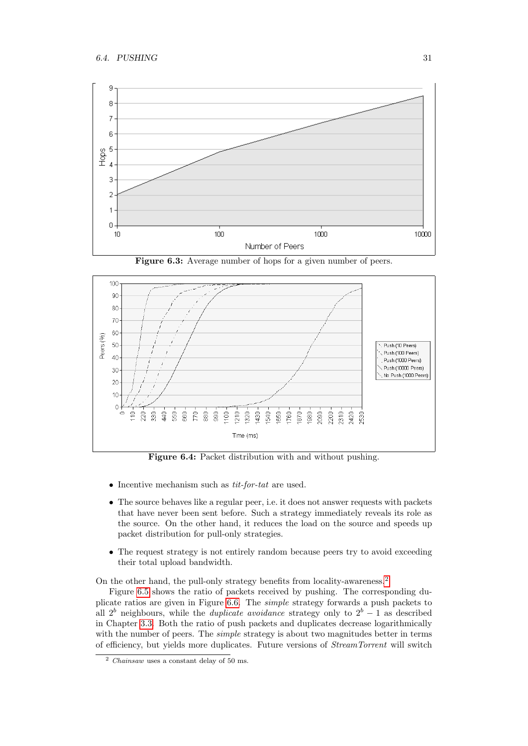**Figure 6.3:** Average number of hops for a given number of peers.

**Figure 6.4:** Packet distribution with and without pushing.

- Incentive mechanism such as *tit-for-tat* are used.
- The source behaves like a regular peer, i.e. it does not answer requests with packets that have never been sent before. Such a strategy immediately reveals its role as the source. On the other hand, it reduces the load on the source and speeds up packet distribution for pull-only strategies.
- The request strategy is not entirely random because peers try to avoid exceeding their total upload bandwidth.

On the other hand, the pull-only strategy benefits from locality-awareness.[2]

Figure 6.5 shows the ratio of packets received by pushing. The corresponding duplicate ratios are given in Figure 6.6. The *simple* strategy forwards a push packets to all $2^b$ neighbours, while the *duplicate avoidance* strategy only to $2^b - 1$ as described in Chapter 3.3. Both the ratio of push packets and duplicates decrease logarithmically with the number of peers. The *simple* strategy is about two magnitudes better in terms of efficiency, but yields more duplicates. Future versions of *StreamTorrent* will switch

[2] *Chainsaw* uses a constant delay of 50 ms.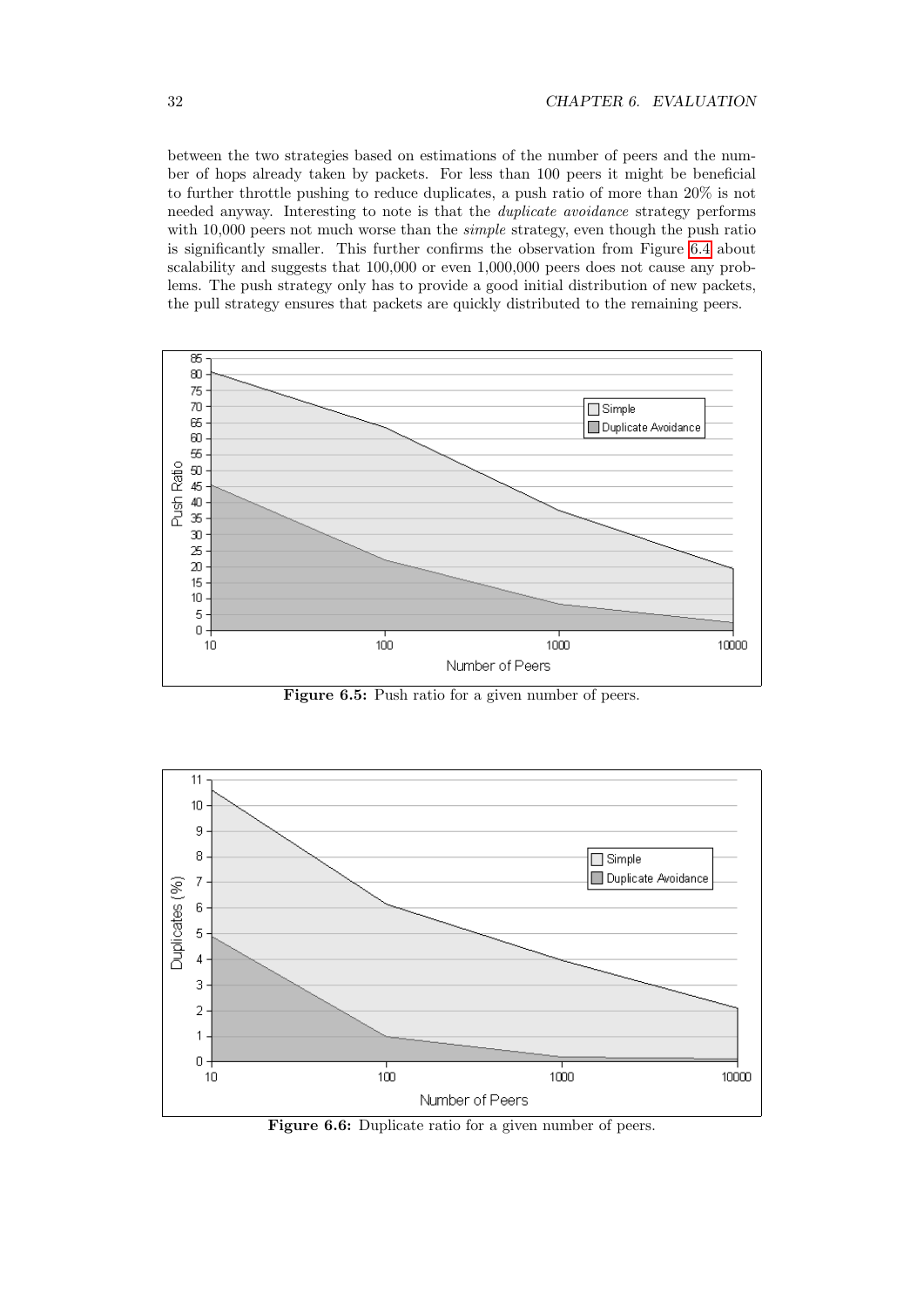between the two strategies based on estimations of the number of peers and the number of hops already taken by packets. For less than 100 peers it might be beneficial to further throttle pushing to reduce duplicates, a push ratio of more than 20% is not needed anyway. Interesting to note is that the *duplicate avoidance* strategy performs with 10,000 peers not much worse than the *simple* strategy, even though the push ratio is significantly smaller. This further confirms the observation from Figure 6.4 about scalability and suggests that 100,000 or even 1,000,000 peers does not cause any problems. The push strategy only has to provide a good initial distribution of new packets, the pull strategy ensures that packets are quickly distributed to the remaining peers.

**Figure 6.5:** Push ratio for a given number of peers.

**Figure 6.6:** Duplicate ratio for a given number of peers.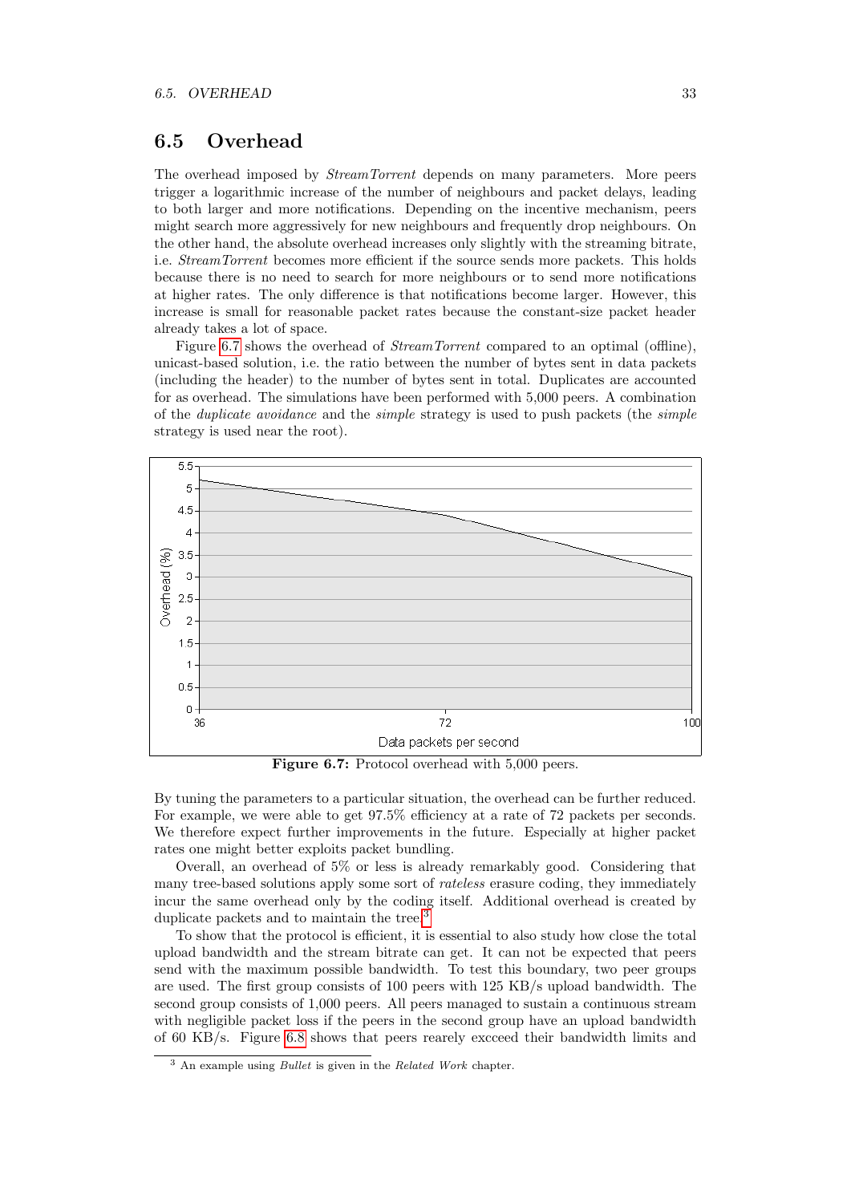## 6.5 Overhead

The overhead imposed by *StreamTorrent* depends on many parameters. More peers trigger a logarithmic increase of the number of neighbours and packet delays, leading to both larger and more notifications. Depending on the incentive mechanism, peers might search more aggressively for new neighbours and frequently drop neighbours. On the other hand, the absolute overhead increases only slightly with the streaming bitrate, i.e. *StreamTorrent* becomes more efficient if the source sends more packets. This holds because there is no need to search for more neighbours or to send more notifications at higher rates. The only difference is that notifications become larger. However, this increase is small for reasonable packet rates because the constant-size packet header already takes a lot of space.

Figure 6.7 shows the overhead of *StreamTorrent* compared to an optimal (offline), unicast-based solution, i.e. the ratio between the number of bytes sent in data packets (including the header) to the number of bytes sent in total. Duplicates are accounted for as overhead. The simulations have been performed with 5,000 peers. A combination of the *duplicate avoidance* and the *simple* strategy is used to push packets (the *simple* strategy is used near the root).

**Figure 6.7:** Protocol overhead with 5,000 peers.

By tuning the parameters to a particular situation, the overhead can be further reduced. For example, we were able to get 97.5% efficiency at a rate of 72 packets per seconds. We therefore expect further improvements in the future. Especially at higher packet rates one might better exploits packet bundling.

Overall, an overhead of 5% or less is already remarkably good. Considering that many tree-based solutions apply some sort of *rateless* erasure coding, they immediately incur the same overhead only by the coding itself. Additional overhead is created by duplicate packets and to maintain the tree.[3]

To show that the protocol is efficient, it is essential to also study how close the total upload bandwidth and the stream bitrate can get. It can not be expected that peers send with the maximum possible bandwidth. To test this boundary, two peer groups are used. The first group consists of 100 peers with 125 KB/s upload bandwidth. The second group consists of 1,000 peers. All peers managed to sustain a continuous stream with negligible packet loss if the peers in the second group have an upload bandwidth of 60 KB/s. Figure 6.8 shows that peers rearely excceed their bandwidth limits and

[3] An example using *Bullet* is given in the *Related Work* chapter.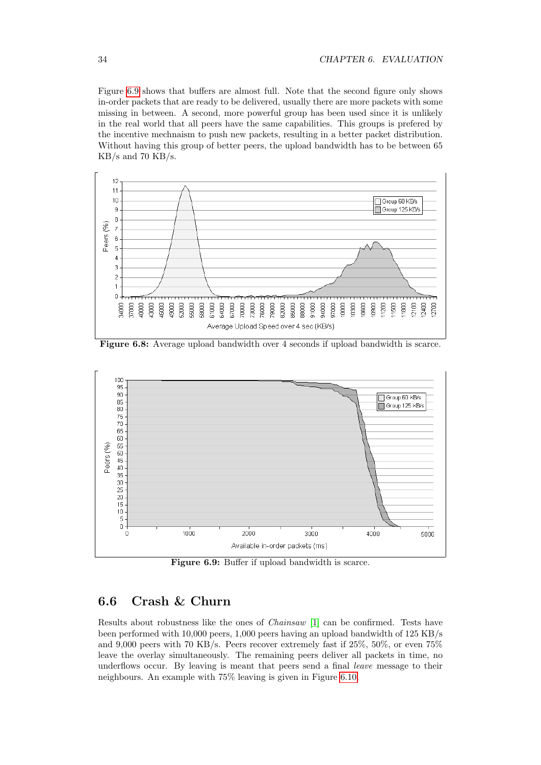Figure 6.9 shows that buffers are almost full. Note that the second figure only shows in-order packets that are ready to be delivered, usually there are more packets with some missing in between. A second, more powerful group has been used since it is unlikely in the real world that all peers have the same capabilities. This groups is prefered by the incentive mechnaism to push new packets, resulting in a better packet distribution. Without having this group of better peers, the upload bandwidth has to be between 65 KB/s and 70 KB/s.

**Figure 6.8:** Average upload bandwidth over 4 seconds if upload bandwidth is scarce.

**Figure 6.9:** Buffer if upload bandwidth is scarce.

## 6.6 Crash & Churn

Results about robustness like the ones of *Chainsaw* [1] can be confirmed. Tests have been performed with 10,000 peers, 1,000 peers having an upload bandwidth of 125 KB/s and 9,000 peers with 70 KB/s. Peers recover extremely fast if 25%, 50%, or even 75% leave the overlay simultaneously. The remaining peers deliver all packets in time, no underflows occur. By leaving is meant that peers send a final *leave* message to their neighbours. An example with 75% leaving is given in Figure 6.10.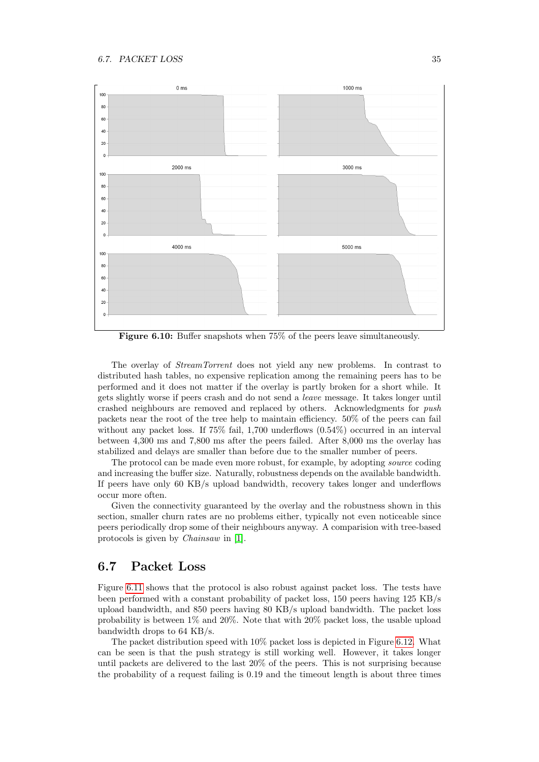Figure 6.10: Buffer snapshots when 75% of the peers leave simultaneously.

The overlay of *StreamTorrent* does not yield any new problems. In contrast to distributed hash tables, no expensive replication among the remaining peers has to be performed and it does not matter if the overlay is partly broken for a short while. It gets slightly worse if peers crash and do not send a *leave* message. It takes longer until crashed neighbours are removed and replaced by others. Acknowledgments for *push* packets near the root of the tree help to maintain efficiency. 50% of the peers can fail without any packet loss. If 75% fail, 1,700 underflows (0.54%) occurred in an interval between 4,300 ms and 7,800 ms after the peers failed. After 8,000 ms the overlay has stabilized and delays are smaller than before due to the smaller number of peers.

The protocol can be made even more robust, for example, by adopting *source* coding and increasing the buffer size. Naturally, robustness depends on the available bandwidth. If peers have only 60 KB/s upload bandwidth, recovery takes longer and underflows occur more often.

Given the connectivity guaranteed by the overlay and the robustness shown in this section, smaller churn rates are no problems either, typically not even noticeable since peers periodically drop some of their neighbours anyway. A comparision with tree-based protocols is given by *Chainsaw* in [1].

## 6.7 Packet Loss

Figure 6.11 shows that the protocol is also robust against packet loss. The tests have been performed with a constant probability of packet loss, 150 peers having 125 KB/s upload bandwidth, and 850 peers having 80 KB/s upload bandwidth. The packet loss probability is between 1% and 20%. Note that with 20% packet loss, the usable upload bandwidth drops to 64 KB/s.

The packet distribution speed with 10% packet loss is depicted in Figure 6.12. What can be seen is that the push strategy is still working well. However, it takes longer until packets are delivered to the last 20% of the peers. This is not surprising because the probability of a request failing is 0.19 and the timeout length is about three times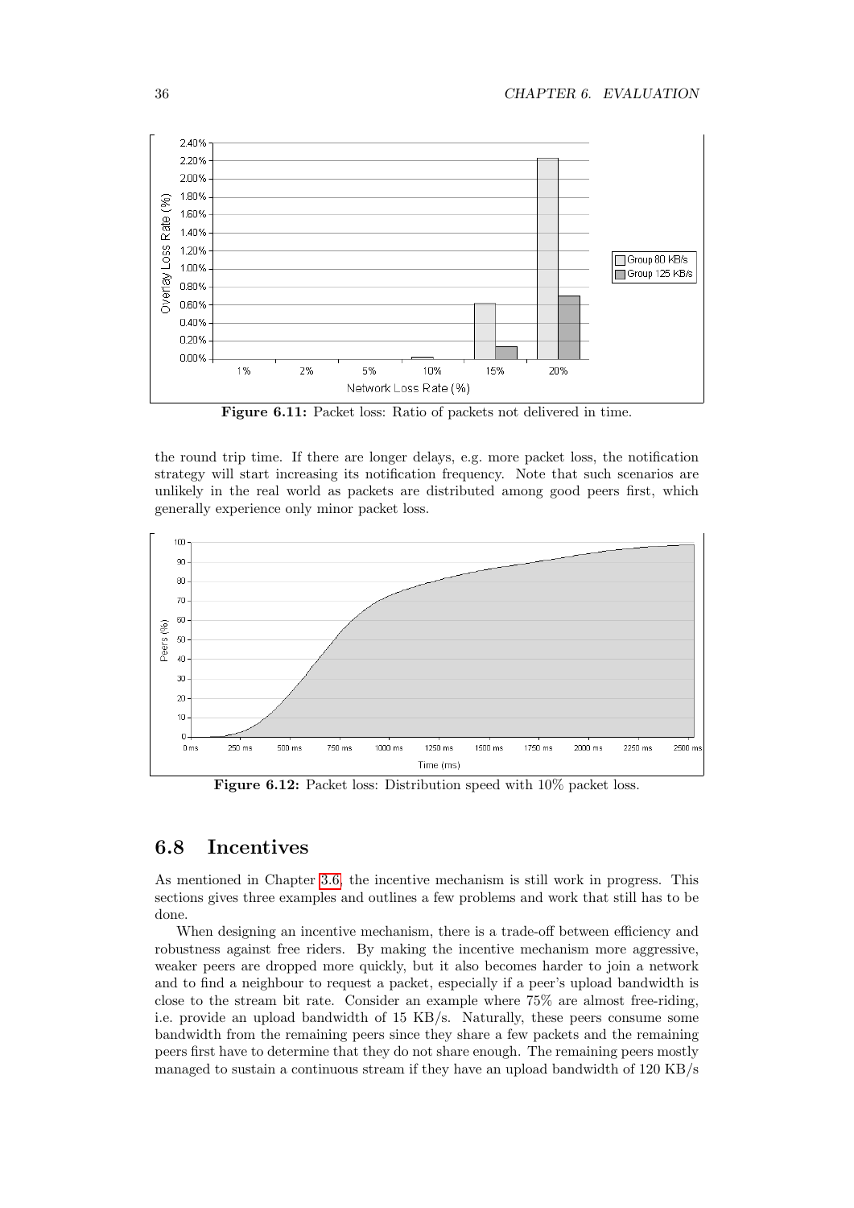Figure 6.11: Packet loss: Ratio of packets not delivered in time.

the round trip time. If there are longer delays, e.g. more packet loss, the notification strategy will start increasing its notification frequency. Note that such scenarios are unlikely in the real world as packets are distributed among good peers first, which generally experience only minor packet loss.

Figure 6.12: Packet loss: Distribution speed with 10% packet loss.

## 6.8 Incentives

As mentioned in Chapter 3.6, the incentive mechanism is still work in progress. This sections gives three examples and outlines a few problems and work that still has to be done.

When designing an incentive mechanism, there is a trade-off between efficiency and robustness against free riders. By making the incentive mechanism more aggressive, weaker peers are dropped more quickly, but it also becomes harder to join a network and to find a neighbour to request a packet, especially if a peer's upload bandwidth is close to the stream bit rate. Consider an example where 75% are almost free-riding, i.e. provide an upload bandwidth of 15 KB/s. Naturally, these peers consume some bandwidth from the remaining peers since they share a few packets and the remaining peers first have to determine that they do not share enough. The remaining peers mostly managed to sustain a continuous stream if they have an upload bandwidth of 120 KB/s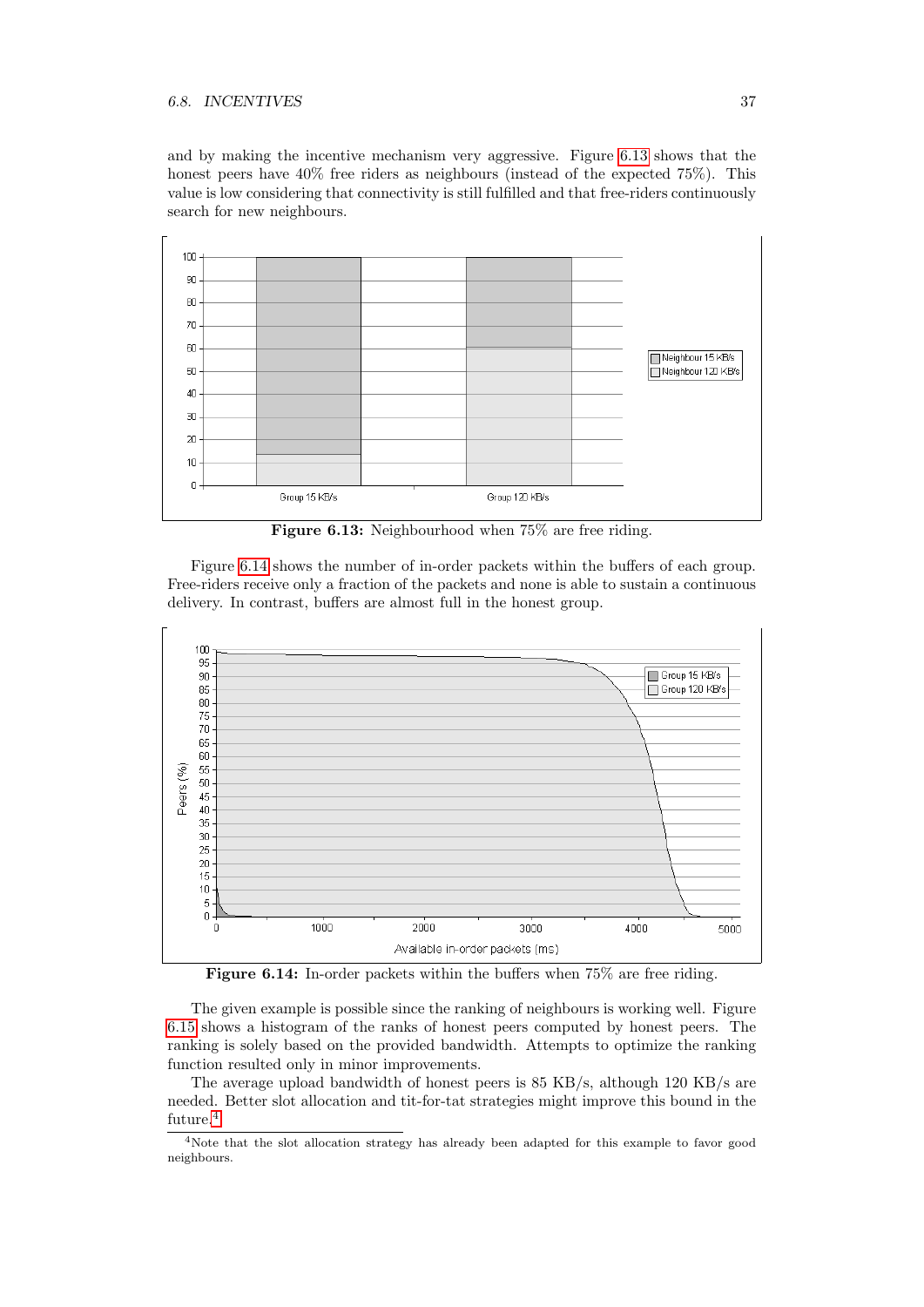and by making the incentive mechanism very aggressive. Figure 6.13 shows that the honest peers have 40% free riders as neighbours (instead of the expected 75%). This value is low considering that connectivity is still fulfilled and that free-riders continuously search for new neighbours.

**Figure 6.13:** Neighbourhood when 75% are free riding.

Figure 6.14 shows the number of in-order packets within the buffers of each group. Free-riders receive only a fraction of the packets and none is able to sustain a continuous delivery. In contrast, buffers are almost full in the honest group.

**Figure 6.14:** In-order packets within the buffers when 75% are free riding.

The given example is possible since the ranking of neighbours is working well. Figure 6.15 shows a histogram of the ranks of honest peers computed by honest peers. The ranking is solely based on the provided bandwidth. Attempts to optimize the ranking function resulted only in minor improvements.

The average upload bandwidth of honest peers is 85 KB/s, although 120 KB/s are needed. Better slot allocation and tit-for-tat strategies might improve this bound in the future.[4]

[4] Note that the slot allocation strategy has already been adapted for this example to favor good neighbours.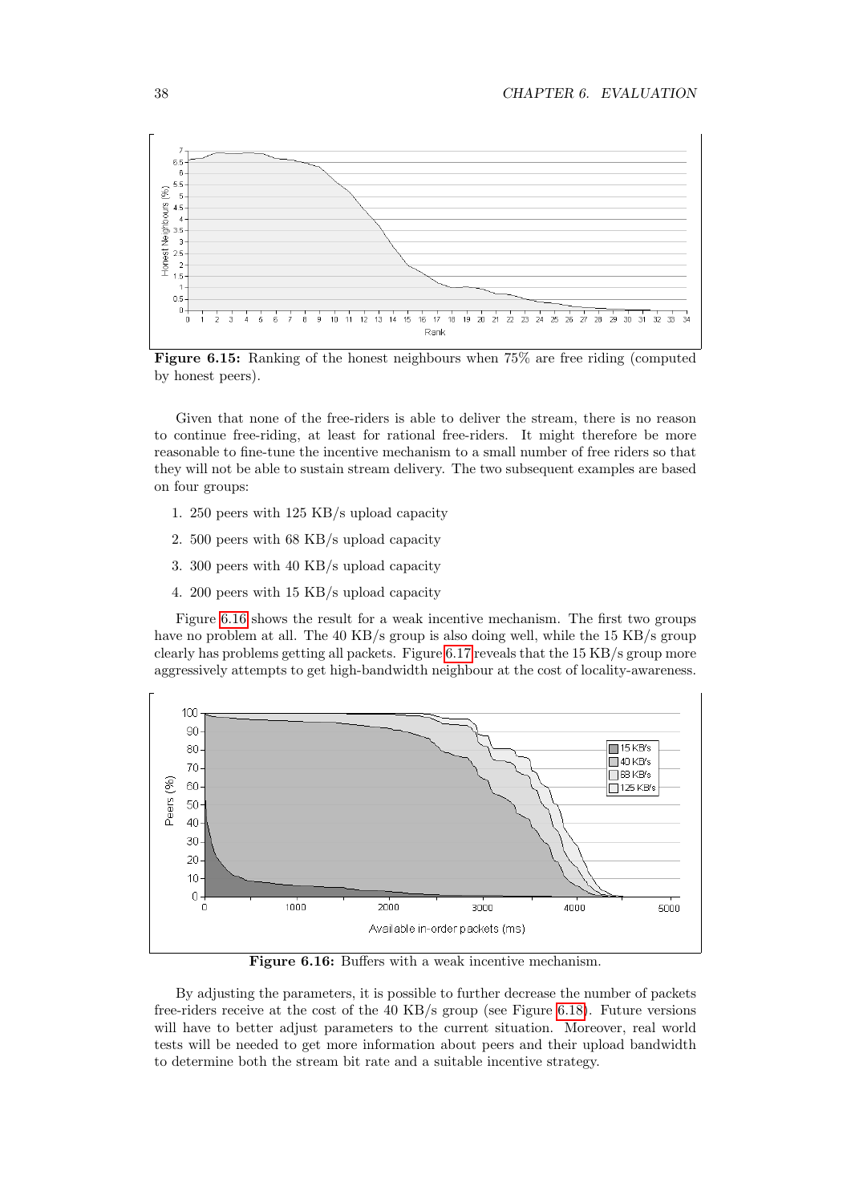**Figure 6.15:** Ranking of the honest neighbours when 75% are free riding (computed by honest peers).

Given that none of the free-riders is able to deliver the stream, there is no reason to continue free-riding, at least for rational free-riders. It might therefore be more reasonable to fine-tune the incentive mechanism to a small number of free riders so that they will not be able to sustain stream delivery. The two subsequent examples are based on four groups:

1. 250 peers with 125 KB/s upload capacity
2. 500 peers with 68 KB/s upload capacity
3. 300 peers with 40 KB/s upload capacity
4. 200 peers with 15 KB/s upload capacity

Figure 6.16 shows the result for a weak incentive mechanism. The first two groups have no problem at all. The 40 KB/s group is also doing well, while the 15 KB/s group clearly has problems getting all packets. Figure 6.17 reveals that the 15 KB/s group more aggressively attempts to get high-bandwidth neighbour at the cost of locality-awareness.

**Figure 6.16:** Buffers with a weak incentive mechanism.

By adjusting the parameters, it is possible to further decrease the number of packets free-riders receive at the cost of the 40 KB/s group (see Figure 6.18). Future versions will have to better adjust parameters to the current situation. Moreover, real world tests will be needed to get more information about peers and their upload bandwidth to determine both the stream bit rate and a suitable incentive strategy.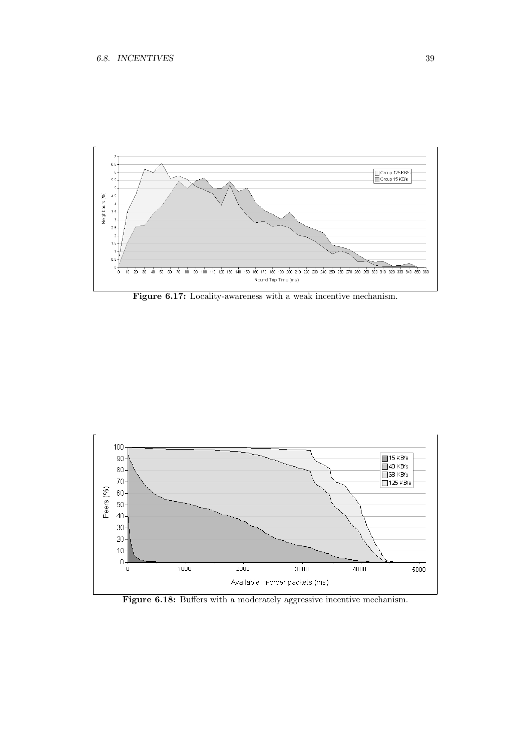Figure 6.17: Locality-awareness with a weak incentive mechanism.

Figure 6.18: Buffers with a moderately aggressive incentive mechanism.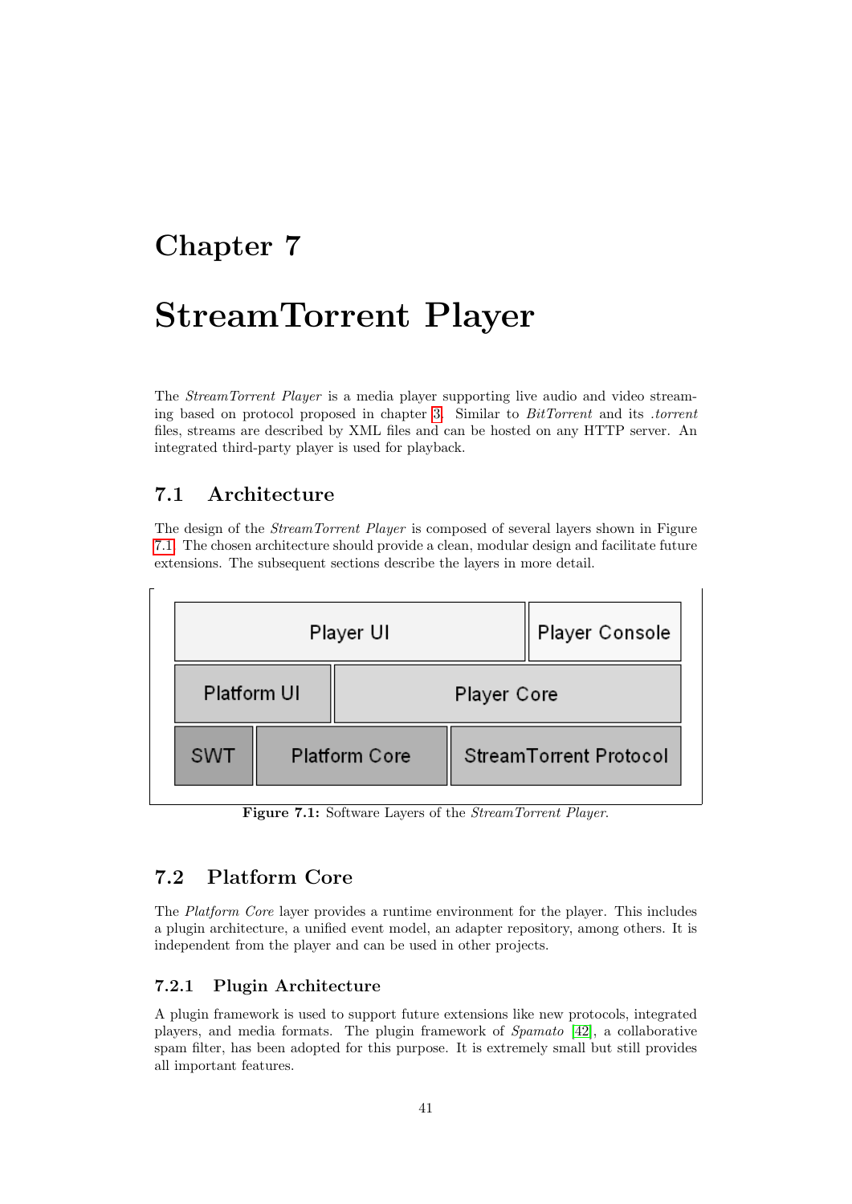# Chapter 7

# StreamTorrent Player

The *StreamTorrent Player* is a media player supporting live audio and video streaming based on protocol proposed in chapter 3. Similar to *BitTorrent* and its *.torrent* files, streams are described by XML files and can be hosted on any HTTP server. An integrated third-party player is used for playback.

## 7.1 Architecture

The design of the *StreamTorrent Player* is composed of several layers shown in Figure 7.1. The chosen architecture should provide a clean, modular design and facilitate future extensions. The subsequent sections describe the layers in more detail.

| Player UI | | Player Console |
|---|---|---|
| Platform UI | Player Core | |
| SWT | Platform Core | StreamTorrent Protocol |

**Figure 7.1:** Software Layers of the *StreamTorrent Player*.

## 7.2 Platform Core

The *Platform Core* layer provides a runtime environment for the player. This includes a plugin architecture, a unified event model, an adapter repository, among others. It is independent from the player and can be used in other projects.

### 7.2.1 Plugin Architecture

A plugin framework is used to support future extensions like new protocols, integrated players, and media formats. The plugin framework of *Spamato* [42], a collaborative spam filter, has been adopted for this purpose. It is extremely small but still provides all important features.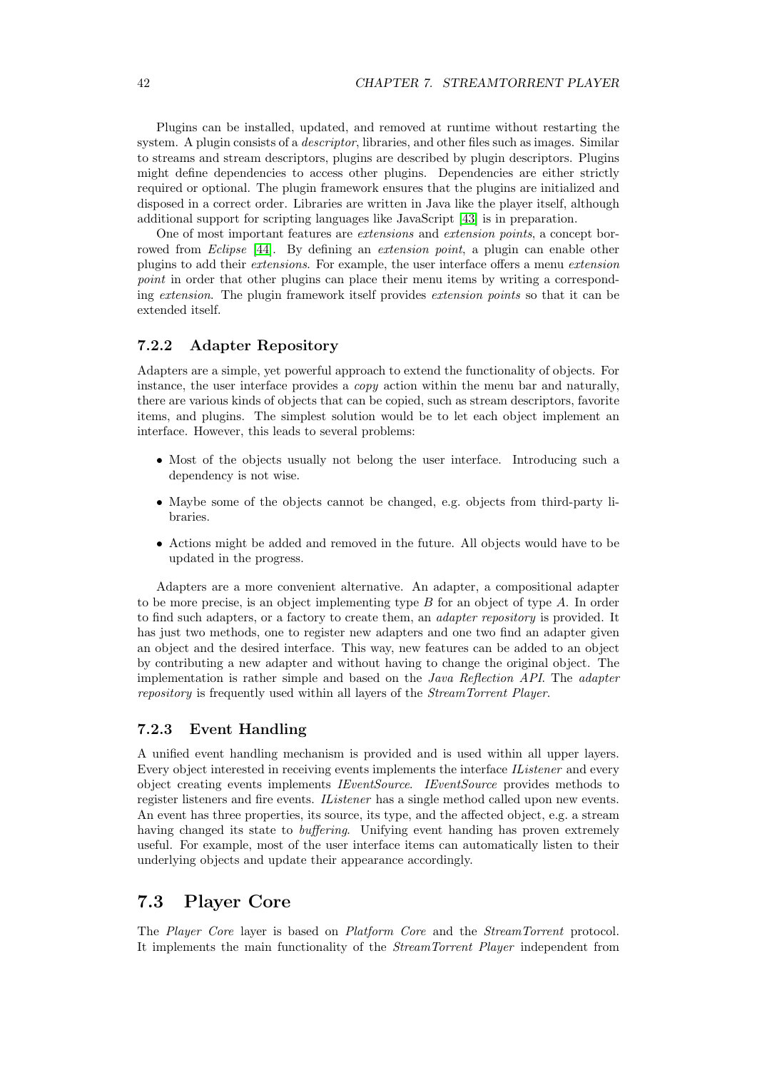Plugins can be installed, updated, and removed at runtime without restarting the system. A plugin consists of a *descriptor*, libraries, and other files such as images. Similar to streams and stream descriptors, plugins are described by plugin descriptors. Plugins might define dependencies to access other plugins. Dependencies are either strictly required or optional. The plugin framework ensures that the plugins are initialized and disposed in a correct order. Libraries are written in Java like the player itself, although additional support for scripting languages like JavaScript [43] is in preparation.

One of most important features are *extensions* and *extension points*, a concept borrowed from *Eclipse* [44]. By defining an *extension point*, a plugin can enable other plugins to add their *extensions*. For example, the user interface offers a menu *extension point* in order that other plugins can place their menu items by writing a corresponding *extension*. The plugin framework itself provides *extension points* so that it can be extended itself.

### 7.2.2 Adapter Repository

Adapters are a simple, yet powerful approach to extend the functionality of objects. For instance, the user interface provides a *copy* action within the menu bar and naturally, there are various kinds of objects that can be copied, such as stream descriptors, favorite items, and plugins. The simplest solution would be to let each object implement an interface. However, this leads to several problems:

- Most of the objects usually not belong the user interface. Introducing such a dependency is not wise.
- Maybe some of the objects cannot be changed, e.g. objects from third-party libraries.
- Actions might be added and removed in the future. All objects would have to be updated in the progress.

Adapters are a more convenient alternative. An adapter, a compositional adapter to be more precise, is an object implementing type $B$ for an object of type $A$. In order to find such adapters, or a factory to create them, an *adapter repository* is provided. It has just two methods, one to register new adapters and one two find an adapter given an object and the desired interface. This way, new features can be added to an object by contributing a new adapter and without having to change the original object. The implementation is rather simple and based on the *Java Reflection API*. The *adapter repository* is frequently used within all layers of the *StreamTorrent Player*.

### 7.2.3 Event Handling

A unified event handling mechanism is provided and is used within all upper layers. Every object interested in receiving events implements the interface *IListener* and every object creating events implements *IEventSource*. *IEventSource* provides methods to register listeners and fire events. *IListener* has a single method called upon new events. An event has three properties, its source, its type, and the affected object, e.g. a stream having changed its state to *buffering*. Unifying event handing has proven extremely useful. For example, most of the user interface items can automatically listen to their underlying objects and update their appearance accordingly.

## 7.3 Player Core

The *Player Core* layer is based on *Platform Core* and the *StreamTorrent* protocol. It implements the main functionality of the *StreamTorrent Player* independent from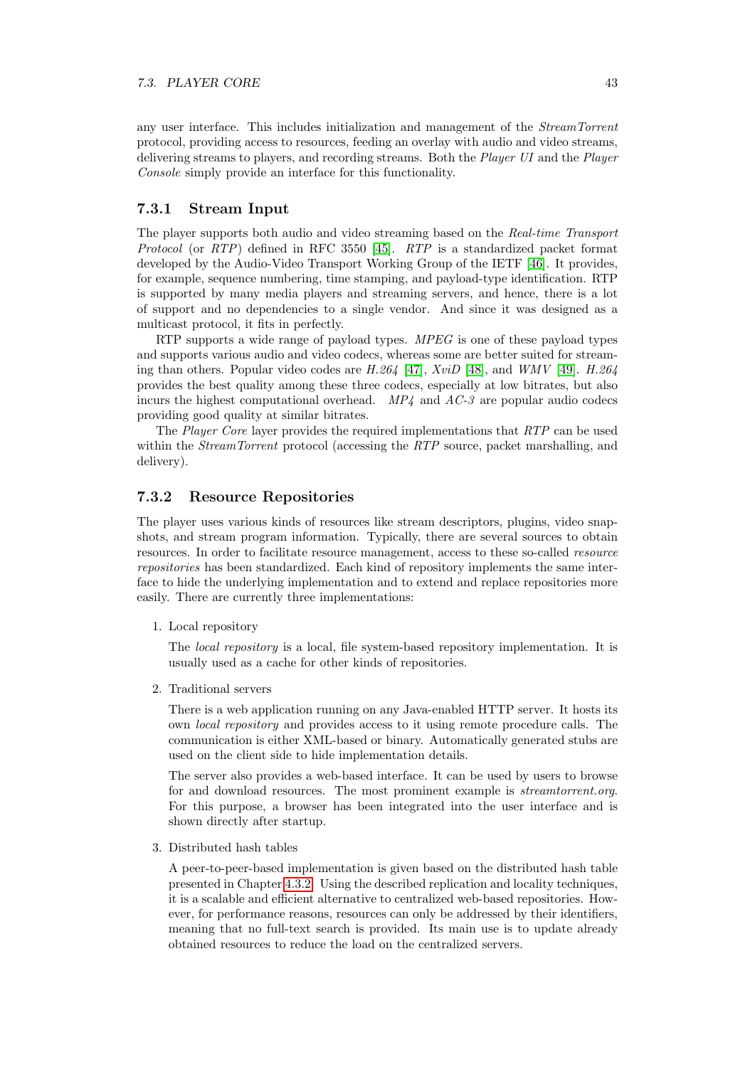any user interface. This includes initialization and management of the *StreamTorrent* protocol, providing access to resources, feeding an overlay with audio and video streams, delivering streams to players, and recording streams. Both the *Player UI* and the *Player Console* simply provide an interface for this functionality.

### 7.3.1 Stream Input

The player supports both audio and video streaming based on the *Real-time Transport Protocol* (or *RTP*) defined in RFC 3550 [45]. *RTP* is a standardized packet format developed by the Audio-Video Transport Working Group of the IETF [46]. It provides, for example, sequence numbering, time stamping, and payload-type identification. RTP is supported by many media players and streaming servers, and hence, there is a lot of support and no dependencies to a single vendor. And since it was designed as a multicast protocol, it fits in perfectly.

RTP supports a wide range of payload types. *MPEG* is one of these payload types and supports various audio and video codecs, whereas some are better suited for streaming than others. Popular video codes are *H.264* [47], *XviD* [48], and *WMV* [49]. *H.264* provides the best quality among these three codecs, especially at low bitrates, but also incurs the highest computational overhead. *MP4* and *AC-3* are popular audio codecs providing good quality at similar bitrates.

The *Player Core* layer provides the required implementations that *RTP* can be used within the *StreamTorrent* protocol (accessing the *RTP* source, packet marshalling, and delivery).

### 7.3.2 Resource Repositories

The player uses various kinds of resources like stream descriptors, plugins, video snapshots, and stream program information. Typically, there are several sources to obtain resources. In order to facilitate resource management, access to these so-called *resource repositories* has been standardized. Each kind of repository implements the same interface to hide the underlying implementation and to extend and replace repositories more easily. There are currently three implementations:

1. Local repository

   The *local repository* is a local, file system-based repository implementation. It is usually used as a cache for other kinds of repositories.

2. Traditional servers

   There is a web application running on any Java-enabled HTTP server. It hosts its own *local repository* and provides access to it using remote procedure calls. The communication is either XML-based or binary. Automatically generated stubs are used on the client side to hide implementation details.

   The server also provides a web-based interface. It can be used by users to browse for and download resources. The most prominent example is *streamtorrent.org*. For this purpose, a browser has been integrated into the user interface and is shown directly after startup.

3. Distributed hash tables

   A peer-to-peer-based implementation is given based on the distributed hash table presented in Chapter 4.3.2. Using the described replication and locality techniques, it is a scalable and efficient alternative to centralized web-based repositories. However, for performance reasons, resources can only be addressed by their identifiers, meaning that no full-text search is provided. Its main use is to update already obtained resources to reduce the load on the centralized servers.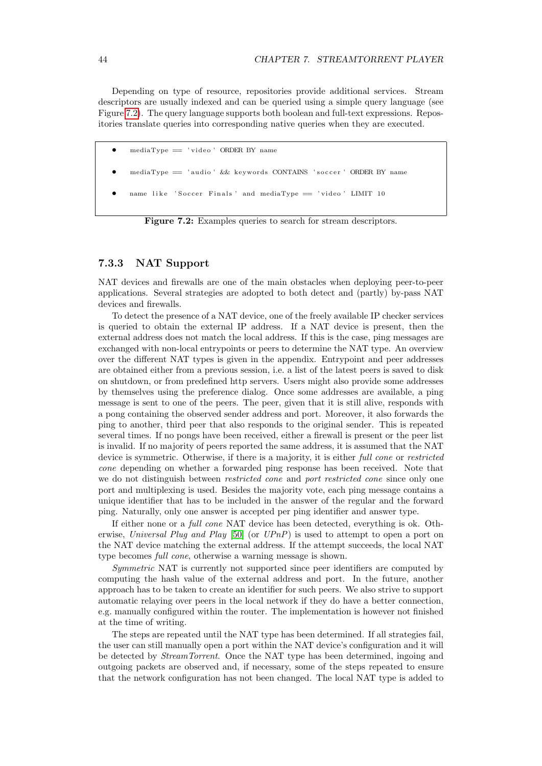Depending on type of resource, repositories provide additional services. Stream descriptors are usually indexed and can be queried using a simple query language (see Figure 7.2). The query language supports both boolean and full-text expressions. Repositories translate queries into corresponding native queries when they are executed.

- `mediaType == 'video' ORDER BY name`
- `mediaType == 'audio' && keywords CONTAINS 'soccer' ORDER BY name`
- `name like 'Soccer Finals' and mediaType == 'video' LIMIT 10`

**Figure 7.2:** Examples queries to search for stream descriptors.

### 7.3.3 NAT Support

NAT devices and firewalls are one of the main obstacles when deploying peer-to-peer applications. Several strategies are adopted to both detect and (partly) by-pass NAT devices and firewalls.

To detect the presence of a NAT device, one of the freely available IP checker services is queried to obtain the external IP address. If a NAT device is present, then the external address does not match the local address. If this is the case, ping messages are exchanged with non-local entrypoints or peers to determine the NAT type. An overview over the different NAT types is given in the appendix. Entrypoint and peer addresses are obtained either from a previous session, i.e. a list of the latest peers is saved to disk on shutdown, or from predefined http servers. Users might also provide some addresses by themselves using the preference dialog. Once some addresses are available, a ping message is sent to one of the peers. The peer, given that it is still alive, responds with a pong containing the observed sender address and port. Moreover, it also forwards the ping to another, third peer that also responds to the original sender. This is repeated several times. If no pongs have been received, either a firewall is present or the peer list is invalid. If no majority of peers reported the same address, it is assumed that the NAT device is symmetric. Otherwise, if there is a majority, it is either *full cone* or *restricted cone* depending on whether a forwarded ping response has been received. Note that we do not distinguish between *restricted cone* and *port restricted cone* since only one port and multiplexing is used. Besides the majority vote, each ping message contains a unique identifier that has to be included in the answer of the regular and the forward ping. Naturally, only one answer is accepted per ping identifier and answer type.

If either none or a *full cone* NAT device has been detected, everything is ok. Otherwise, *Universal Plug and Play* [50] (or *UPnP*) is used to attempt to open a port on the NAT device matching the external address. If the attempt succeeds, the local NAT type becomes *full cone*, otherwise a warning message is shown.

*Symmetric* NAT is currently not supported since peer identifiers are computed by computing the hash value of the external address and port. In the future, another approach has to be taken to create an identifier for such peers. We also strive to support automatic relaying over peers in the local network if they do have a better connection, e.g. manually configured within the router. The implementation is however not finished at the time of writing.

The steps are repeated until the NAT type has been determined. If all strategies fail, the user can still manually open a port within the NAT device's configuration and it will be detected by *StreamTorrent*. Once the NAT type has been determined, ingoing and outgoing packets are observed and, if necessary, some of the steps repeated to ensure that the network configuration has not been changed. The local NAT type is added to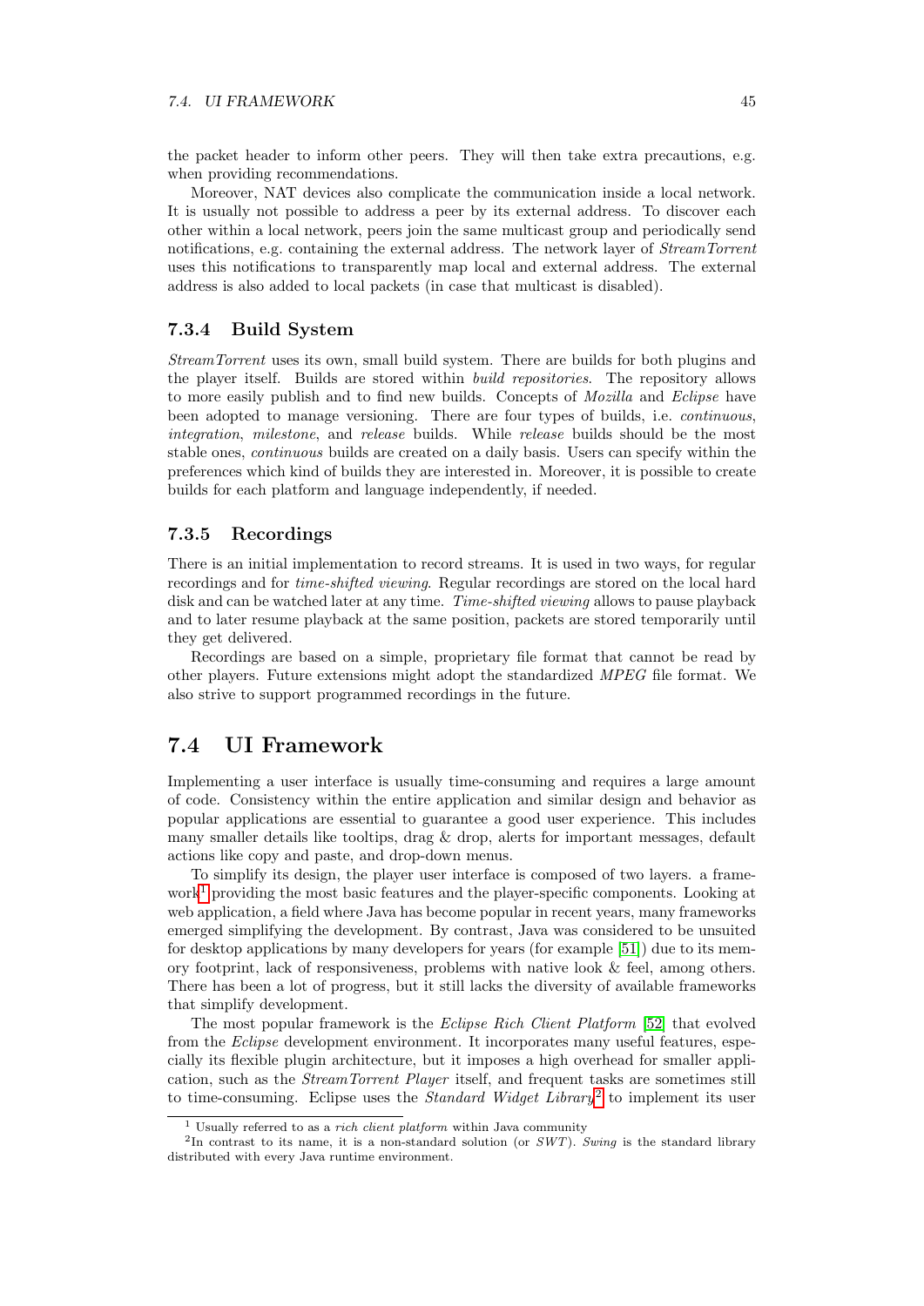the packet header to inform other peers. They will then take extra precautions, e.g. when providing recommendations.

Moreover, NAT devices also complicate the communication inside a local network. It is usually not possible to address a peer by its external address. To discover each other within a local network, peers join the same multicast group and periodically send notifications, e.g. containing the external address. The network layer of *StreamTorrent* uses this notifications to transparently map local and external address. The external address is also added to local packets (in case that multicast is disabled).

### 7.3.4 Build System

*StreamTorrent* uses its own, small build system. There are builds for both plugins and the player itself. Builds are stored within *build repositories*. The repository allows to more easily publish and to find new builds. Concepts of *Mozilla* and *Eclipse* have been adopted to manage versioning. There are four types of builds, i.e. *continuous*, *integration*, *milestone*, and *release* builds. While *release* builds should be the most stable ones, *continuous* builds are created on a daily basis. Users can specify within the preferences which kind of builds they are interested in. Moreover, it is possible to create builds for each platform and language independently, if needed.

### 7.3.5 Recordings

There is an initial implementation to record streams. It is used in two ways, for regular recordings and for *time-shifted viewing*. Regular recordings are stored on the local hard disk and can be watched later at any time. *Time-shifted viewing* allows to pause playback and to later resume playback at the same position, packets are stored temporarily until they get delivered.

Recordings are based on a simple, proprietary file format that cannot be read by other players. Future extensions might adopt the standardized *MPEG* file format. We also strive to support programmed recordings in the future.

## 7.4 UI Framework

Implementing a user interface is usually time-consuming and requires a large amount of code. Consistency within the entire application and similar design and behavior as popular applications are essential to guarantee a good user experience. This includes many smaller details like tooltips, drag & drop, alerts for important messages, default actions like copy and paste, and drop-down menus.

To simplify its design, the player user interface is composed of two layers. a framework[1] providing the most basic features and the player-specific components. Looking at web application, a field where Java has become popular in recent years, many frameworks emerged simplifying the development. By contrast, Java was considered to be unsuited for desktop applications by many developers for years (for example [51]) due to its memory footprint, lack of responsiveness, problems with native look & feel, among others. There has been a lot of progress, but it still lacks the diversity of available frameworks that simplify development.

The most popular framework is the *Eclipse Rich Client Platform* [52] that evolved from the *Eclipse* development environment. It incorporates many useful features, especially its flexible plugin architecture, but it imposes a high overhead for smaller application, such as the *StreamTorrent Player* itself, and frequent tasks are sometimes still to time-consuming. Eclipse uses the *Standard Widget Library*[2] to implement its user

[1] Usually referred to as a *rich client platform* within Java community

[2] In contrast to its name, it is a non-standard solution (or *SWT*). *Swing* is the standard library distributed with every Java runtime environment.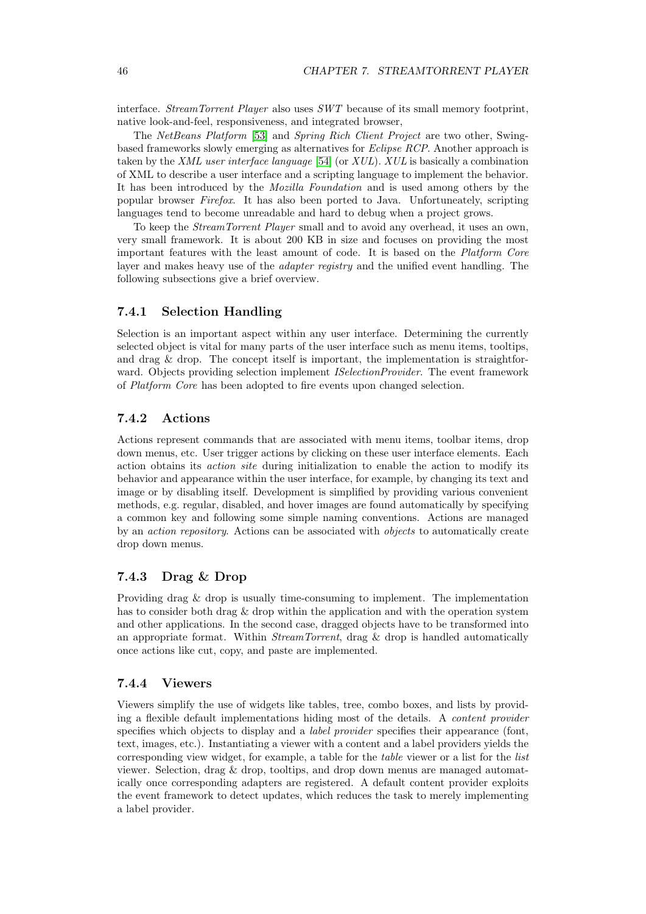interface. *StreamTorrent Player* also uses *SWT* because of its small memory footprint, native look-and-feel, responsiveness, and integrated browser,

The *NetBeans Platform* [53] and *Spring Rich Client Project* are two other, Swing-based frameworks slowly emerging as alternatives for *Eclipse RCP*. Another approach is taken by the *XML user interface language* [54] (or *XUL*). *XUL* is basically a combination of XML to describe a user interface and a scripting language to implement the behavior. It has been introduced by the *Mozilla Foundation* and is used among others by the popular browser *Firefox*. It has also been ported to Java. Unfortuneately, scripting languages tend to become unreadable and hard to debug when a project grows.

To keep the *StreamTorrent Player* small and to avoid any overhead, it uses an own, very small framework. It is about 200 KB in size and focuses on providing the most important features with the least amount of code. It is based on the *Platform Core* layer and makes heavy use of the *adapter registry* and the unified event handling. The following subsections give a brief overview.

### 7.4.1 Selection Handling

Selection is an important aspect within any user interface. Determining the currently selected object is vital for many parts of the user interface such as menu items, tooltips, and drag & drop. The concept itself is important, the implementation is straightforward. Objects providing selection implement *ISelectionProvider*. The event framework of *Platform Core* has been adopted to fire events upon changed selection.

### 7.4.2 Actions

Actions represent commands that are associated with menu items, toolbar items, drop down menus, etc. User trigger actions by clicking on these user interface elements. Each action obtains its *action site* during initialization to enable the action to modify its behavior and appearance within the user interface, for example, by changing its text and image or by disabling itself. Development is simplified by providing various convenient methods, e.g. regular, disabled, and hover images are found automatically by specifying a common key and following some simple naming conventions. Actions are managed by an *action repository*. Actions can be associated with *objects* to automatically create drop down menus.

### 7.4.3 Drag & Drop

Providing drag & drop is usually time-consuming to implement. The implementation has to consider both drag & drop within the application and with the operation system and other applications. In the second case, dragged objects have to be transformed into an appropriate format. Within *StreamTorrent*, drag & drop is handled automatically once actions like cut, copy, and paste are implemented.

### 7.4.4 Viewers

Viewers simplify the use of widgets like tables, tree, combo boxes, and lists by providing a flexible default implementations hiding most of the details. A *content provider* specifies which objects to display and a *label provider* specifies their appearance (font, text, images, etc.). Instantiating a viewer with a content and a label providers yields the corresponding view widget, for example, a table for the *table* viewer or a list for the *list* viewer. Selection, drag & drop, tooltips, and drop down menus are managed automatically once corresponding adapters are registered. A default content provider exploits the event framework to detect updates, which reduces the task to merely implementing a label provider.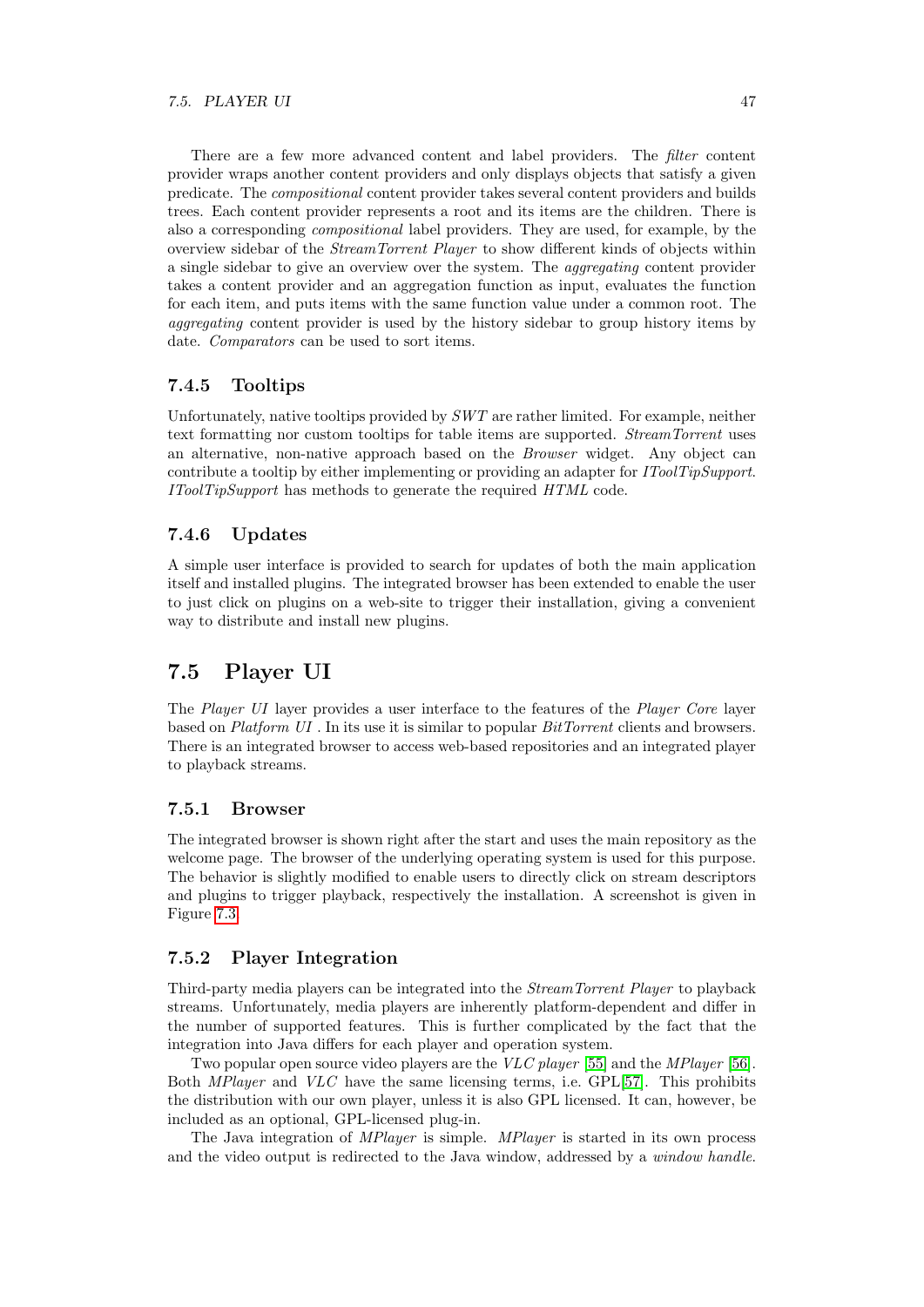There are a few more advanced content and label providers. The *filter* content provider wraps another content providers and only displays objects that satisfy a given predicate. The *compositional* content provider takes several content providers and builds trees. Each content provider represents a root and its items are the children. There is also a corresponding *compositional* label providers. They are used, for example, by the overview sidebar of the *StreamTorrent Player* to show different kinds of objects within a single sidebar to give an overview over the system. The *aggregating* content provider takes a content provider and an aggregation function as input, evaluates the function for each item, and puts items with the same function value under a common root. The *aggregating* content provider is used by the history sidebar to group history items by date. *Comparators* can be used to sort items.

### 7.4.5 Tooltips

Unfortunately, native tooltips provided by *SWT* are rather limited. For example, neither text formatting nor custom tooltips for table items are supported. *StreamTorrent* uses an alternative, non-native approach based on the *Browser* widget. Any object can contribute a tooltip by either implementing or providing an adapter for *IToolTipSupport*. *IToolTipSupport* has methods to generate the required *HTML* code.

### 7.4.6 Updates

A simple user interface is provided to search for updates of both the main application itself and installed plugins. The integrated browser has been extended to enable the user to just click on plugins on a web-site to trigger their installation, giving a convenient way to distribute and install new plugins.

## 7.5 Player UI

The *Player UI* layer provides a user interface to the features of the *Player Core* layer based on *Platform UI* . In its use it is similar to popular *BitTorrent* clients and browsers. There is an integrated browser to access web-based repositories and an integrated player to playback streams.

### 7.5.1 Browser

The integrated browser is shown right after the start and uses the main repository as the welcome page. The browser of the underlying operating system is used for this purpose. The behavior is slightly modified to enable users to directly click on stream descriptors and plugins to trigger playback, respectively the installation. A screenshot is given in Figure 7.3.

### 7.5.2 Player Integration

Third-party media players can be integrated into the *StreamTorrent Player* to playback streams. Unfortunately, media players are inherently platform-dependent and differ in the number of supported features. This is further complicated by the fact that the integration into Java differs for each player and operation system.

Two popular open source video players are the *VLC player* [55] and the *MPlayer* [56]. Both *MPlayer* and *VLC* have the same licensing terms, i.e. GPL[57]. This prohibits the distribution with our own player, unless it is also GPL licensed. It can, however, be included as an optional, GPL-licensed plug-in.

The Java integration of *MPlayer* is simple. *MPlayer* is started in its own process and the video output is redirected to the Java window, addressed by a *window handle*.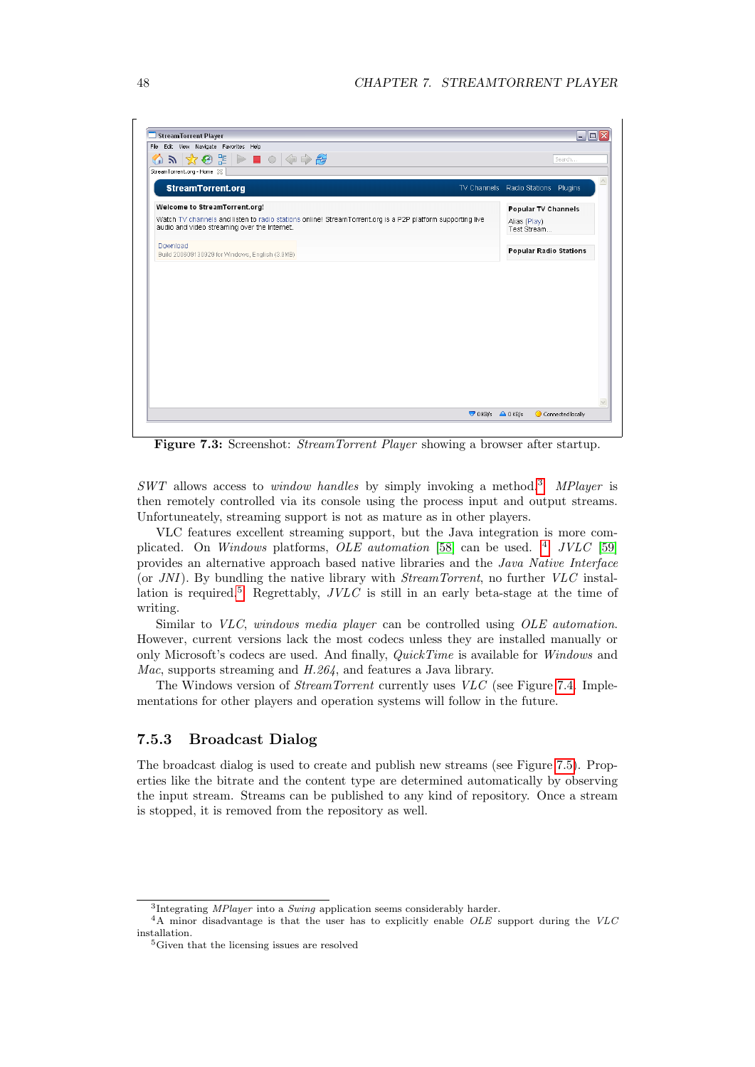**Figure 7.3:** Screenshot: *StreamTorrent Player* showing a browser after startup.

*SWT* allows access to *window handles* by simply invoking a method.[3] *MPlayer* is then remotely controlled via its console using the process input and output streams. Unfortuneately, streaming support is not as mature as in other players.

VLC features excellent streaming support, but the Java integration is more complicated. On *Windows* platforms, *OLE automation* [58] can be used. [4] *JVLC* [59] provides an alternative approach based native libraries and the *Java Native Interface* (or *JNI*). By bundling the native library with *StreamTorrent*, no further *VLC* installation is required.[5] Regrettably, *JVLC* is still in an early beta-stage at the time of writing.

Similar to *VLC*, *windows media player* can be controlled using *OLE automation*. However, current versions lack the most codecs unless they are installed manually or only Microsoft's codecs are used. And finally, *QuickTime* is available for *Windows* and *Mac*, supports streaming and *H.264*, and features a Java library.

The Windows version of *StreamTorrent* currently uses *VLC* (see Figure 7.4. Implementations for other players and operation systems will follow in the future.

### 7.5.3 Broadcast Dialog

The broadcast dialog is used to create and publish new streams (see Figure 7.5). Properties like the bitrate and the content type are determined automatically by observing the input stream. Streams can be published to any kind of repository. Once a stream is stopped, it is removed from the repository as well.

[3] Integrating *MPlayer* into a *Swing* application seems considerably harder.

[4] A minor disadvantage is that the user has to explicitly enable *OLE* support during the *VLC* installation.

[5] Given that the licensing issues are resolved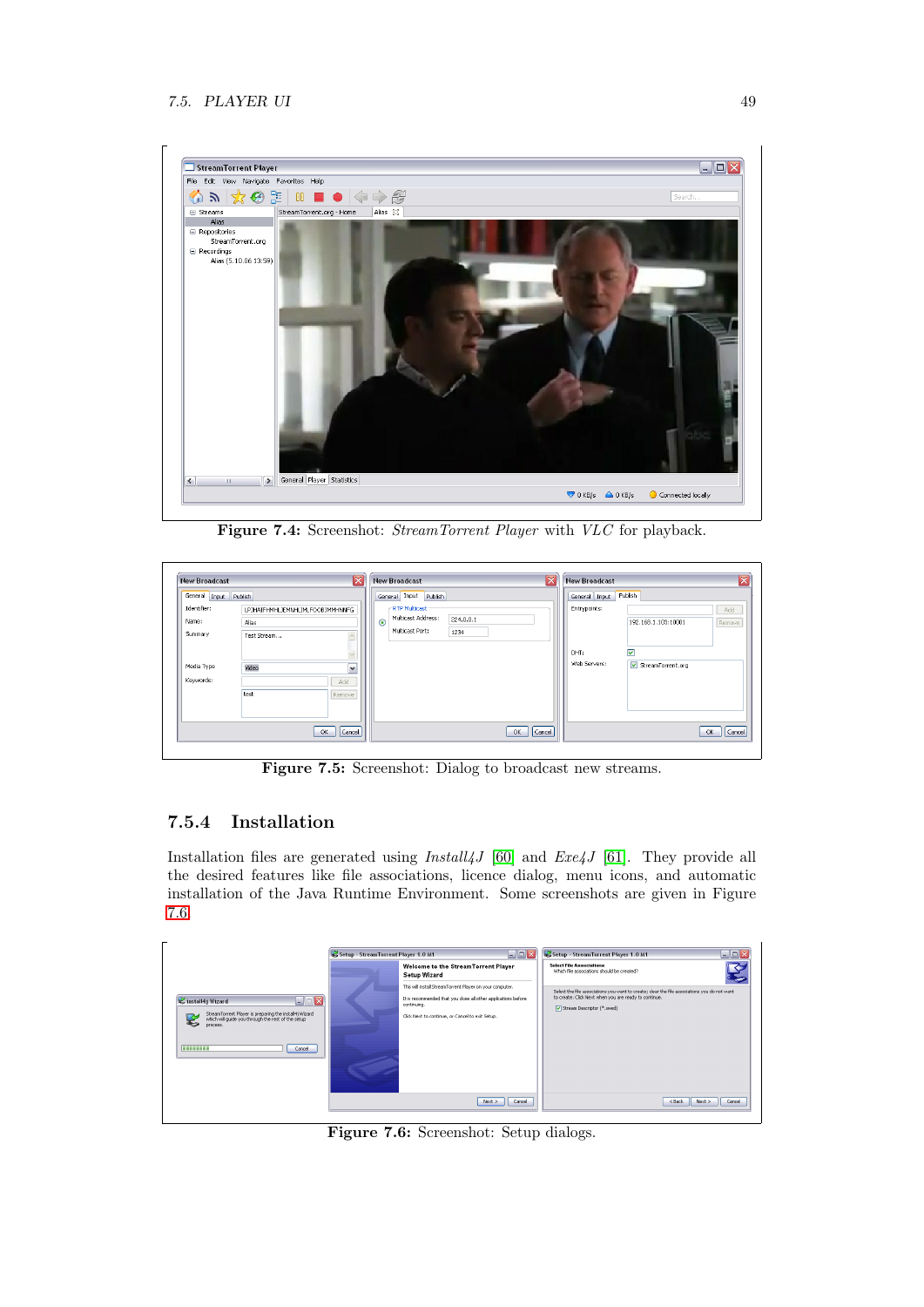Figure 7.4: Screenshot: *StreamTorrent Player* with *VLC* for playback.

Figure 7.5: Screenshot: Dialog to broadcast new streams.

### 7.5.4 Installation

Installation files are generated using *Install4J* [60] and *Exe4J* [61]. They provide all the desired features like file associations, licence dialog, menu icons, and automatic installation of the Java Runtime Environment. Some screenshots are given in Figure 7.6.

Figure 7.6: Screenshot: Setup dialogs.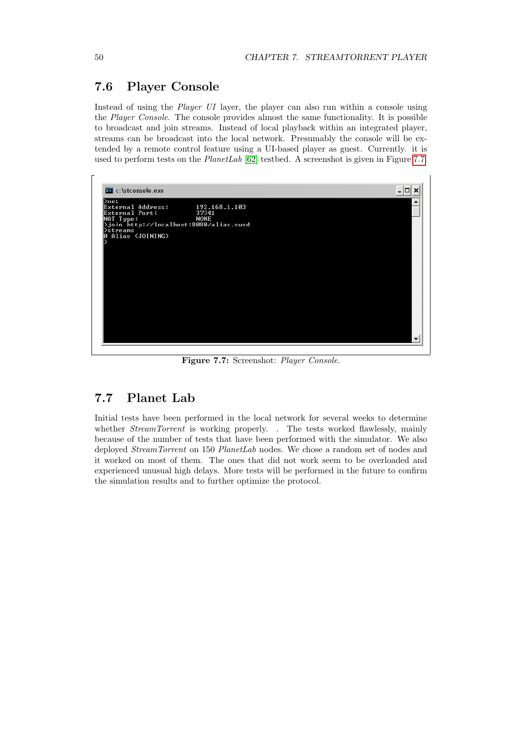## 7.6 Player Console

Instead of using the *Player UI* layer, the player can also run within a console using the *Player Console*. The console provides almost the same functionality. It is possible to broadcast and join streams. Instead of local playback within an integrated player, streams can be broadcast into the local network. Presumably the console will be extended by a remote control feature using a UI-based player as guest. Currently. it is used to perform tests on the *PlanetLab* [62] testbed. A screenshot is given in Figure 7.7.

```
c:\stconsole.exe
>net
External Address:       192.168.1.103
External Port:          37341
NAT Type:               NONE
>join http://localhost:8080/alias.swsd
>streams
0 Alias (JOINING)
>
```

**Figure 7.7:** Screenshot: *Player Console*.

## 7.7 Planet Lab

Initial tests have been performed in the local network for several weeks to determine whether *StreamTorrent* is working properly. . The tests worked flawlessly, mainly because of the number of tests that have been performed with the simulator. We also deployed *StreamTorrent* on 150 *PlanetLab* nodes. We chose a random set of nodes and it worked on most of them. The ones that did not work seem to be overloaded and experienced unusual high delays. More tests will be performed in the future to confirm the simulation results and to further optimize the protocol.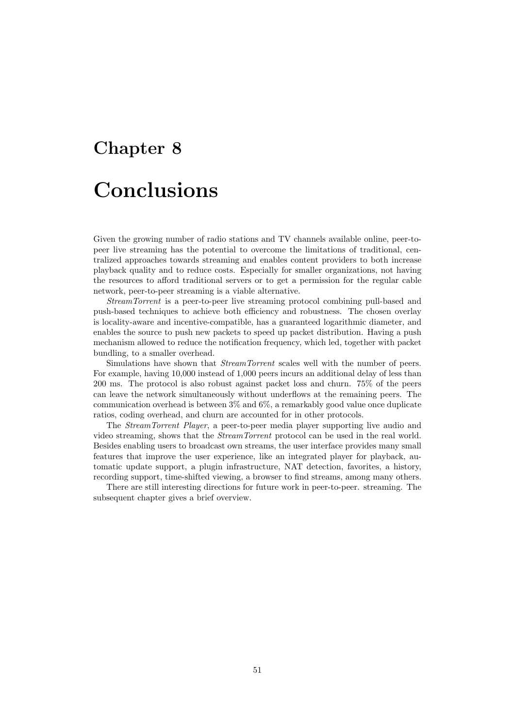# Chapter 8

# Conclusions

Given the growing number of radio stations and TV channels available online, peer-to-peer live streaming has the potential to overcome the limitations of traditional, centralized approaches towards streaming and enables content providers to both increase playback quality and to reduce costs. Especially for smaller organizations, not having the resources to afford traditional servers or to get a permission for the regular cable network, peer-to-peer streaming is a viable alternative.

*StreamTorrent* is a peer-to-peer live streaming protocol combining pull-based and push-based techniques to achieve both efficiency and robustness. The chosen overlay is locality-aware and incentive-compatible, has a guaranteed logarithmic diameter, and enables the source to push new packets to speed up packet distribution. Having a push mechanism allowed to reduce the notification frequency, which led, together with packet bundling, to a smaller overhead.

Simulations have shown that *StreamTorrent* scales well with the number of peers. For example, having 10,000 instead of 1,000 peers incurs an additional delay of less than 200 ms. The protocol is also robust against packet loss and churn. 75% of the peers can leave the network simultaneously without underflows at the remaining peers. The communication overhead is between 3% and 6%, a remarkably good value once duplicate ratios, coding overhead, and churn are accounted for in other protocols.

The *StreamTorrent Player*, a peer-to-peer media player supporting live audio and video streaming, shows that the *StreamTorrent* protocol can be used in the real world. Besides enabling users to broadcast own streams, the user interface provides many small features that improve the user experience, like an integrated player for playback, automatic update support, a plugin infrastructure, NAT detection, favorites, a history, recording support, time-shifted viewing, a browser to find streams, among many others.

There are still interesting directions for future work in peer-to-peer. streaming. The subsequent chapter gives a brief overview.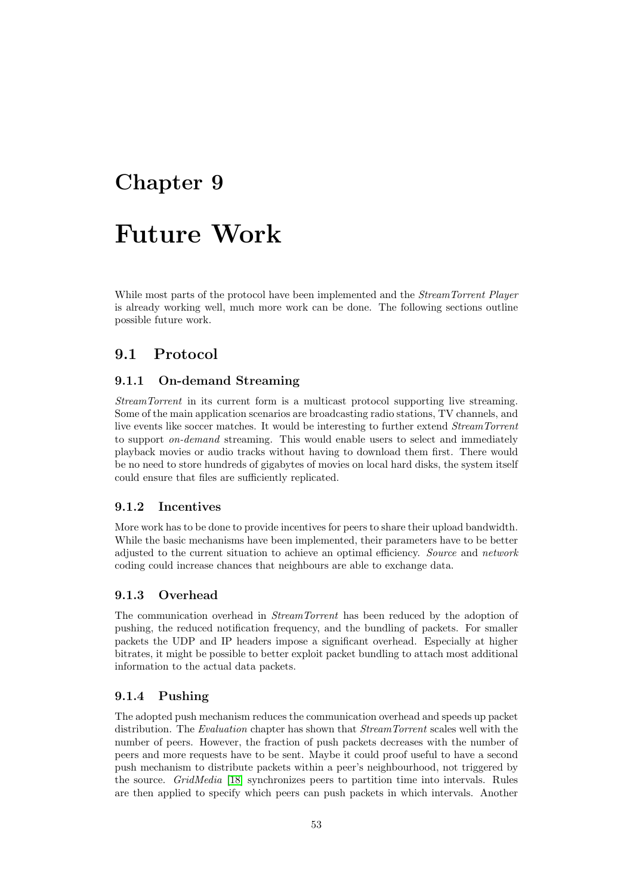# Chapter 9

# Future Work

While most parts of the protocol have been implemented and the *StreamTorrent Player* is already working well, much more work can be done. The following sections outline possible future work.

## 9.1 Protocol

### 9.1.1 On-demand Streaming

*StreamTorrent* in its current form is a multicast protocol supporting live streaming. Some of the main application scenarios are broadcasting radio stations, TV channels, and live events like soccer matches. It would be interesting to further extend *StreamTorrent* to support *on-demand* streaming. This would enable users to select and immediately playback movies or audio tracks without having to download them first. There would be no need to store hundreds of gigabytes of movies on local hard disks, the system itself could ensure that files are sufficiently replicated.

### 9.1.2 Incentives

More work has to be done to provide incentives for peers to share their upload bandwidth. While the basic mechanisms have been implemented, their parameters have to be better adjusted to the current situation to achieve an optimal efficiency. *Source* and *network* coding could increase chances that neighbours are able to exchange data.

### 9.1.3 Overhead

The communication overhead in *StreamTorrent* has been reduced by the adoption of pushing, the reduced notification frequency, and the bundling of packets. For smaller packets the UDP and IP headers impose a significant overhead. Especially at higher bitrates, it might be possible to better exploit packet bundling to attach most additional information to the actual data packets.

### 9.1.4 Pushing

The adopted push mechanism reduces the communication overhead and speeds up packet distribution. The *Evaluation* chapter has shown that *StreamTorrent* scales well with the number of peers. However, the fraction of push packets decreases with the number of peers and more requests have to be sent. Maybe it could proof useful to have a second push mechanism to distribute packets within a peer's neighbourhood, not triggered by the source. *GridMedia* [18] synchronizes peers to partition time into intervals. Rules are then applied to specify which peers can push packets in which intervals. Another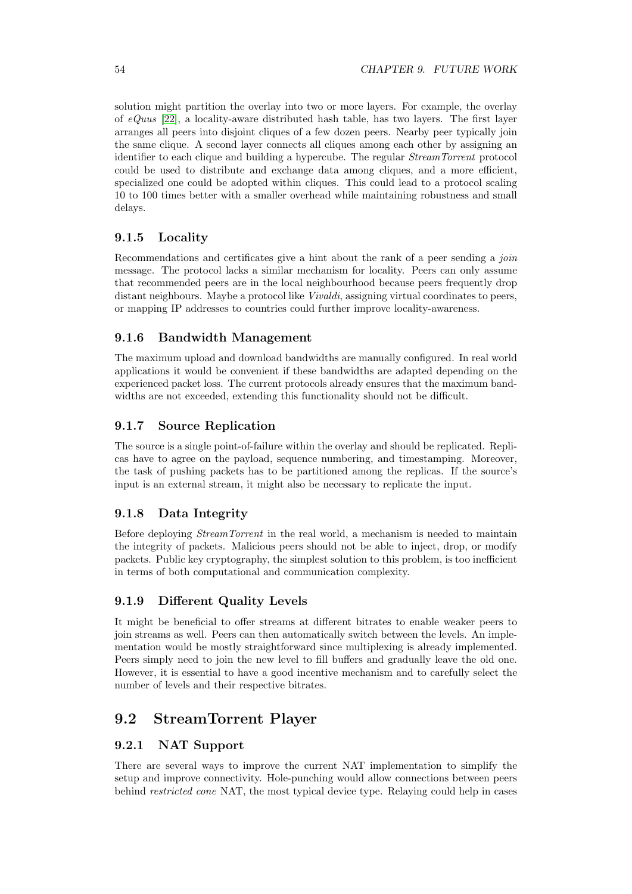solution might partition the overlay into two or more layers. For example, the overlay of *eQuus* [22], a locality-aware distributed hash table, has two layers. The first layer arranges all peers into disjoint cliques of a few dozen peers. Nearby peer typically join the same clique. A second layer connects all cliques among each other by assigning an identifier to each clique and building a hypercube. The regular *StreamTorrent* protocol could be used to distribute and exchange data among cliques, and a more efficient, specialized one could be adopted within cliques. This could lead to a protocol scaling 10 to 100 times better with a smaller overhead while maintaining robustness and small delays.

### 9.1.5 Locality

Recommendations and certificates give a hint about the rank of a peer sending a *join* message. The protocol lacks a similar mechanism for locality. Peers can only assume that recommended peers are in the local neighbourhood because peers frequently drop distant neighbours. Maybe a protocol like *Vivaldi*, assigning virtual coordinates to peers, or mapping IP addresses to countries could further improve locality-awareness.

### 9.1.6 Bandwidth Management

The maximum upload and download bandwidths are manually configured. In real world applications it would be convenient if these bandwidths are adapted depending on the experienced packet loss. The current protocols already ensures that the maximum bandwidths are not exceeded, extending this functionality should not be difficult.

### 9.1.7 Source Replication

The source is a single point-of-failure within the overlay and should be replicated. Replicas have to agree on the payload, sequence numbering, and timestamping. Moreover, the task of pushing packets has to be partitioned among the replicas. If the source's input is an external stream, it might also be necessary to replicate the input.

### 9.1.8 Data Integrity

Before deploying *StreamTorrent* in the real world, a mechanism is needed to maintain the integrity of packets. Malicious peers should not be able to inject, drop, or modify packets. Public key cryptography, the simplest solution to this problem, is too inefficient in terms of both computational and communication complexity.

### 9.1.9 Different Quality Levels

It might be beneficial to offer streams at different bitrates to enable weaker peers to join streams as well. Peers can then automatically switch between the levels. An implementation would be mostly straightforward since multiplexing is already implemented. Peers simply need to join the new level to fill buffers and gradually leave the old one. However, it is essential to have a good incentive mechanism and to carefully select the number of levels and their respective bitrates.

## 9.2 StreamTorrent Player

### 9.2.1 NAT Support

There are several ways to improve the current NAT implementation to simplify the setup and improve connectivity. Hole-punching would allow connections between peers behind *restricted cone* NAT, the most typical device type. Relaying could help in cases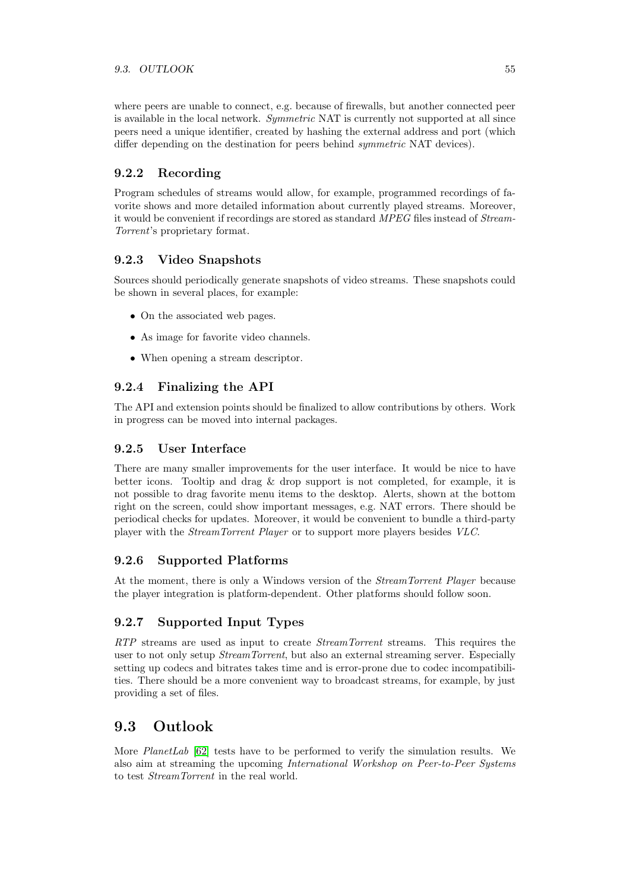where peers are unable to connect, e.g. because of firewalls, but another connected peer is available in the local network. *Symmetric* NAT is currently not supported at all since peers need a unique identifier, created by hashing the external address and port (which differ depending on the destination for peers behind *symmetric* NAT devices).

### 9.2.2 Recording

Program schedules of streams would allow, for example, programmed recordings of favorite shows and more detailed information about currently played streams. Moreover, it would be convenient if recordings are stored as standard *MPEG* files instead of *StreamTorrent*'s proprietary format.

### 9.2.3 Video Snapshots

Sources should periodically generate snapshots of video streams. These snapshots could be shown in several places, for example:

- On the associated web pages.
- As image for favorite video channels.
- When opening a stream descriptor.

### 9.2.4 Finalizing the API

The API and extension points should be finalized to allow contributions by others. Work in progress can be moved into internal packages.

### 9.2.5 User Interface

There are many smaller improvements for the user interface. It would be nice to have better icons. Tooltip and drag & drop support is not completed, for example, it is not possible to drag favorite menu items to the desktop. Alerts, shown at the bottom right on the screen, could show important messages, e.g. NAT errors. There should be periodical checks for updates. Moreover, it would be convenient to bundle a third-party player with the *StreamTorrent Player* or to support more players besides *VLC*.

### 9.2.6 Supported Platforms

At the moment, there is only a Windows version of the *StreamTorrent Player* because the player integration is platform-dependent. Other platforms should follow soon.

### 9.2.7 Supported Input Types

*RTP* streams are used as input to create *StreamTorrent* streams. This requires the user to not only setup *StreamTorrent*, but also an external streaming server. Especially setting up codecs and bitrates takes time and is error-prone due to codec incompatibilities. There should be a more convenient way to broadcast streams, for example, by just providing a set of files.

## 9.3 Outlook

More *PlanetLab* [62] tests have to be performed to verify the simulation results. We also aim at streaming the upcoming *International Workshop on Peer-to-Peer Systems* to test *StreamTorrent* in the real world.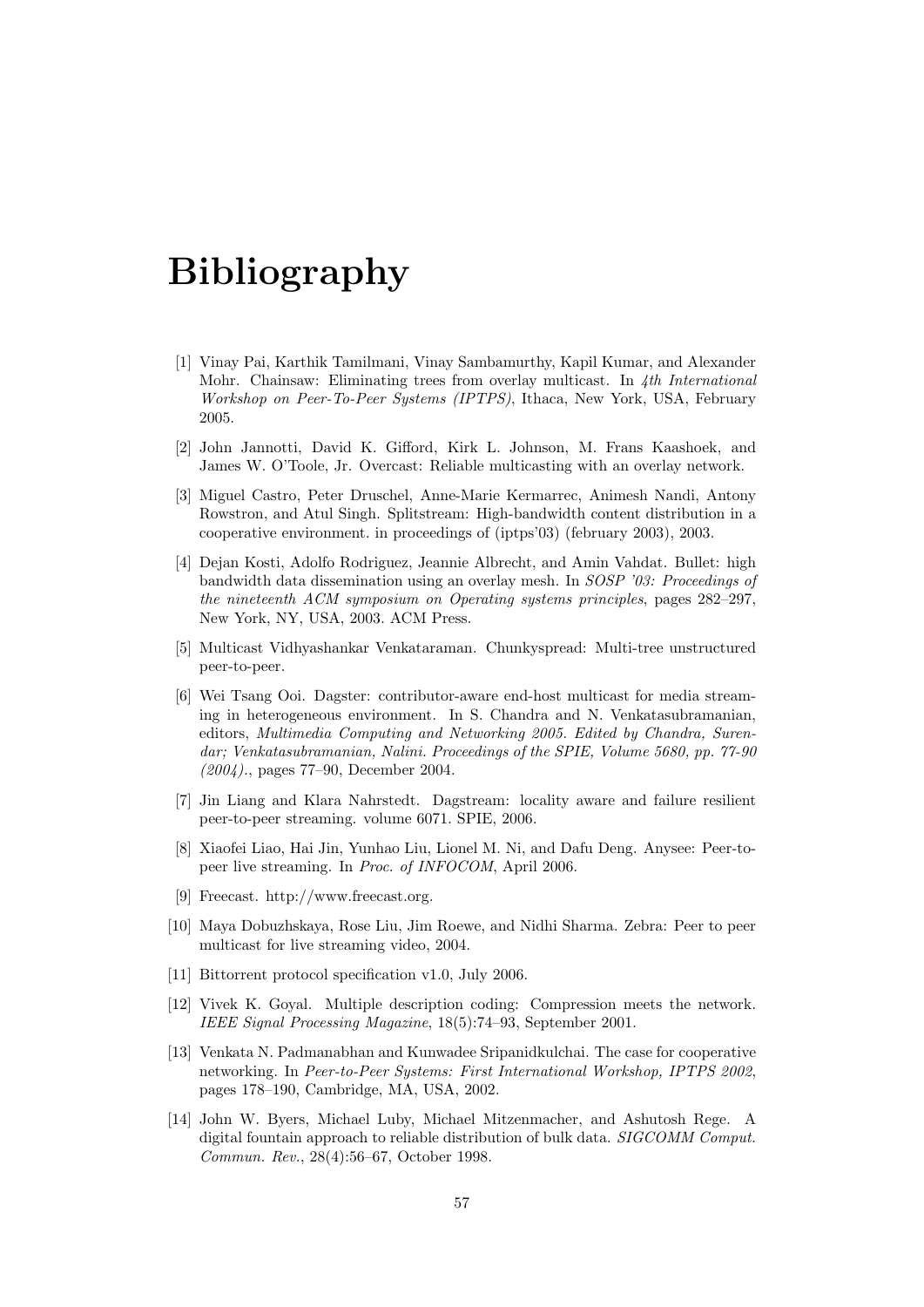# Bibliography

[1] Vinay Pai, Karthik Tamilmani, Vinay Sambamurthy, Kapil Kumar, and Alexander Mohr. Chainsaw: Eliminating trees from overlay multicast. In *4th International Workshop on Peer-To-Peer Systems (IPTPS)*, Ithaca, New York, USA, February 2005.

[2] John Jannotti, David K. Gifford, Kirk L. Johnson, M. Frans Kaashoek, and James W. O'Toole, Jr. Overcast: Reliable multicasting with an overlay network.

[3] Miguel Castro, Peter Druschel, Anne-Marie Kermarrec, Animesh Nandi, Antony Rowstron, and Atul Singh. Splitstream: High-bandwidth content distribution in a cooperative environment. in proceedings of (iptps'03) (february 2003), 2003.

[4] Dejan Kosti, Adolfo Rodriguez, Jeannie Albrecht, and Amin Vahdat. Bullet: high bandwidth data dissemination using an overlay mesh. In *SOSP '03: Proceedings of the nineteenth ACM symposium on Operating systems principles*, pages 282–297, New York, NY, USA, 2003. ACM Press.

[5] Multicast Vidhyashankar Venkataraman. Chunkyspread: Multi-tree unstructured peer-to-peer.

[6] Wei Tsang Ooi. Dagster: contributor-aware end-host multicast for media streaming in heterogeneous environment. In S. Chandra and N. Venkatasubramanian, editors, *Multimedia Computing and Networking 2005. Edited by Chandra, Surendar; Venkatasubramanian, Nalini. Proceedings of the SPIE, Volume 5680, pp. 77-90 (2004).*, pages 77–90, December 2004.

[7] Jin Liang and Klara Nahrstedt. Dagstream: locality aware and failure resilient peer-to-peer streaming. volume 6071. SPIE, 2006.

[8] Xiaofei Liao, Hai Jin, Yunhao Liu, Lionel M. Ni, and Dafu Deng. Anysee: Peer-to-peer live streaming. In *Proc. of INFOCOM*, April 2006.

[9] Freecast. http://www.freecast.org.

[10] Maya Dobuzhskaya, Rose Liu, Jim Roewe, and Nidhi Sharma. Zebra: Peer to peer multicast for live streaming video, 2004.

[11] Bittorrent protocol specification v1.0, July 2006.

[12] Vivek K. Goyal. Multiple description coding: Compression meets the network. *IEEE Signal Processing Magazine*, 18(5):74–93, September 2001.

[13] Venkata N. Padmanabhan and Kunwadee Sripanidkulchai. The case for cooperative networking. In *Peer-to-Peer Systems: First International Workshop, IPTPS 2002*, pages 178–190, Cambridge, MA, USA, 2002.

[14] John W. Byers, Michael Luby, Michael Mitzenmacher, and Ashutosh Rege. A digital fountain approach to reliable distribution of bulk data. *SIGCOMM Comput. Commun. Rev.*, 28(4):56–67, October 1998.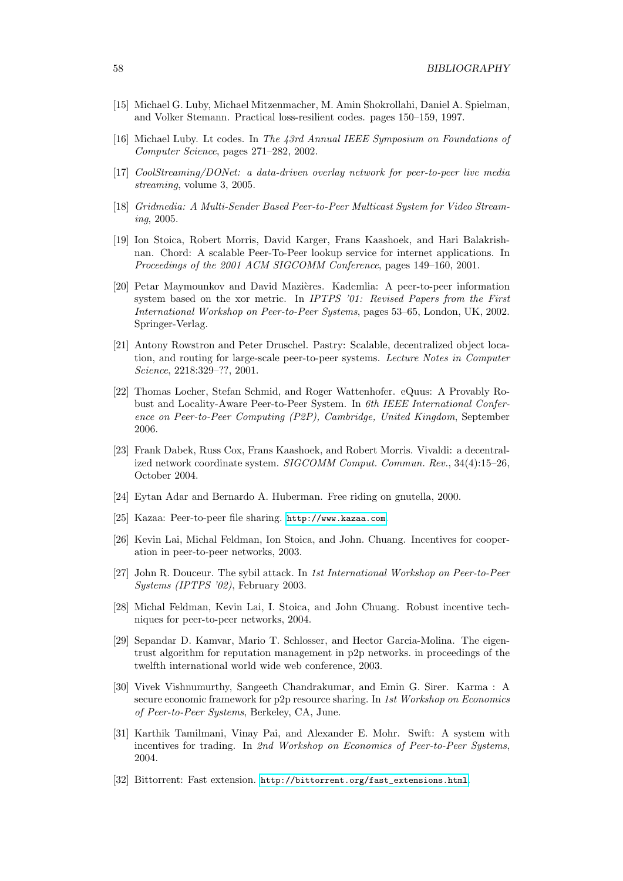[15] Michael G. Luby, Michael Mitzenmacher, M. Amin Shokrollahi, Daniel A. Spielman, and Volker Stemann. Practical loss-resilient codes. pages 150–159, 1997.

[16] Michael Luby. Lt codes. In *The 43rd Annual IEEE Symposium on Foundations of Computer Science*, pages 271–282, 2002.

[17] *CoolStreaming/DONet: a data-driven overlay network for peer-to-peer live media streaming*, volume 3, 2005.

[18] *Gridmedia: A Multi-Sender Based Peer-to-Peer Multicast System for Video Streaming*, 2005.

[19] Ion Stoica, Robert Morris, David Karger, Frans Kaashoek, and Hari Balakrishnan. Chord: A scalable Peer-To-Peer lookup service for internet applications. In *Proceedings of the 2001 ACM SIGCOMM Conference*, pages 149–160, 2001.

[20] Petar Maymounkov and David Mazières. Kademlia: A peer-to-peer information system based on the xor metric. In *IPTPS '01: Revised Papers from the First International Workshop on Peer-to-Peer Systems*, pages 53–65, London, UK, 2002. Springer-Verlag.

[21] Antony Rowstron and Peter Druschel. Pastry: Scalable, decentralized object location, and routing for large-scale peer-to-peer systems. *Lecture Notes in Computer Science*, 2218:329–??, 2001.

[22] Thomas Locher, Stefan Schmid, and Roger Wattenhofer. eQuus: A Provably Robust and Locality-Aware Peer-to-Peer System. In *6th IEEE International Conference on Peer-to-Peer Computing (P2P), Cambridge, United Kingdom*, September 2006.

[23] Frank Dabek, Russ Cox, Frans Kaashoek, and Robert Morris. Vivaldi: a decentralized network coordinate system. *SIGCOMM Comput. Commun. Rev.*, 34(4):15–26, October 2004.

[24] Eytan Adar and Bernardo A. Huberman. Free riding on gnutella, 2000.

[25] Kazaa: Peer-to-peer file sharing. http://www.kazaa.com.

[26] Kevin Lai, Michal Feldman, Ion Stoica, and John. Chuang. Incentives for cooperation in peer-to-peer networks, 2003.

[27] John R. Douceur. The sybil attack. In *1st International Workshop on Peer-to-Peer Systems (IPTPS '02)*, February 2003.

[28] Michal Feldman, Kevin Lai, I. Stoica, and John Chuang. Robust incentive techniques for peer-to-peer networks, 2004.

[29] Sepandar D. Kamvar, Mario T. Schlosser, and Hector Garcia-Molina. The eigentrust algorithm for reputation management in p2p networks. in proceedings of the twelfth international world wide web conference, 2003.

[30] Vivek Vishnumurthy, Sangeeth Chandrakumar, and Emin G. Sirer. Karma : A secure economic framework for p2p resource sharing. In *1st Workshop on Economics of Peer-to-Peer Systems*, Berkeley, CA, June.

[31] Karthik Tamilmani, Vinay Pai, and Alexander E. Mohr. Swift: A system with incentives for trading. In *2nd Workshop on Economics of Peer-to-Peer Systems*, 2004.

[32] Bittorrent: Fast extension. http://bittorrent.org/fast_extensions.html.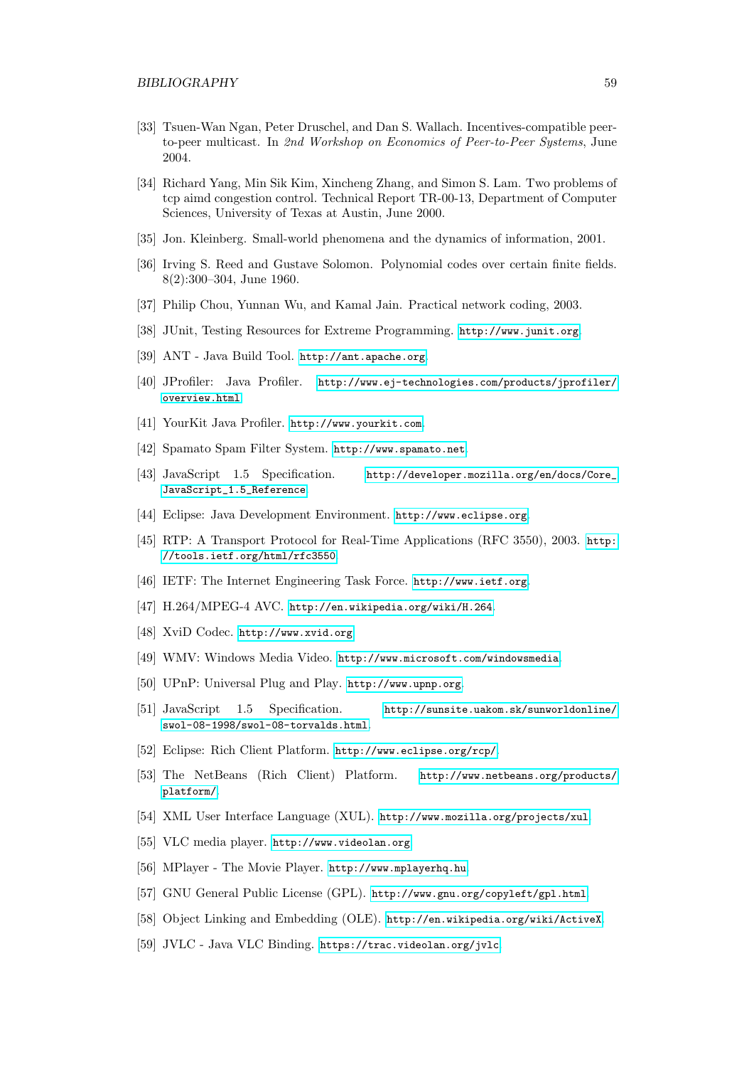[33] Tsuen-Wan Ngan, Peter Druschel, and Dan S. Wallach. Incentives-compatible peer-to-peer multicast. In *2nd Workshop on Economics of Peer-to-Peer Systems*, June 2004.

[34] Richard Yang, Min Sik Kim, Xincheng Zhang, and Simon S. Lam. Two problems of tcp aimd congestion control. Technical Report TR-00-13, Department of Computer Sciences, University of Texas at Austin, June 2000.

[35] Jon. Kleinberg. Small-world phenomena and the dynamics of information, 2001.

[36] Irving S. Reed and Gustave Solomon. Polynomial codes over certain finite fields. 8(2):300–304, June 1960.

[37] Philip Chou, Yunnan Wu, and Kamal Jain. Practical network coding, 2003.

[38] JUnit, Testing Resources for Extreme Programming. http://www.junit.org.

[39] ANT - Java Build Tool. http://ant.apache.org.

[40] JProfiler: Java Profiler. http://www.ej-technologies.com/products/jprofiler/overview.html.

[41] YourKit Java Profiler. http://www.yourkit.com.

[42] Spamato Spam Filter System. http://www.spamato.net.

[43] JavaScript 1.5 Specification. http://developer.mozilla.org/en/docs/Core_JavaScript_1.5_Reference.

[44] Eclipse: Java Development Environment. http://www.eclipse.org.

[45] RTP: A Transport Protocol for Real-Time Applications (RFC 3550), 2003. http://tools.ietf.org/html/rfc3550.

[46] IETF: The Internet Engineering Task Force. http://www.ietf.org.

[47] H.264/MPEG-4 AVC. http://en.wikipedia.org/wiki/H.264.

[48] XviD Codec. http://www.xvid.org.

[49] WMV: Windows Media Video. http://www.microsoft.com/windowsmedia.

[50] UPnP: Universal Plug and Play. http://www.upnp.org.

[51] JavaScript 1.5 Specification. http://sunsite.uakom.sk/sunworldonline/swol-08-1998/swol-08-torvalds.html.

[52] Eclipse: Rich Client Platform. http://www.eclipse.org/rcp/.

[53] The NetBeans (Rich Client) Platform. http://www.netbeans.org/products/platform/.

[54] XML User Interface Language (XUL). http://www.mozilla.org/projects/xul.

[55] VLC media player. http://www.videolan.org.

[56] MPlayer - The Movie Player. http://www.mplayerhq.hu.

[57] GNU General Public License (GPL). http://www.gnu.org/copyleft/gpl.html.

[58] Object Linking and Embedding (OLE). http://en.wikipedia.org/wiki/ActiveX.

[59] JVLC - Java VLC Binding. https://trac.videolan.org/jvlc.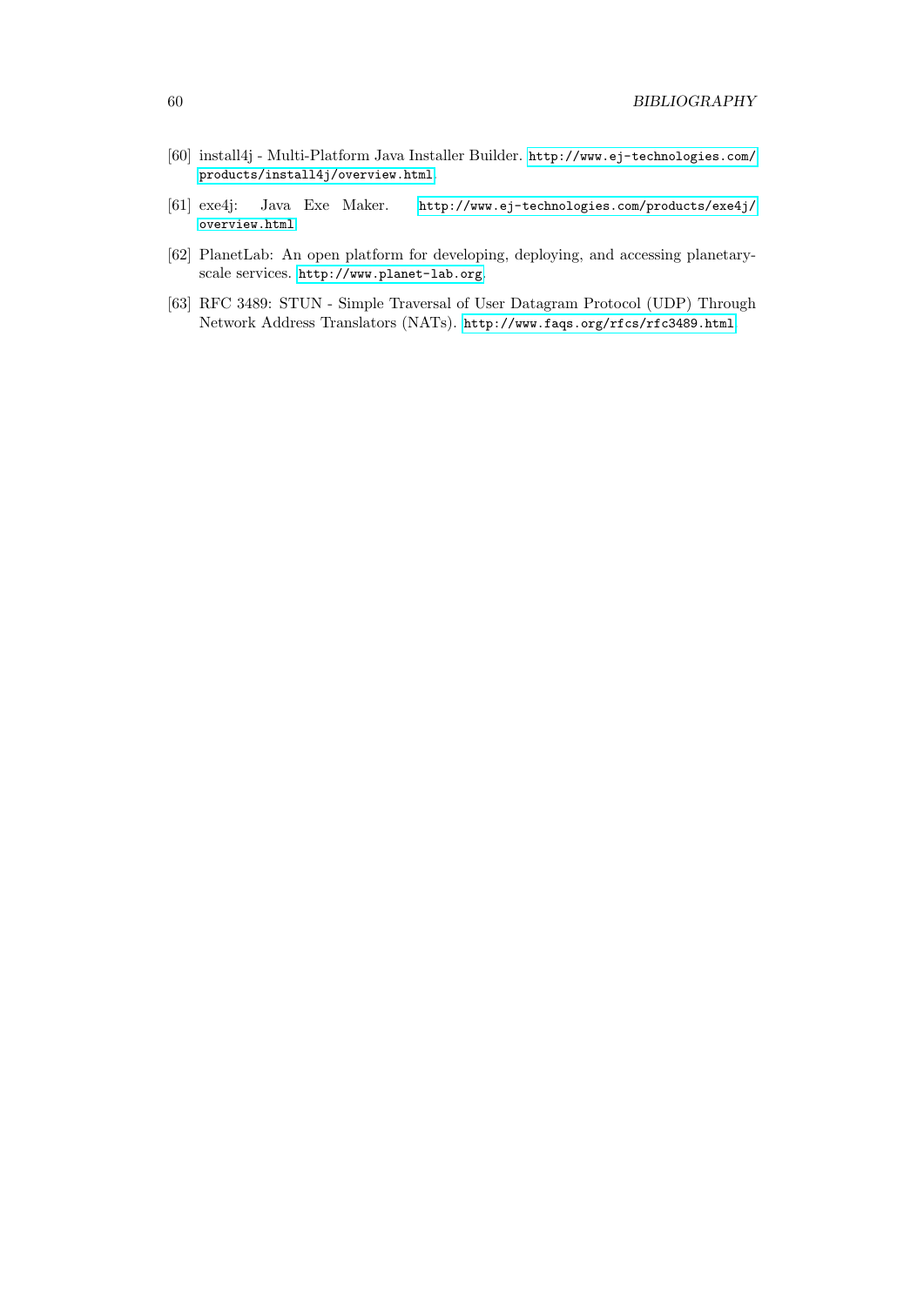[60] install4j - Multi-Platform Java Installer Builder. http://www.ej-technologies.com/products/install4j/overview.html.

[61] exe4j: Java Exe Maker. http://www.ej-technologies.com/products/exe4j/overview.html.

[62] PlanetLab: An open platform for developing, deploying, and accessing planetary-scale services. http://www.planet-lab.org.

[63] RFC 3489: STUN - Simple Traversal of User Datagram Protocol (UDP) Through Network Address Translators (NATs). http://www.faqs.org/rfcs/rfc3489.html.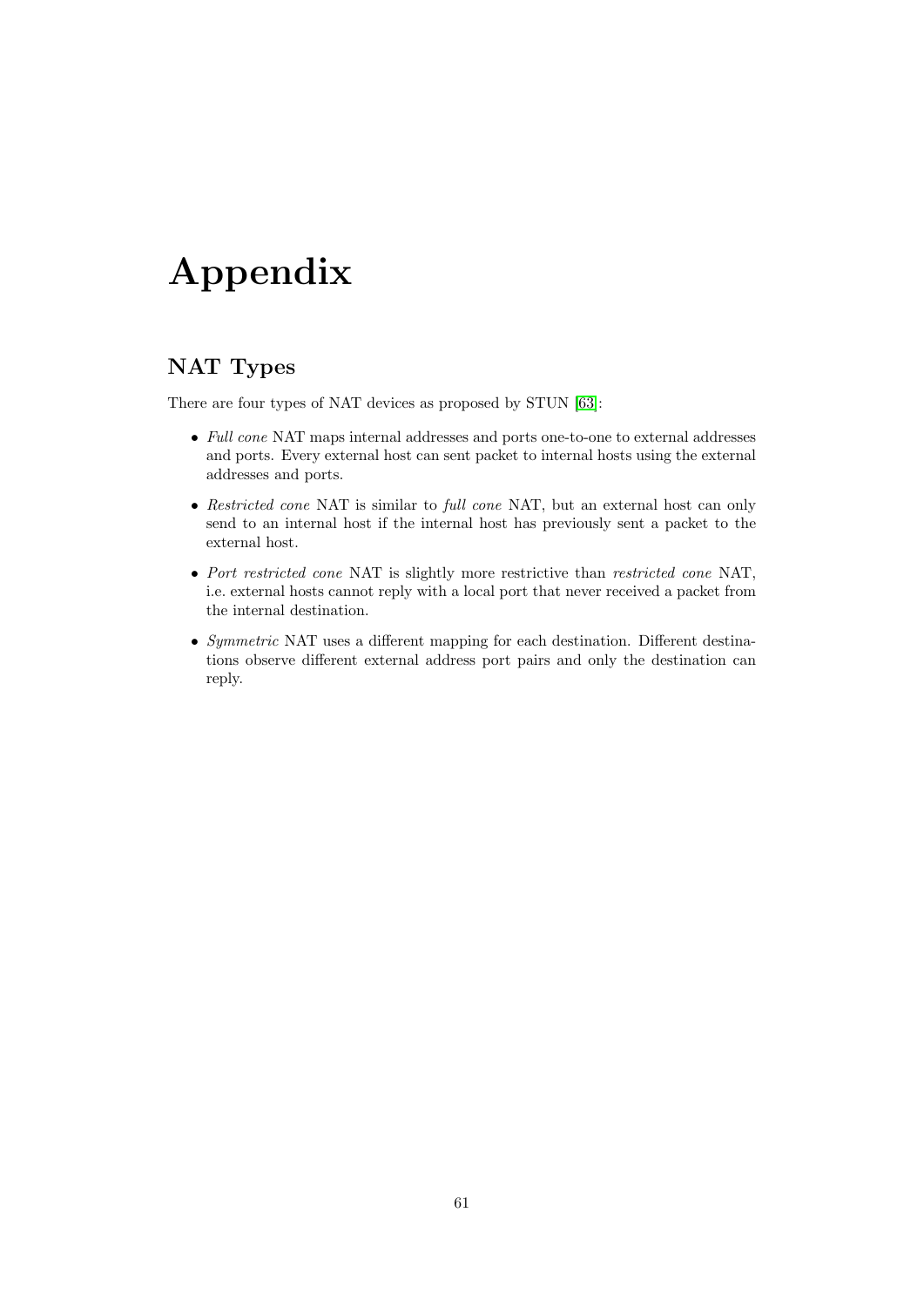# Appendix

## NAT Types

There are four types of NAT devices as proposed by STUN [63]:

- *Full cone* NAT maps internal addresses and ports one-to-one to external addresses and ports. Every external host can sent packet to internal hosts using the external addresses and ports.
- *Restricted cone* NAT is similar to *full cone* NAT, but an external host can only send to an internal host if the internal host has previously sent a packet to the external host.
- *Port restricted cone* NAT is slightly more restrictive than *restricted cone* NAT, i.e. external hosts cannot reply with a local port that never received a packet from the internal destination.
- *Symmetric* NAT uses a different mapping for each destination. Different destinations observe different external address port pairs and only the destination can reply.